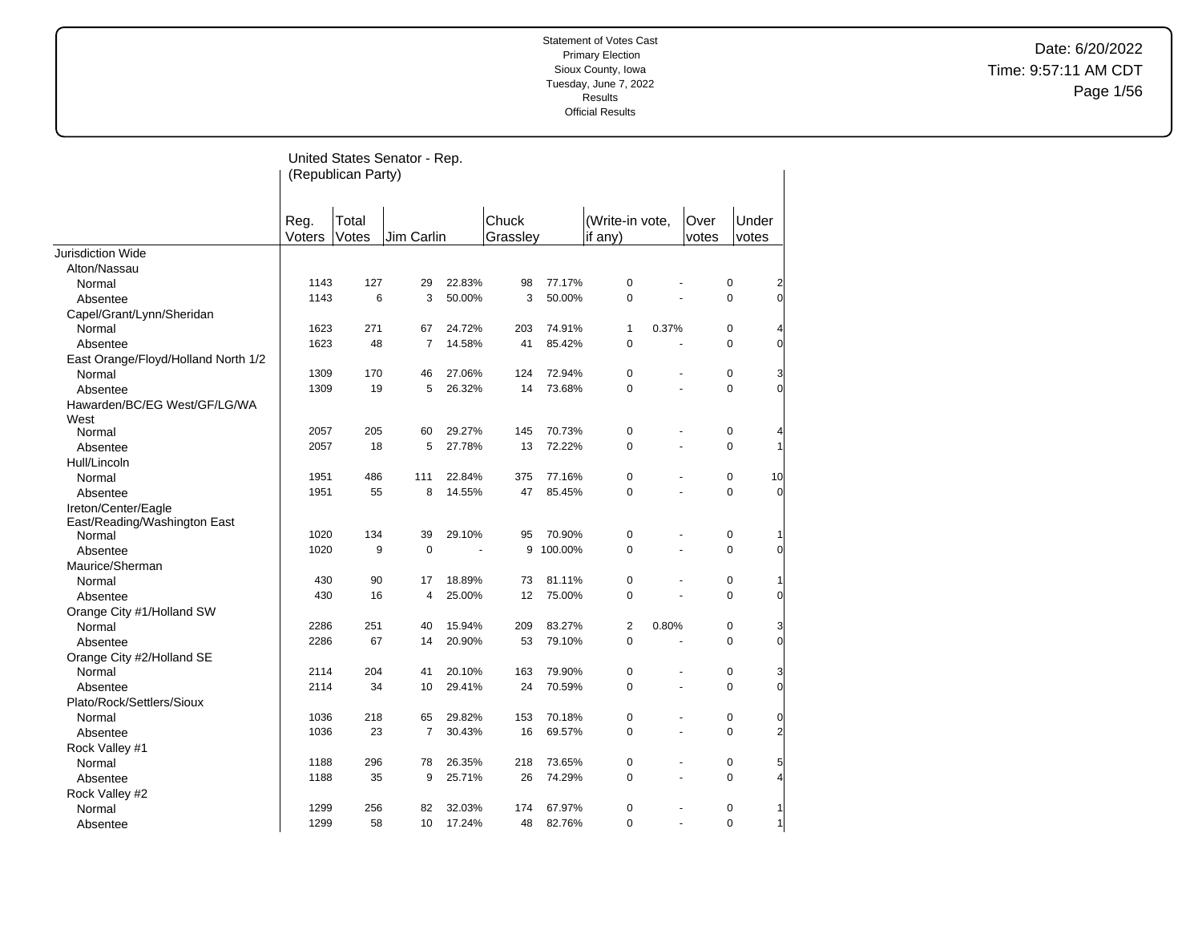Statement of Votes Cast
Primary Election
Sioux County, Iowa
Tuesday, June 7, 2022
Results
Official Results

Date: 6/20/2022
Time: 9:57:11 AM CDT

## United States Senator - Rep. (Republican Party)

| | Reg. Voters | Total Votes | Jim Carlin | | Chuck Grassley | | (Write-in vote, if any) | | Over votes | Under votes |
|---|---|---|---|---|---|---|---|---|---|---|
| **Jurisdiction Wide** | | | | | | | | | | |
| Alton/Nassau | | | | | | | | | | |
| Normal | 1143 | 127 | 29 | 22.83% | 98 | 77.17% | 0 | - | 0 | 2 |
| Absentee | 1143 | 6 | 3 | 50.00% | 3 | 50.00% | 0 | - | 0 | 0 |
| Capel/Grant/Lynn/Sheridan | | | | | | | | | | |
| Normal | 1623 | 271 | 67 | 24.72% | 203 | 74.91% | 1 | 0.37% | 0 | 4 |
| Absentee | 1623 | 48 | 7 | 14.58% | 41 | 85.42% | 0 | - | 0 | 0 |
| East Orange/Floyd/Holland North 1/2 | | | | | | | | | | |
| Normal | 1309 | 170 | 46 | 27.06% | 124 | 72.94% | 0 | - | 0 | 3 |
| Absentee | 1309 | 19 | 5 | 26.32% | 14 | 73.68% | 0 | - | 0 | 0 |
| Hawarden/BC/EG West/GF/LG/WA West | | | | | | | | | | |
| Normal | 2057 | 205 | 60 | 29.27% | 145 | 70.73% | 0 | - | 0 | 4 |
| Absentee | 2057 | 18 | 5 | 27.78% | 13 | 72.22% | 0 | - | 0 | 1 |
| Hull/Lincoln | | | | | | | | | | |
| Normal | 1951 | 486 | 111 | 22.84% | 375 | 77.16% | 0 | - | 0 | 10 |
| Absentee | 1951 | 55 | 8 | 14.55% | 47 | 85.45% | 0 | - | 0 | 0 |
| Ireton/Center/Eagle East/Reading/Washington East | | | | | | | | | | |
| Normal | 1020 | 134 | 39 | 29.10% | 95 | 70.90% | 0 | - | 0 | 1 |
| Absentee | 1020 | 9 | 0 | - | 9 | 100.00% | 0 | - | 0 | 0 |
| Maurice/Sherman | | | | | | | | | | |
| Normal | 430 | 90 | 17 | 18.89% | 73 | 81.11% | 0 | - | 0 | 1 |
| Absentee | 430 | 16 | 4 | 25.00% | 12 | 75.00% | 0 | - | 0 | 0 |
| Orange City #1/Holland SW | | | | | | | | | | |
| Normal | 2286 | 251 | 40 | 15.94% | 209 | 83.27% | 2 | 0.80% | 0 | 3 |
| Absentee | 2286 | 67 | 14 | 20.90% | 53 | 79.10% | 0 | - | 0 | 0 |
| Orange City #2/Holland SE | | | | | | | | | | |
| Normal | 2114 | 204 | 41 | 20.10% | 163 | 79.90% | 0 | - | 0 | 3 |
| Absentee | 2114 | 34 | 10 | 29.41% | 24 | 70.59% | 0 | - | 0 | 0 |
| Plato/Rock/Settlers/Sioux | | | | | | | | | | |
| Normal | 1036 | 218 | 65 | 29.82% | 153 | 70.18% | 0 | - | 0 | 0 |
| Absentee | 1036 | 23 | 7 | 30.43% | 16 | 69.57% | 0 | - | 0 | 2 |
| Rock Valley #1 | | | | | | | | | | |
| Normal | 1188 | 296 | 78 | 26.35% | 218 | 73.65% | 0 | - | 0 | 5 |
| Absentee | 1188 | 35 | 9 | 25.71% | 26 | 74.29% | 0 | - | 0 | 4 |
| Rock Valley #2 | | | | | | | | | | |
| Normal | 1299 | 256 | 82 | 32.03% | 174 | 67.97% | 0 | - | 0 | 1 |
| Absentee | 1299 | 58 | 10 | 17.24% | 48 | 82.76% | 0 | - | 0 | 1 |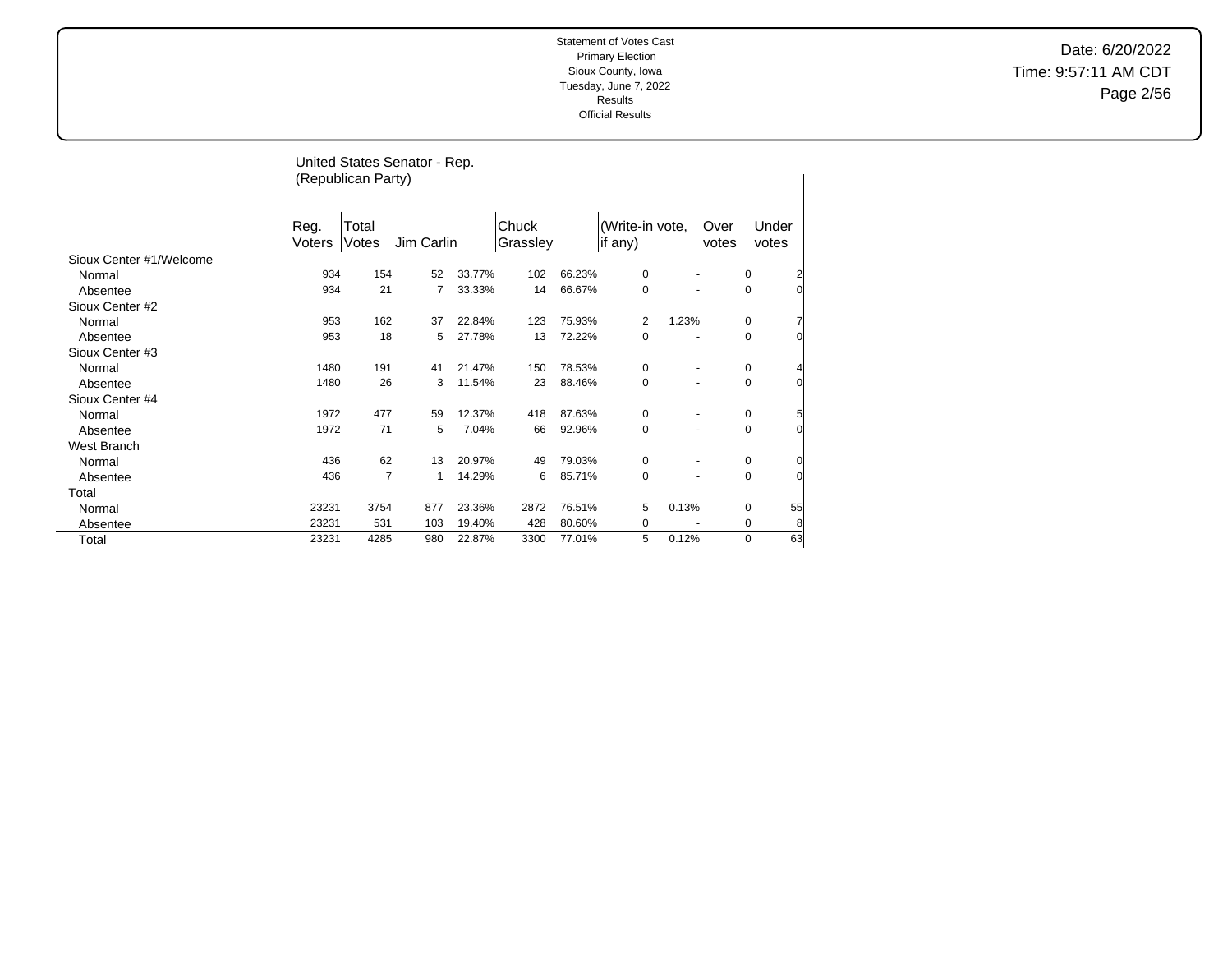Statement of Votes Cast
Primary Election
Sioux County, Iowa
Tuesday, June 7, 2022
Results
Official Results

Date: 6/20/2022
Time: 9:57:11 AM CDT

## United States Senator - Rep. (Republican Party)

| | Reg. Voters | Total Votes | Jim Carlin | | Chuck Grassley | | (Write-in vote, if any) | | Over votes | Under votes |
|---|---|---|---|---|---|---|---|---|---|---|
| **Sioux Center #1/Welcome** | | | | | | | | | | |
| Normal | 934 | 154 | 52 | 33.77% | 102 | 66.23% | 0 | - | 0 | 2 |
| Absentee | 934 | 21 | 7 | 33.33% | 14 | 66.67% | 0 | - | 0 | 0 |
| **Sioux Center #2** | | | | | | | | | | |
| Normal | 953 | 162 | 37 | 22.84% | 123 | 75.93% | 2 | 1.23% | 0 | 7 |
| Absentee | 953 | 18 | 5 | 27.78% | 13 | 72.22% | 0 | - | 0 | 0 |
| **Sioux Center #3** | | | | | | | | | | |
| Normal | 1480 | 191 | 41 | 21.47% | 150 | 78.53% | 0 | - | 0 | 4 |
| Absentee | 1480 | 26 | 3 | 11.54% | 23 | 88.46% | 0 | - | 0 | 0 |
| **Sioux Center #4** | | | | | | | | | | |
| Normal | 1972 | 477 | 59 | 12.37% | 418 | 87.63% | 0 | - | 0 | 5 |
| Absentee | 1972 | 71 | 5 | 7.04% | 66 | 92.96% | 0 | - | 0 | 0 |
| **West Branch** | | | | | | | | | | |
| Normal | 436 | 62 | 13 | 20.97% | 49 | 79.03% | 0 | - | 0 | 0 |
| Absentee | 436 | 7 | 1 | 14.29% | 6 | 85.71% | 0 | - | 0 | 0 |
| **Total** | | | | | | | | | | |
| Normal | 23231 | 3754 | 877 | 23.36% | 2872 | 76.51% | 5 | 0.13% | 0 | 55 |
| Absentee | 23231 | 531 | 103 | 19.40% | 428 | 80.60% | 0 | - | 0 | 8 |
| Total | 23231 | 4285 | 980 | 22.87% | 3300 | 77.01% | 5 | 0.12% | 0 | 63 |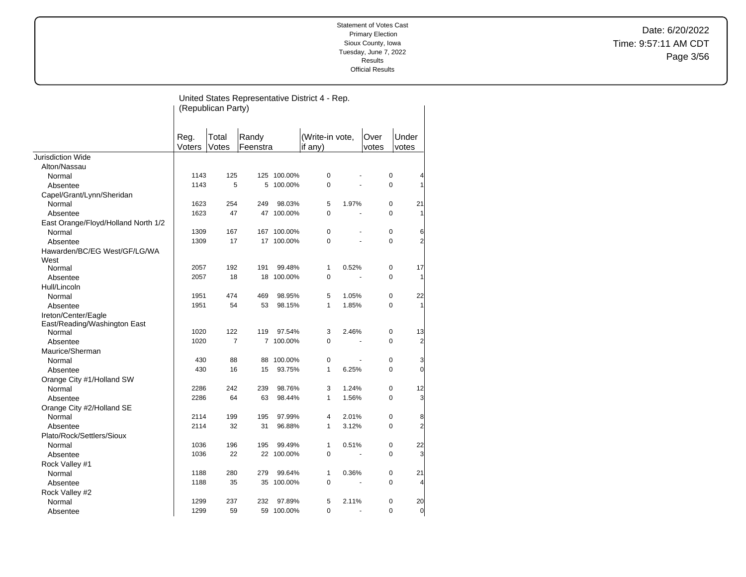Statement of Votes Cast
Primary Election
Sioux County, Iowa
Tuesday, June 7, 2022
Results
Official Results

Date: 6/20/2022
Time: 9:57:11 AM CDT

## United States Representative District 4 - Rep. (Republican Party)

| | Reg. Voters | Total Votes | Randy Feenstra | | (Write-in vote, if any) | | Over votes | Under votes |
|---|---|---|---|---|---|---|---|---|
| **Jurisdiction Wide** | | | | | | | | |
| Alton/Nassau | | | | | | | | |
| Normal | 1143 | 125 | 125 | 100.00% | 0 | - | 0 | 4 |
| Absentee | 1143 | 5 | 5 | 100.00% | 0 | - | 0 | 1 |
| Capel/Grant/Lynn/Sheridan | | | | | | | | |
| Normal | 1623 | 254 | 249 | 98.03% | 5 | 1.97% | 0 | 21 |
| Absentee | 1623 | 47 | 47 | 100.00% | 0 | - | 0 | 1 |
| East Orange/Floyd/Holland North 1/2 | | | | | | | | |
| Normal | 1309 | 167 | 167 | 100.00% | 0 | - | 0 | 6 |
| Absentee | 1309 | 17 | 17 | 100.00% | 0 | - | 0 | 2 |
| Hawarden/BC/EG West/GF/LG/WA West | | | | | | | | |
| Normal | 2057 | 192 | 191 | 99.48% | 1 | 0.52% | 0 | 17 |
| Absentee | 2057 | 18 | 18 | 100.00% | 0 | - | 0 | 1 |
| Hull/Lincoln | | | | | | | | |
| Normal | 1951 | 474 | 469 | 98.95% | 5 | 1.05% | 0 | 22 |
| Absentee | 1951 | 54 | 53 | 98.15% | 1 | 1.85% | 0 | 1 |
| Ireton/Center/Eagle East/Reading/Washington East | | | | | | | | |
| Normal | 1020 | 122 | 119 | 97.54% | 3 | 2.46% | 0 | 13 |
| Absentee | 1020 | 7 | 7 | 100.00% | 0 | - | 0 | 2 |
| Maurice/Sherman | | | | | | | | |
| Normal | 430 | 88 | 88 | 100.00% | 0 | - | 0 | 3 |
| Absentee | 430 | 16 | 15 | 93.75% | 1 | 6.25% | 0 | 0 |
| Orange City #1/Holland SW | | | | | | | | |
| Normal | 2286 | 242 | 239 | 98.76% | 3 | 1.24% | 0 | 12 |
| Absentee | 2286 | 64 | 63 | 98.44% | 1 | 1.56% | 0 | 3 |
| Orange City #2/Holland SE | | | | | | | | |
| Normal | 2114 | 199 | 195 | 97.99% | 4 | 2.01% | 0 | 8 |
| Absentee | 2114 | 32 | 31 | 96.88% | 1 | 3.12% | 0 | 2 |
| Plato/Rock/Settlers/Sioux | | | | | | | | |
| Normal | 1036 | 196 | 195 | 99.49% | 1 | 0.51% | 0 | 22 |
| Absentee | 1036 | 22 | 22 | 100.00% | 0 | - | 0 | 3 |
| Rock Valley #1 | | | | | | | | |
| Normal | 1188 | 280 | 279 | 99.64% | 1 | 0.36% | 0 | 21 |
| Absentee | 1188 | 35 | 35 | 100.00% | 0 | - | 0 | 4 |
| Rock Valley #2 | | | | | | | | |
| Normal | 1299 | 237 | 232 | 97.89% | 5 | 2.11% | 0 | 20 |
| Absentee | 1299 | 59 | 59 | 100.00% | 0 | - | 0 | 0 |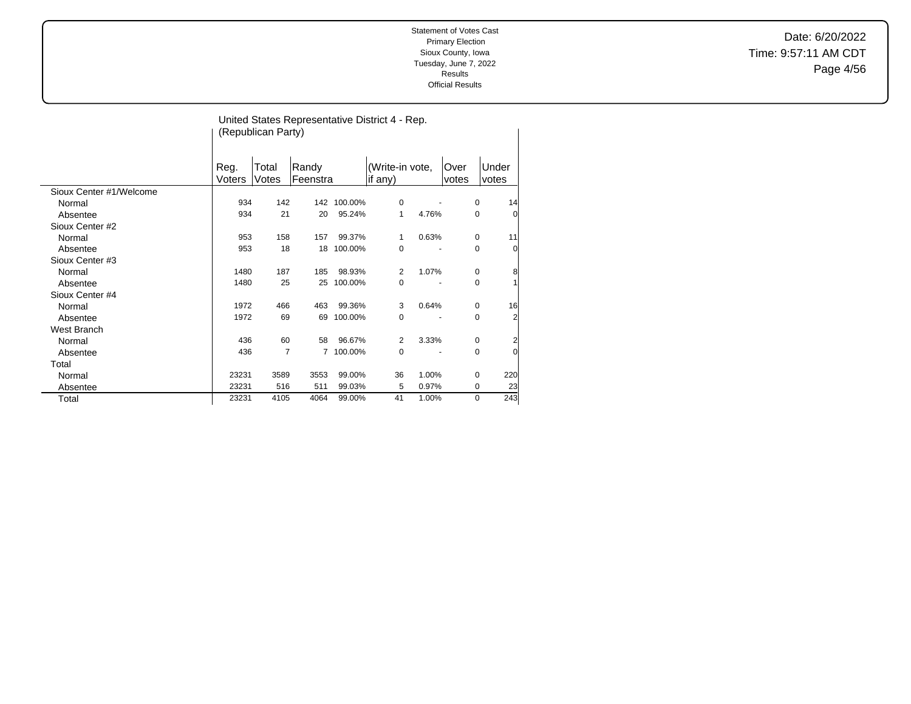Statement of Votes Cast
Primary Election
Sioux County, Iowa
Tuesday, June 7, 2022
Results
Official Results

Date: 6/20/2022
Time: 9:57:11 AM CDT

## United States Representative District 4 - Rep. (Republican Party)

| | Reg. Voters | Total Votes | Randy Feenstra | | (Write-in vote, if any) | | Over votes | Under votes |
|---|---|---|---|---|---|---|---|---|
| **Sioux Center #1/Welcome** | | | | | | | | |
| Normal | 934 | 142 | 142 | 100.00% | 0 | - | 0 | 14 |
| Absentee | 934 | 21 | 20 | 95.24% | 1 | 4.76% | 0 | 0 |
| **Sioux Center #2** | | | | | | | | |
| Normal | 953 | 158 | 157 | 99.37% | 1 | 0.63% | 0 | 11 |
| Absentee | 953 | 18 | 18 | 100.00% | 0 | - | 0 | 0 |
| **Sioux Center #3** | | | | | | | | |
| Normal | 1480 | 187 | 185 | 98.93% | 2 | 1.07% | 0 | 8 |
| Absentee | 1480 | 25 | 25 | 100.00% | 0 | - | 0 | 1 |
| **Sioux Center #4** | | | | | | | | |
| Normal | 1972 | 466 | 463 | 99.36% | 3 | 0.64% | 0 | 16 |
| Absentee | 1972 | 69 | 69 | 100.00% | 0 | - | 0 | 2 |
| **West Branch** | | | | | | | | |
| Normal | 436 | 60 | 58 | 96.67% | 2 | 3.33% | 0 | 2 |
| Absentee | 436 | 7 | 7 | 100.00% | 0 | - | 0 | 0 |
| **Total** | | | | | | | | |
| Normal | 23231 | 3589 | 3553 | 99.00% | 36 | 1.00% | 0 | 220 |
| Absentee | 23231 | 516 | 511 | 99.03% | 5 | 0.97% | 0 | 23 |
| Total | 23231 | 4105 | 4064 | 99.00% | 41 | 1.00% | 0 | 243 |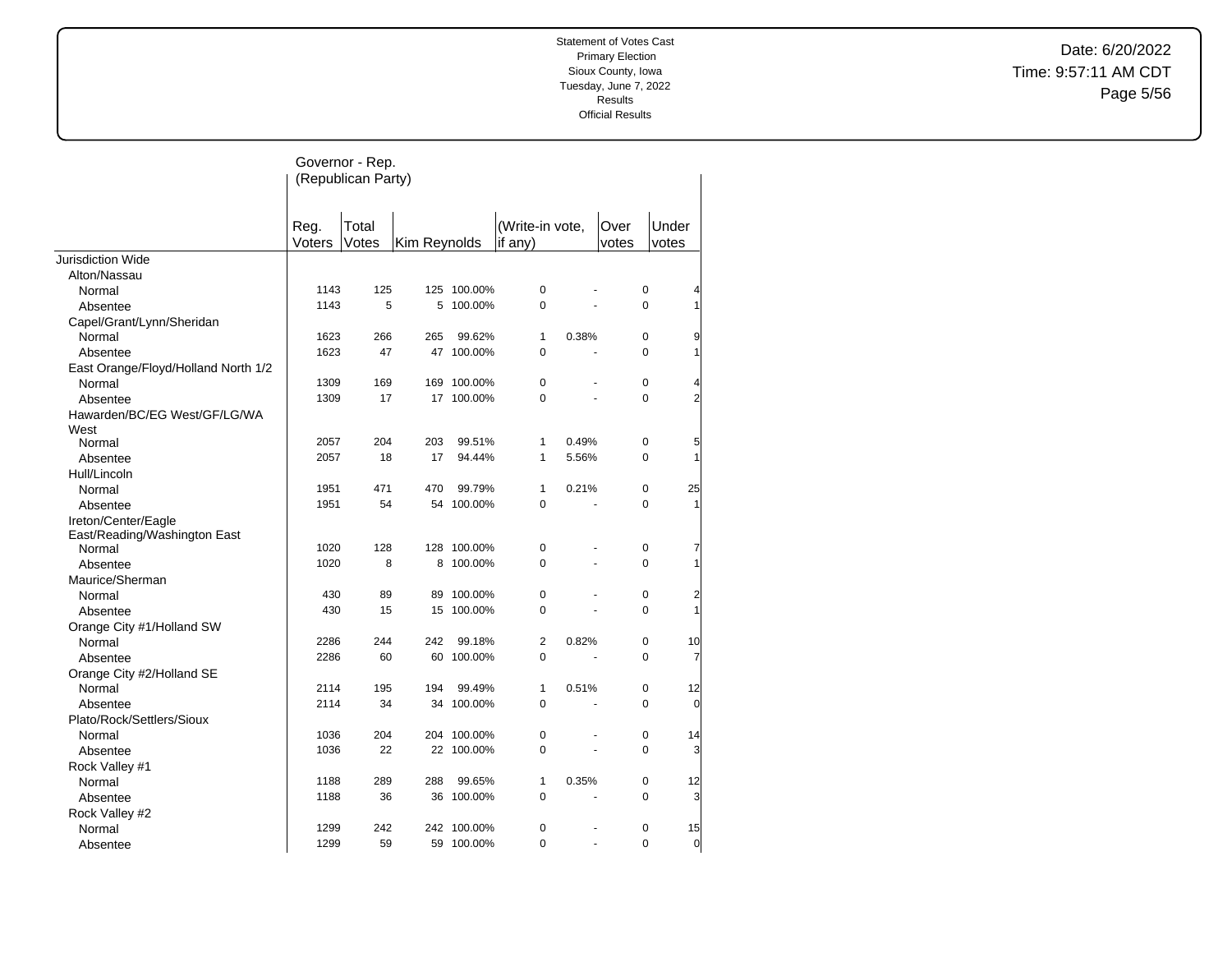Statement of Votes Cast
Primary Election
Sioux County, Iowa
Tuesday, June 7, 2022
Results
Official Results

Date: 6/20/2022
Time: 9:57:11 AM CDT

## Governor - Rep. (Republican Party)

| | Reg. Voters | Total Votes | Kim Reynolds | | (Write-in vote, if any) | | Over votes | Under votes |
|---|---|---|---|---|---|---|---|---|
| Jurisdiction Wide | | | | | | | | |
| Alton/Nassau | | | | | | | | |
| Normal | 1143 | 125 | 125 | 100.00% | 0 | - | 0 | 4 |
| Absentee | 1143 | 5 | 5 | 100.00% | 0 | - | 0 | 1 |
| Capel/Grant/Lynn/Sheridan | | | | | | | | |
| Normal | 1623 | 266 | 265 | 99.62% | 1 | 0.38% | 0 | 9 |
| Absentee | 1623 | 47 | 47 | 100.00% | 0 | - | 0 | 1 |
| East Orange/Floyd/Holland North 1/2 | | | | | | | | |
| Normal | 1309 | 169 | 169 | 100.00% | 0 | - | 0 | 4 |
| Absentee | 1309 | 17 | 17 | 100.00% | 0 | - | 0 | 2 |
| Hawarden/BC/EG West/GF/LG/WA West | | | | | | | | |
| Normal | 2057 | 204 | 203 | 99.51% | 1 | 0.49% | 0 | 5 |
| Absentee | 2057 | 18 | 17 | 94.44% | 1 | 5.56% | 0 | 1 |
| Hull/Lincoln | | | | | | | | |
| Normal | 1951 | 471 | 470 | 99.79% | 1 | 0.21% | 0 | 25 |
| Absentee | 1951 | 54 | 54 | 100.00% | 0 | - | 0 | 1 |
| Ireton/Center/Eagle East/Reading/Washington East | | | | | | | | |
| Normal | 1020 | 128 | 128 | 100.00% | 0 | - | 0 | 7 |
| Absentee | 1020 | 8 | 8 | 100.00% | 0 | - | 0 | 1 |
| Maurice/Sherman | | | | | | | | |
| Normal | 430 | 89 | 89 | 100.00% | 0 | - | 0 | 2 |
| Absentee | 430 | 15 | 15 | 100.00% | 0 | - | 0 | 1 |
| Orange City #1/Holland SW | | | | | | | | |
| Normal | 2286 | 244 | 242 | 99.18% | 2 | 0.82% | 0 | 10 |
| Absentee | 2286 | 60 | 60 | 100.00% | 0 | - | 0 | 7 |
| Orange City #2/Holland SE | | | | | | | | |
| Normal | 2114 | 195 | 194 | 99.49% | 1 | 0.51% | 0 | 12 |
| Absentee | 2114 | 34 | 34 | 100.00% | 0 | - | 0 | 0 |
| Plato/Rock/Settlers/Sioux | | | | | | | | |
| Normal | 1036 | 204 | 204 | 100.00% | 0 | - | 0 | 14 |
| Absentee | 1036 | 22 | 22 | 100.00% | 0 | - | 0 | 3 |
| Rock Valley #1 | | | | | | | | |
| Normal | 1188 | 289 | 288 | 99.65% | 1 | 0.35% | 0 | 12 |
| Absentee | 1188 | 36 | 36 | 100.00% | 0 | - | 0 | 3 |
| Rock Valley #2 | | | | | | | | |
| Normal | 1299 | 242 | 242 | 100.00% | 0 | - | 0 | 15 |
| Absentee | 1299 | 59 | 59 | 100.00% | 0 | - | 0 | 0 |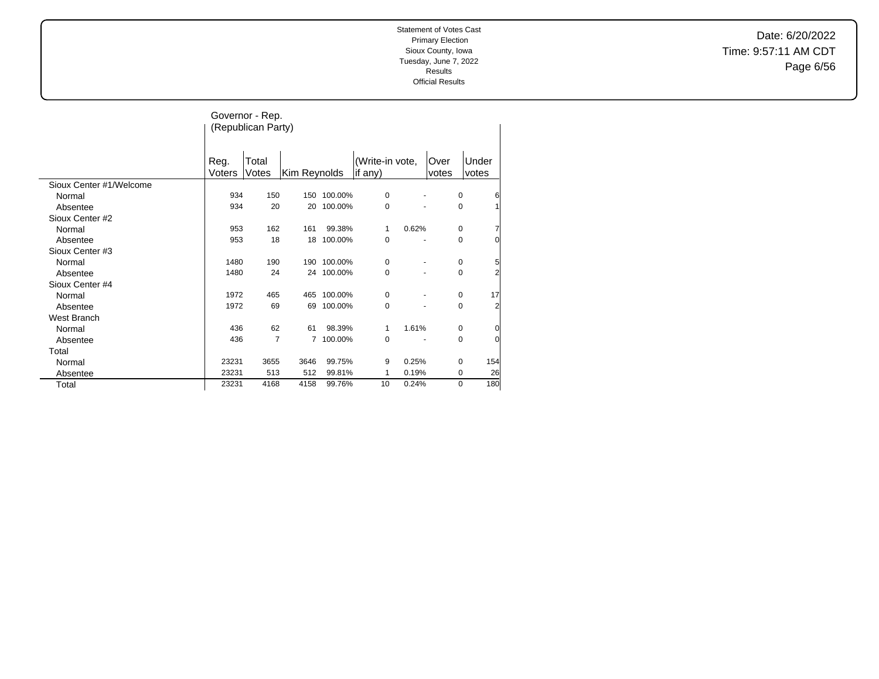Statement of Votes Cast
Primary Election
Sioux County, Iowa
Tuesday, June 7, 2022
Results
Official Results

Date: 6/20/2022
Time: 9:57:11 AM CDT

## Governor - Rep. (Republican Party)

| | Reg. Voters | Total Votes | Kim Reynolds | | (Write-in vote, if any) | | Over votes | Under votes |
|---|---|---|---|---|---|---|---|---|
| Sioux Center #1/Welcome | | | | | | | | |
| Normal | 934 | 150 | 150 | 100.00% | 0 | - | 0 | 6 |
| Absentee | 934 | 20 | 20 | 100.00% | 0 | - | 0 | 1 |
| Sioux Center #2 | | | | | | | | |
| Normal | 953 | 162 | 161 | 99.38% | 1 | 0.62% | 0 | 7 |
| Absentee | 953 | 18 | 18 | 100.00% | 0 | - | 0 | 0 |
| Sioux Center #3 | | | | | | | | |
| Normal | 1480 | 190 | 190 | 100.00% | 0 | - | 0 | 5 |
| Absentee | 1480 | 24 | 24 | 100.00% | 0 | - | 0 | 2 |
| Sioux Center #4 | | | | | | | | |
| Normal | 1972 | 465 | 465 | 100.00% | 0 | - | 0 | 17 |
| Absentee | 1972 | 69 | 69 | 100.00% | 0 | - | 0 | 2 |
| West Branch | | | | | | | | |
| Normal | 436 | 62 | 61 | 98.39% | 1 | 1.61% | 0 | 0 |
| Absentee | 436 | 7 | 7 | 100.00% | 0 | - | 0 | 0 |
| Total | | | | | | | | |
| Normal | 23231 | 3655 | 3646 | 99.75% | 9 | 0.25% | 0 | 154 |
| Absentee | 23231 | 513 | 512 | 99.81% | 1 | 0.19% | 0 | 26 |
| Total | 23231 | 4168 | 4158 | 99.76% | 10 | 0.24% | 0 | 180 |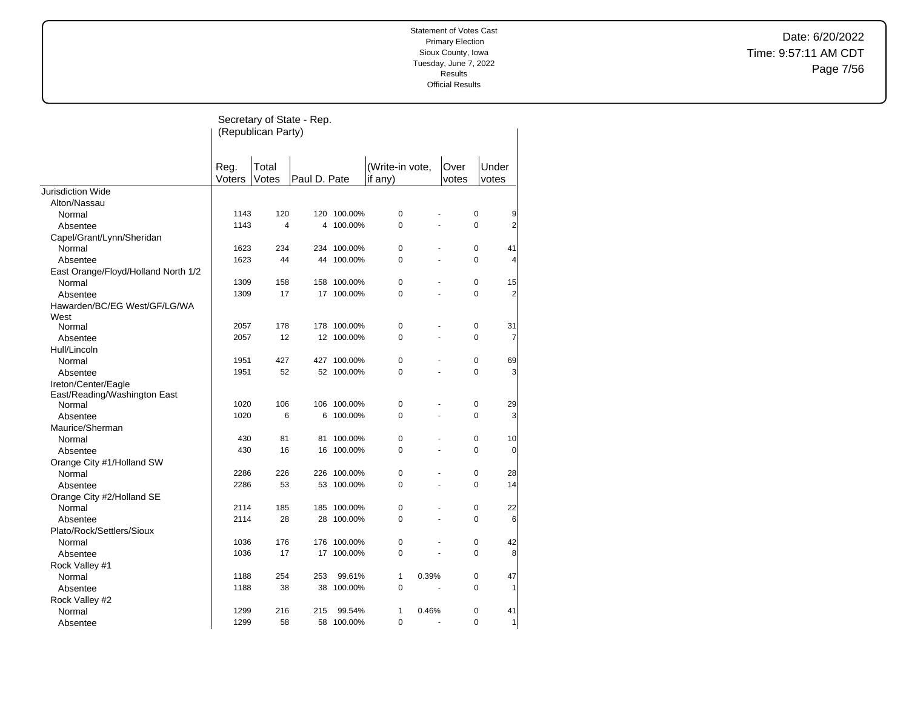Statement of Votes Cast
Primary Election
Sioux County, Iowa
Tuesday, June 7, 2022
Results
Official Results

Date: 6/20/2022
Time: 9:57:11 AM CDT

## Secretary of State - Rep. (Republican Party)

| | Reg. Voters | Total Votes | Paul D. Pate | | (Write-in vote, if any) | | Over votes | Under votes |
|---|---|---|---|---|---|---|---|---|
| Jurisdiction Wide | | | | | | | | |
| Alton/Nassau | | | | | | | | |
| Normal | 1143 | 120 | 120 | 100.00% | 0 | - | 0 | 9 |
| Absentee | 1143 | 4 | 4 | 100.00% | 0 | - | 0 | 2 |
| Capel/Grant/Lynn/Sheridan | | | | | | | | |
| Normal | 1623 | 234 | 234 | 100.00% | 0 | - | 0 | 41 |
| Absentee | 1623 | 44 | 44 | 100.00% | 0 | - | 0 | 4 |
| East Orange/Floyd/Holland North 1/2 | | | | | | | | |
| Normal | 1309 | 158 | 158 | 100.00% | 0 | - | 0 | 15 |
| Absentee | 1309 | 17 | 17 | 100.00% | 0 | - | 0 | 2 |
| Hawarden/BC/EG West/GF/LG/WA West | | | | | | | | |
| Normal | 2057 | 178 | 178 | 100.00% | 0 | - | 0 | 31 |
| Absentee | 2057 | 12 | 12 | 100.00% | 0 | - | 0 | 7 |
| Hull/Lincoln | | | | | | | | |
| Normal | 1951 | 427 | 427 | 100.00% | 0 | - | 0 | 69 |
| Absentee | 1951 | 52 | 52 | 100.00% | 0 | - | 0 | 3 |
| Ireton/Center/Eagle East/Reading/Washington East | | | | | | | | |
| Normal | 1020 | 106 | 106 | 100.00% | 0 | - | 0 | 29 |
| Absentee | 1020 | 6 | 6 | 100.00% | 0 | - | 0 | 3 |
| Maurice/Sherman | | | | | | | | |
| Normal | 430 | 81 | 81 | 100.00% | 0 | - | 0 | 10 |
| Absentee | 430 | 16 | 16 | 100.00% | 0 | - | 0 | 0 |
| Orange City #1/Holland SW | | | | | | | | |
| Normal | 2286 | 226 | 226 | 100.00% | 0 | - | 0 | 28 |
| Absentee | 2286 | 53 | 53 | 100.00% | 0 | - | 0 | 14 |
| Orange City #2/Holland SE | | | | | | | | |
| Normal | 2114 | 185 | 185 | 100.00% | 0 | - | 0 | 22 |
| Absentee | 2114 | 28 | 28 | 100.00% | 0 | - | 0 | 6 |
| Plato/Rock/Settlers/Sioux | | | | | | | | |
| Normal | 1036 | 176 | 176 | 100.00% | 0 | - | 0 | 42 |
| Absentee | 1036 | 17 | 17 | 100.00% | 0 | - | 0 | 8 |
| Rock Valley #1 | | | | | | | | |
| Normal | 1188 | 254 | 253 | 99.61% | 1 | 0.39% | 0 | 47 |
| Absentee | 1188 | 38 | 38 | 100.00% | 0 | - | 0 | 1 |
| Rock Valley #2 | | | | | | | | |
| Normal | 1299 | 216 | 215 | 99.54% | 1 | 0.46% | 0 | 41 |
| Absentee | 1299 | 58 | 58 | 100.00% | 0 | - | 0 | 1 |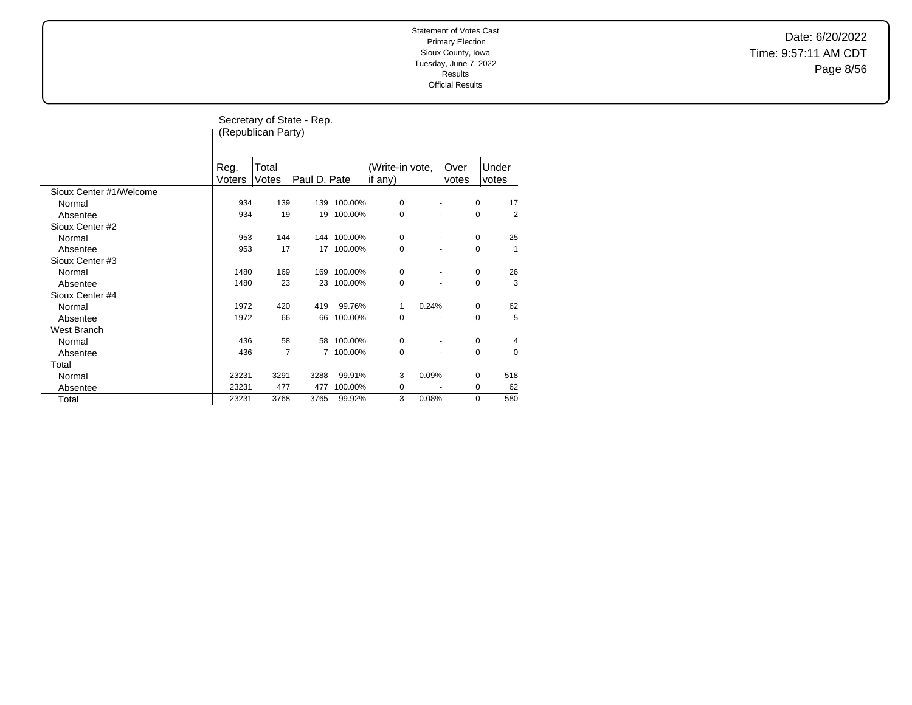Statement of Votes Cast
Primary Election
Sioux County, Iowa
Tuesday, June 7, 2022
Results
Official Results

Date: 6/20/2022
Time: 9:57:11 AM CDT

| | Secretary of State - Rep. (Republican Party) | | | | | | | |
|---|---|---|---|---|---|---|---|---|
| | Reg. Voters | Total Votes | Paul D. Pate | | (Write-in vote, if any) | | Over votes | Under votes |
| Sioux Center #1/Welcome | | | | | | | | |
| Normal | 934 | 139 | 139 | 100.00% | 0 | - | 0 | 17 |
| Absentee | 934 | 19 | 19 | 100.00% | 0 | - | 0 | 2 |
| Sioux Center #2 | | | | | | | | |
| Normal | 953 | 144 | 144 | 100.00% | 0 | - | 0 | 25 |
| Absentee | 953 | 17 | 17 | 100.00% | 0 | - | 0 | 1 |
| Sioux Center #3 | | | | | | | | |
| Normal | 1480 | 169 | 169 | 100.00% | 0 | - | 0 | 26 |
| Absentee | 1480 | 23 | 23 | 100.00% | 0 | - | 0 | 3 |
| Sioux Center #4 | | | | | | | | |
| Normal | 1972 | 420 | 419 | 99.76% | 1 | 0.24% | 0 | 62 |
| Absentee | 1972 | 66 | 66 | 100.00% | 0 | - | 0 | 5 |
| West Branch | | | | | | | | |
| Normal | 436 | 58 | 58 | 100.00% | 0 | - | 0 | 4 |
| Absentee | 436 | 7 | 7 | 100.00% | 0 | - | 0 | 0 |
| Total | | | | | | | | |
| Normal | 23231 | 3291 | 3288 | 99.91% | 3 | 0.09% | 0 | 518 |
| Absentee | 23231 | 477 | 477 | 100.00% | 0 | - | 0 | 62 |
| Total | 23231 | 3768 | 3765 | 99.92% | 3 | 0.08% | 0 | 580 |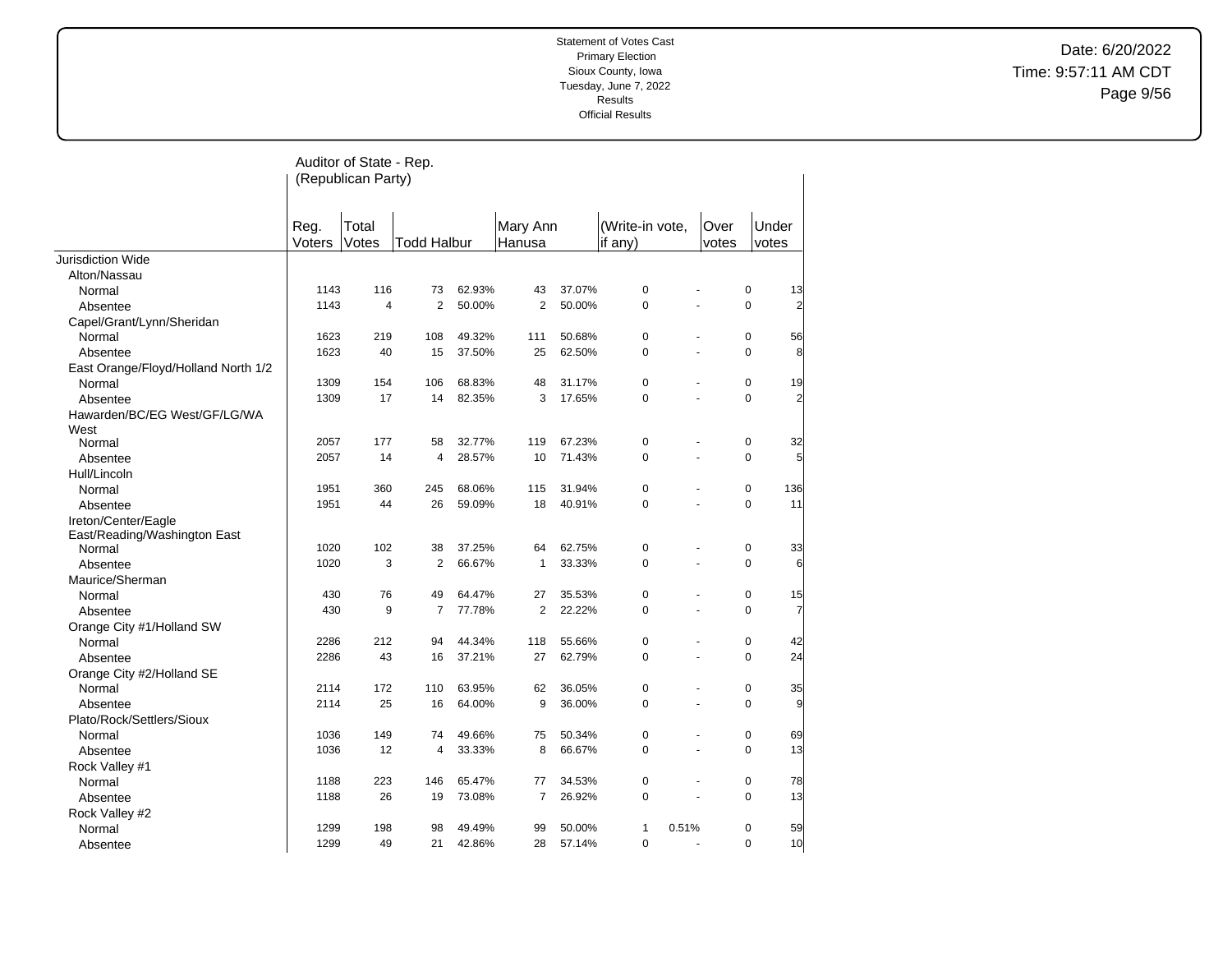Statement of Votes Cast
Primary Election
Sioux County, Iowa
Tuesday, June 7, 2022
Results
Official Results

Date: 6/20/2022
Time: 9:57:11 AM CDT

## Auditor of State - Rep. (Republican Party)

| | Reg. Voters | Total Votes | Todd Halbur | | Mary Ann Hanusa | | (Write-in vote, if any) | | Over votes | Under votes |
|---|---|---|---|---|---|---|---|---|---|---|
| **Jurisdiction Wide** | | | | | | | | | | |
| Alton/Nassau | | | | | | | | | | |
| Normal | 1143 | 116 | 73 | 62.93% | 43 | 37.07% | 0 | - | 0 | 13 |
| Absentee | 1143 | 4 | 2 | 50.00% | 2 | 50.00% | 0 | - | 0 | 2 |
| Capel/Grant/Lynn/Sheridan | | | | | | | | | | |
| Normal | 1623 | 219 | 108 | 49.32% | 111 | 50.68% | 0 | - | 0 | 56 |
| Absentee | 1623 | 40 | 15 | 37.50% | 25 | 62.50% | 0 | - | 0 | 8 |
| East Orange/Floyd/Holland North 1/2 | | | | | | | | | | |
| Normal | 1309 | 154 | 106 | 68.83% | 48 | 31.17% | 0 | - | 0 | 19 |
| Absentee | 1309 | 17 | 14 | 82.35% | 3 | 17.65% | 0 | - | 0 | 2 |
| Hawarden/BC/EG West/GF/LG/WA West | | | | | | | | | | |
| Normal | 2057 | 177 | 58 | 32.77% | 119 | 67.23% | 0 | - | 0 | 32 |
| Absentee | 2057 | 14 | 4 | 28.57% | 10 | 71.43% | 0 | - | 0 | 5 |
| Hull/Lincoln | | | | | | | | | | |
| Normal | 1951 | 360 | 245 | 68.06% | 115 | 31.94% | 0 | - | 0 | 136 |
| Absentee | 1951 | 44 | 26 | 59.09% | 18 | 40.91% | 0 | - | 0 | 11 |
| Ireton/Center/Eagle East/Reading/Washington East | | | | | | | | | | |
| Normal | 1020 | 102 | 38 | 37.25% | 64 | 62.75% | 0 | - | 0 | 33 |
| Absentee | 1020 | 3 | 2 | 66.67% | 1 | 33.33% | 0 | - | 0 | 6 |
| Maurice/Sherman | | | | | | | | | | |
| Normal | 430 | 76 | 49 | 64.47% | 27 | 35.53% | 0 | - | 0 | 15 |
| Absentee | 430 | 9 | 7 | 77.78% | 2 | 22.22% | 0 | - | 0 | 7 |
| Orange City #1/Holland SW | | | | | | | | | | |
| Normal | 2286 | 212 | 94 | 44.34% | 118 | 55.66% | 0 | - | 0 | 42 |
| Absentee | 2286 | 43 | 16 | 37.21% | 27 | 62.79% | 0 | - | 0 | 24 |
| Orange City #2/Holland SE | | | | | | | | | | |
| Normal | 2114 | 172 | 110 | 63.95% | 62 | 36.05% | 0 | - | 0 | 35 |
| Absentee | 2114 | 25 | 16 | 64.00% | 9 | 36.00% | 0 | - | 0 | 9 |
| Plato/Rock/Settlers/Sioux | | | | | | | | | | |
| Normal | 1036 | 149 | 74 | 49.66% | 75 | 50.34% | 0 | - | 0 | 69 |
| Absentee | 1036 | 12 | 4 | 33.33% | 8 | 66.67% | 0 | - | 0 | 13 |
| Rock Valley #1 | | | | | | | | | | |
| Normal | 1188 | 223 | 146 | 65.47% | 77 | 34.53% | 0 | - | 0 | 78 |
| Absentee | 1188 | 26 | 19 | 73.08% | 7 | 26.92% | 0 | - | 0 | 13 |
| Rock Valley #2 | | | | | | | | | | |
| Normal | 1299 | 198 | 98 | 49.49% | 99 | 50.00% | 1 | 0.51% | 0 | 59 |
| Absentee | 1299 | 49 | 21 | 42.86% | 28 | 57.14% | 0 | - | 0 | 10 |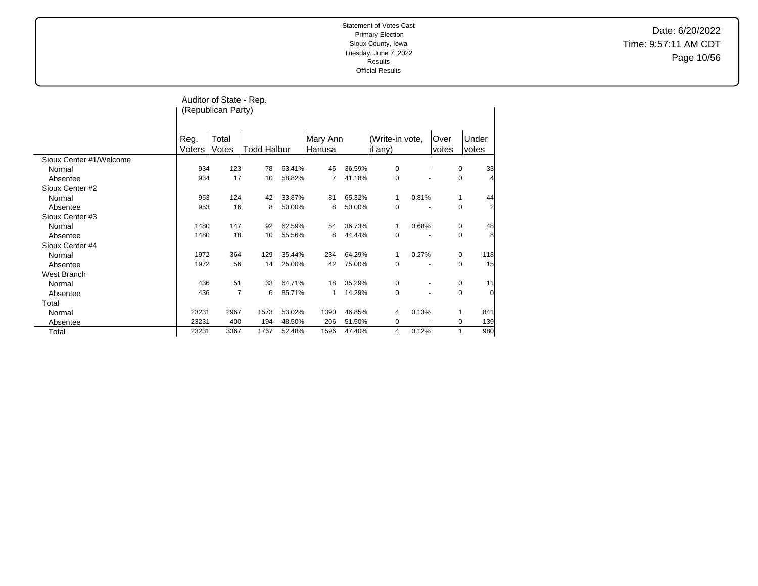Statement of Votes Cast
Primary Election
Sioux County, Iowa
Tuesday, June 7, 2022
Results
Official Results

Date: 6/20/2022
Time: 9:57:11 AM CDT

## Auditor of State - Rep. (Republican Party)

| | Reg. Voters | Total Votes | Todd Halbur | | Mary Ann Hanusa | | (Write-in vote, if any) | | Over votes | Under votes |
|---|---|---|---|---|---|---|---|---|---|---|
| Sioux Center #1/Welcome | | | | | | | | | | |
| Normal | 934 | 123 | 78 | 63.41% | 45 | 36.59% | 0 | - | 0 | 33 |
| Absentee | 934 | 17 | 10 | 58.82% | 7 | 41.18% | 0 | - | 0 | 4 |
| Sioux Center #2 | | | | | | | | | | |
| Normal | 953 | 124 | 42 | 33.87% | 81 | 65.32% | 1 | 0.81% | 1 | 44 |
| Absentee | 953 | 16 | 8 | 50.00% | 8 | 50.00% | 0 | - | 0 | 2 |
| Sioux Center #3 | | | | | | | | | | |
| Normal | 1480 | 147 | 92 | 62.59% | 54 | 36.73% | 1 | 0.68% | 0 | 48 |
| Absentee | 1480 | 18 | 10 | 55.56% | 8 | 44.44% | 0 | - | 0 | 8 |
| Sioux Center #4 | | | | | | | | | | |
| Normal | 1972 | 364 | 129 | 35.44% | 234 | 64.29% | 1 | 0.27% | 0 | 118 |
| Absentee | 1972 | 56 | 14 | 25.00% | 42 | 75.00% | 0 | - | 0 | 15 |
| West Branch | | | | | | | | | | |
| Normal | 436 | 51 | 33 | 64.71% | 18 | 35.29% | 0 | - | 0 | 11 |
| Absentee | 436 | 7 | 6 | 85.71% | 1 | 14.29% | 0 | - | 0 | 0 |
| Total | | | | | | | | | | |
| Normal | 23231 | 2967 | 1573 | 53.02% | 1390 | 46.85% | 4 | 0.13% | 1 | 841 |
| Absentee | 23231 | 400 | 194 | 48.50% | 206 | 51.50% | 0 | - | 0 | 139 |
| Total | 23231 | 3367 | 1767 | 52.48% | 1596 | 47.40% | 4 | 0.12% | 1 | 980 |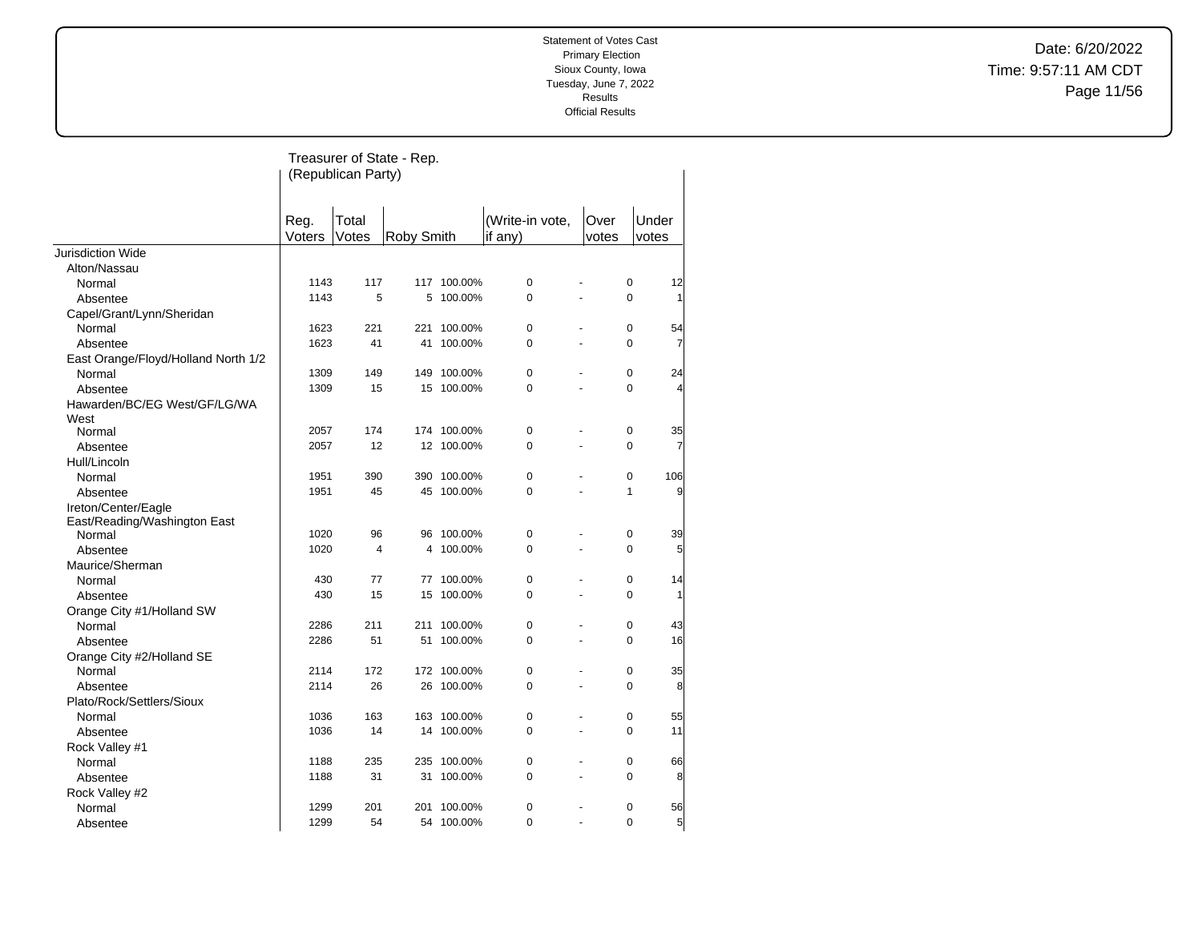Statement of Votes Cast
Primary Election
Sioux County, Iowa
Tuesday, June 7, 2022
Results
Official Results

Date: 6/20/2022
Time: 9:57:11 AM CDT

## Treasurer of State - Rep. (Republican Party)

| | Reg. Voters | Total Votes | Roby Smith | | (Write-in vote, if any) | | Over votes | Under votes |
|---|---|---|---|---|---|---|---|---|
| Jurisdiction Wide | | | | | | | | |
| Alton/Nassau | | | | | | | | |
| Normal | 1143 | 117 | 117 | 100.00% | 0 | - | 0 | 12 |
| Absentee | 1143 | 5 | 5 | 100.00% | 0 | - | 0 | 1 |
| Capel/Grant/Lynn/Sheridan | | | | | | | | |
| Normal | 1623 | 221 | 221 | 100.00% | 0 | - | 0 | 54 |
| Absentee | 1623 | 41 | 41 | 100.00% | 0 | - | 0 | 7 |
| East Orange/Floyd/Holland North 1/2 | | | | | | | | |
| Normal | 1309 | 149 | 149 | 100.00% | 0 | - | 0 | 24 |
| Absentee | 1309 | 15 | 15 | 100.00% | 0 | - | 0 | 4 |
| Hawarden/BC/EG West/GF/LG/WA West | | | | | | | | |
| Normal | 2057 | 174 | 174 | 100.00% | 0 | - | 0 | 35 |
| Absentee | 2057 | 12 | 12 | 100.00% | 0 | - | 0 | 7 |
| Hull/Lincoln | | | | | | | | |
| Normal | 1951 | 390 | 390 | 100.00% | 0 | - | 0 | 106 |
| Absentee | 1951 | 45 | 45 | 100.00% | 0 | - | 1 | 9 |
| Ireton/Center/Eagle East/Reading/Washington East | | | | | | | | |
| Normal | 1020 | 96 | 96 | 100.00% | 0 | - | 0 | 39 |
| Absentee | 1020 | 4 | 4 | 100.00% | 0 | - | 0 | 5 |
| Maurice/Sherman | | | | | | | | |
| Normal | 430 | 77 | 77 | 100.00% | 0 | - | 0 | 14 |
| Absentee | 430 | 15 | 15 | 100.00% | 0 | - | 0 | 1 |
| Orange City #1/Holland SW | | | | | | | | |
| Normal | 2286 | 211 | 211 | 100.00% | 0 | - | 0 | 43 |
| Absentee | 2286 | 51 | 51 | 100.00% | 0 | - | 0 | 16 |
| Orange City #2/Holland SE | | | | | | | | |
| Normal | 2114 | 172 | 172 | 100.00% | 0 | - | 0 | 35 |
| Absentee | 2114 | 26 | 26 | 100.00% | 0 | - | 0 | 8 |
| Plato/Rock/Settlers/Sioux | | | | | | | | |
| Normal | 1036 | 163 | 163 | 100.00% | 0 | - | 0 | 55 |
| Absentee | 1036 | 14 | 14 | 100.00% | 0 | - | 0 | 11 |
| Rock Valley #1 | | | | | | | | |
| Normal | 1188 | 235 | 235 | 100.00% | 0 | - | 0 | 66 |
| Absentee | 1188 | 31 | 31 | 100.00% | 0 | - | 0 | 8 |
| Rock Valley #2 | | | | | | | | |
| Normal | 1299 | 201 | 201 | 100.00% | 0 | - | 0 | 56 |
| Absentee | 1299 | 54 | 54 | 100.00% | 0 | - | 0 | 5 |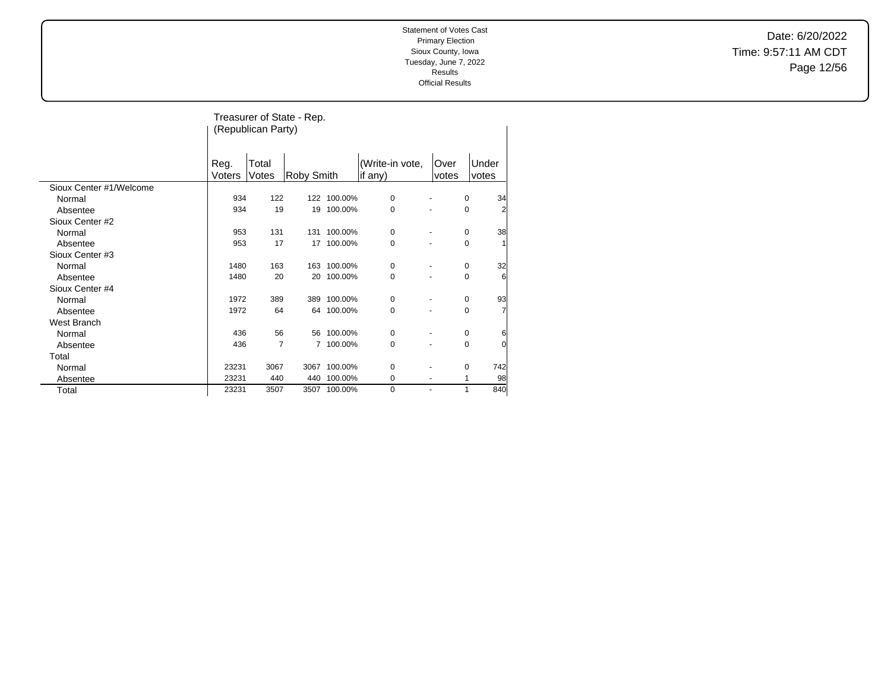Statement of Votes Cast
Primary Election
Sioux County, Iowa
Tuesday, June 7, 2022
Results
Official Results

Date: 6/20/2022
Time: 9:57:11 AM CDT

## Treasurer of State - Rep. (Republican Party)

| | Reg. Voters | Total Votes | Roby Smith | | (Write-in vote, if any) | | Over votes | Under votes |
|---|---|---|---|---|---|---|---|---|
| Sioux Center #1/Welcome | | | | | | | | |
| Normal | 934 | 122 | 122 | 100.00% | 0 | - | 0 | 34 |
| Absentee | 934 | 19 | 19 | 100.00% | 0 | - | 0 | 2 |
| Sioux Center #2 | | | | | | | | |
| Normal | 953 | 131 | 131 | 100.00% | 0 | - | 0 | 38 |
| Absentee | 953 | 17 | 17 | 100.00% | 0 | - | 0 | 1 |
| Sioux Center #3 | | | | | | | | |
| Normal | 1480 | 163 | 163 | 100.00% | 0 | - | 0 | 32 |
| Absentee | 1480 | 20 | 20 | 100.00% | 0 | - | 0 | 6 |
| Sioux Center #4 | | | | | | | | |
| Normal | 1972 | 389 | 389 | 100.00% | 0 | - | 0 | 93 |
| Absentee | 1972 | 64 | 64 | 100.00% | 0 | - | 0 | 7 |
| West Branch | | | | | | | | |
| Normal | 436 | 56 | 56 | 100.00% | 0 | - | 0 | 6 |
| Absentee | 436 | 7 | 7 | 100.00% | 0 | - | 0 | 0 |
| Total | | | | | | | | |
| Normal | 23231 | 3067 | 3067 | 100.00% | 0 | - | 0 | 742 |
| Absentee | 23231 | 440 | 440 | 100.00% | 0 | - | 1 | 98 |
| Total | 23231 | 3507 | 3507 | 100.00% | 0 | - | 1 | 840 |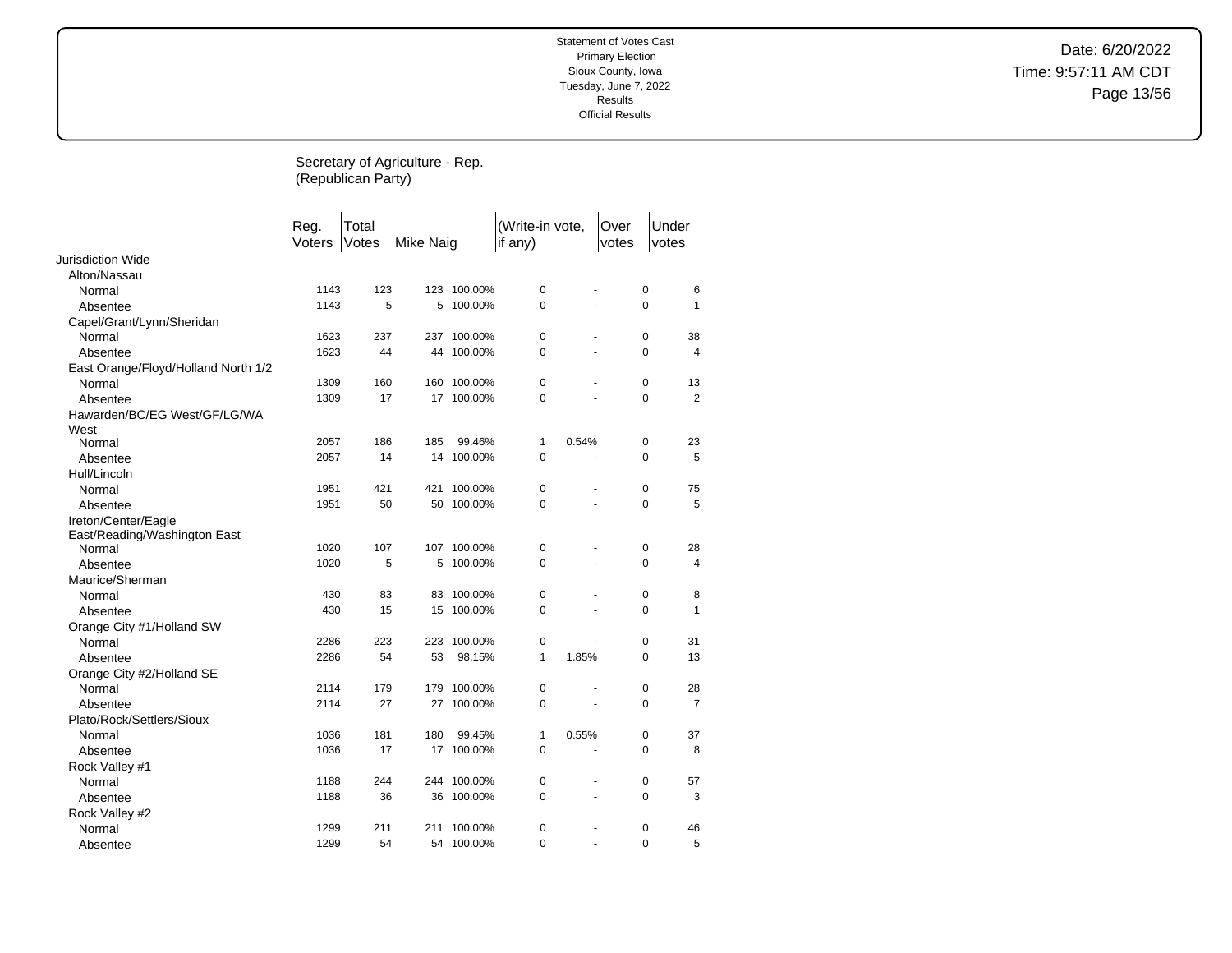Statement of Votes Cast
Primary Election
Sioux County, Iowa
Tuesday, June 7, 2022
Results
Official Results

Date: 6/20/2022
Time: 9:57:11 AM CDT

## Secretary of Agriculture - Rep. (Republican Party)

| | Reg. Voters | Total Votes | Mike Naig | | (Write-in vote, if any) | | Over votes | Under votes |
|---|---|---|---|---|---|---|---|---|
| Jurisdiction Wide | | | | | | | | |
| Alton/Nassau | | | | | | | | |
| Normal | 1143 | 123 | 123 | 100.00% | 0 | - | 0 | 6 |
| Absentee | 1143 | 5 | 5 | 100.00% | 0 | - | 0 | 1 |
| Capel/Grant/Lynn/Sheridan | | | | | | | | |
| Normal | 1623 | 237 | 237 | 100.00% | 0 | - | 0 | 38 |
| Absentee | 1623 | 44 | 44 | 100.00% | 0 | - | 0 | 4 |
| East Orange/Floyd/Holland North 1/2 | | | | | | | | |
| Normal | 1309 | 160 | 160 | 100.00% | 0 | - | 0 | 13 |
| Absentee | 1309 | 17 | 17 | 100.00% | 0 | - | 0 | 2 |
| Hawarden/BC/EG West/GF/LG/WA West | | | | | | | | |
| Normal | 2057 | 186 | 185 | 99.46% | 1 | 0.54% | 0 | 23 |
| Absentee | 2057 | 14 | 14 | 100.00% | 0 | - | 0 | 5 |
| Hull/Lincoln | | | | | | | | |
| Normal | 1951 | 421 | 421 | 100.00% | 0 | - | 0 | 75 |
| Absentee | 1951 | 50 | 50 | 100.00% | 0 | - | 0 | 5 |
| Ireton/Center/Eagle East/Reading/Washington East | | | | | | | | |
| Normal | 1020 | 107 | 107 | 100.00% | 0 | - | 0 | 28 |
| Absentee | 1020 | 5 | 5 | 100.00% | 0 | - | 0 | 4 |
| Maurice/Sherman | | | | | | | | |
| Normal | 430 | 83 | 83 | 100.00% | 0 | - | 0 | 8 |
| Absentee | 430 | 15 | 15 | 100.00% | 0 | - | 0 | 1 |
| Orange City #1/Holland SW | | | | | | | | |
| Normal | 2286 | 223 | 223 | 100.00% | 0 | - | 0 | 31 |
| Absentee | 2286 | 54 | 53 | 98.15% | 1 | 1.85% | 0 | 13 |
| Orange City #2/Holland SE | | | | | | | | |
| Normal | 2114 | 179 | 179 | 100.00% | 0 | - | 0 | 28 |
| Absentee | 2114 | 27 | 27 | 100.00% | 0 | - | 0 | 7 |
| Plato/Rock/Settlers/Sioux | | | | | | | | |
| Normal | 1036 | 181 | 180 | 99.45% | 1 | 0.55% | 0 | 37 |
| Absentee | 1036 | 17 | 17 | 100.00% | 0 | - | 0 | 8 |
| Rock Valley #1 | | | | | | | | |
| Normal | 1188 | 244 | 244 | 100.00% | 0 | - | 0 | 57 |
| Absentee | 1188 | 36 | 36 | 100.00% | 0 | - | 0 | 3 |
| Rock Valley #2 | | | | | | | | |
| Normal | 1299 | 211 | 211 | 100.00% | 0 | - | 0 | 46 |
| Absentee | 1299 | 54 | 54 | 100.00% | 0 | - | 0 | 5 |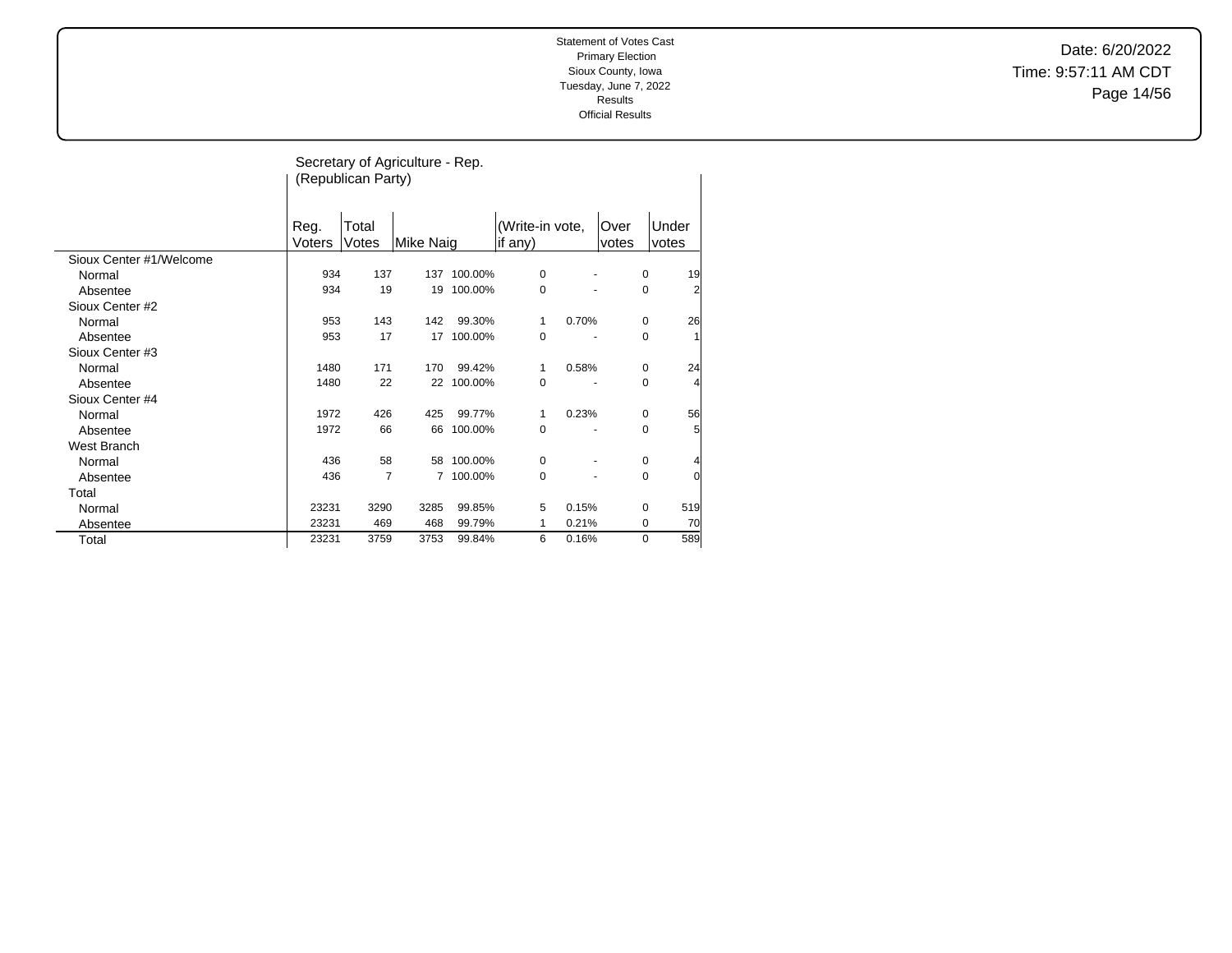Statement of Votes Cast
Primary Election
Sioux County, Iowa
Tuesday, June 7, 2022
Results
Official Results

Date: 6/20/2022
Time: 9:57:11 AM CDT

## Secretary of Agriculture - Rep. (Republican Party)

| | Reg. Voters | Total Votes | Mike Naig | | (Write-in vote, if any) | | Over votes | Under votes |
|---|---|---|---|---|---|---|---|---|
| Sioux Center #1/Welcome | | | | | | | | |
| Normal | 934 | 137 | 137 | 100.00% | 0 | - | 0 | 19 |
| Absentee | 934 | 19 | 19 | 100.00% | 0 | - | 0 | 2 |
| Sioux Center #2 | | | | | | | | |
| Normal | 953 | 143 | 142 | 99.30% | 1 | 0.70% | 0 | 26 |
| Absentee | 953 | 17 | 17 | 100.00% | 0 | - | 0 | 1 |
| Sioux Center #3 | | | | | | | | |
| Normal | 1480 | 171 | 170 | 99.42% | 1 | 0.58% | 0 | 24 |
| Absentee | 1480 | 22 | 22 | 100.00% | 0 | - | 0 | 4 |
| Sioux Center #4 | | | | | | | | |
| Normal | 1972 | 426 | 425 | 99.77% | 1 | 0.23% | 0 | 56 |
| Absentee | 1972 | 66 | 66 | 100.00% | 0 | - | 0 | 5 |
| West Branch | | | | | | | | |
| Normal | 436 | 58 | 58 | 100.00% | 0 | - | 0 | 4 |
| Absentee | 436 | 7 | 7 | 100.00% | 0 | - | 0 | 0 |
| Total | | | | | | | | |
| Normal | 23231 | 3290 | 3285 | 99.85% | 5 | 0.15% | 0 | 519 |
| Absentee | 23231 | 469 | 468 | 99.79% | 1 | 0.21% | 0 | 70 |
| Total | 23231 | 3759 | 3753 | 99.84% | 6 | 0.16% | 0 | 589 |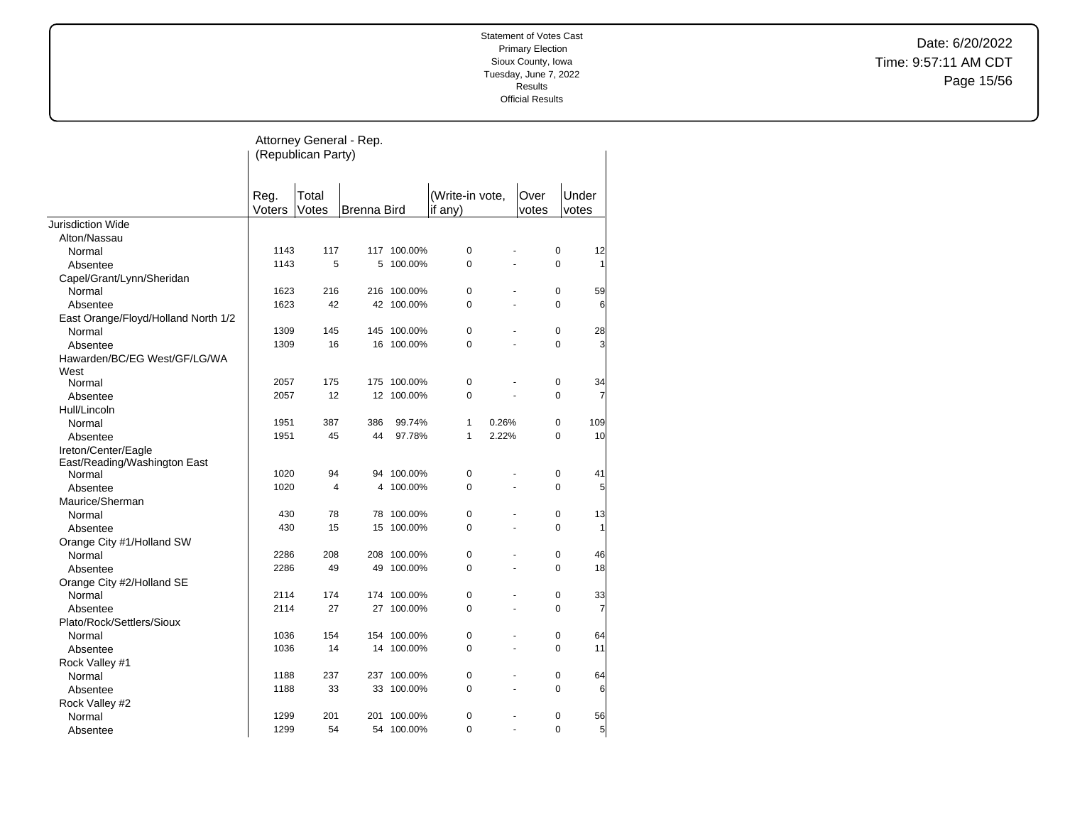Statement of Votes Cast
Primary Election
Sioux County, Iowa
Tuesday, June 7, 2022
Results
Official Results

Date: 6/20/2022
Time: 9:57:11 AM CDT

## Attorney General - Rep. (Republican Party)

| | Reg. Voters | Total Votes | Brenna Bird | | (Write-in vote, if any) | | Over votes | Under votes |
|---|---|---|---|---|---|---|---|---|
| **Jurisdiction Wide** | | | | | | | | |
| Alton/Nassau | | | | | | | | |
| Normal | 1143 | 117 | 117 | 100.00% | 0 | - | 0 | 12 |
| Absentee | 1143 | 5 | 5 | 100.00% | 0 | - | 0 | 1 |
| Capel/Grant/Lynn/Sheridan | | | | | | | | |
| Normal | 1623 | 216 | 216 | 100.00% | 0 | - | 0 | 59 |
| Absentee | 1623 | 42 | 42 | 100.00% | 0 | - | 0 | 6 |
| East Orange/Floyd/Holland North 1/2 | | | | | | | | |
| Normal | 1309 | 145 | 145 | 100.00% | 0 | - | 0 | 28 |
| Absentee | 1309 | 16 | 16 | 100.00% | 0 | - | 0 | 3 |
| Hawarden/BC/EG West/GF/LG/WA West | | | | | | | | |
| Normal | 2057 | 175 | 175 | 100.00% | 0 | - | 0 | 34 |
| Absentee | 2057 | 12 | 12 | 100.00% | 0 | - | 0 | 7 |
| Hull/Lincoln | | | | | | | | |
| Normal | 1951 | 387 | 386 | 99.74% | 1 | 0.26% | 0 | 109 |
| Absentee | 1951 | 45 | 44 | 97.78% | 1 | 2.22% | 0 | 10 |
| Ireton/Center/Eagle East/Reading/Washington East | | | | | | | | |
| Normal | 1020 | 94 | 94 | 100.00% | 0 | - | 0 | 41 |
| Absentee | 1020 | 4 | 4 | 100.00% | 0 | - | 0 | 5 |
| Maurice/Sherman | | | | | | | | |
| Normal | 430 | 78 | 78 | 100.00% | 0 | - | 0 | 13 |
| Absentee | 430 | 15 | 15 | 100.00% | 0 | - | 0 | 1 |
| Orange City #1/Holland SW | | | | | | | | |
| Normal | 2286 | 208 | 208 | 100.00% | 0 | - | 0 | 46 |
| Absentee | 2286 | 49 | 49 | 100.00% | 0 | - | 0 | 18 |
| Orange City #2/Holland SE | | | | | | | | |
| Normal | 2114 | 174 | 174 | 100.00% | 0 | - | 0 | 33 |
| Absentee | 2114 | 27 | 27 | 100.00% | 0 | - | 0 | 7 |
| Plato/Rock/Settlers/Sioux | | | | | | | | |
| Normal | 1036 | 154 | 154 | 100.00% | 0 | - | 0 | 64 |
| Absentee | 1036 | 14 | 14 | 100.00% | 0 | - | 0 | 11 |
| Rock Valley #1 | | | | | | | | |
| Normal | 1188 | 237 | 237 | 100.00% | 0 | - | 0 | 64 |
| Absentee | 1188 | 33 | 33 | 100.00% | 0 | - | 0 | 6 |
| Rock Valley #2 | | | | | | | | |
| Normal | 1299 | 201 | 201 | 100.00% | 0 | - | 0 | 56 |
| Absentee | 1299 | 54 | 54 | 100.00% | 0 | - | 0 | 5 |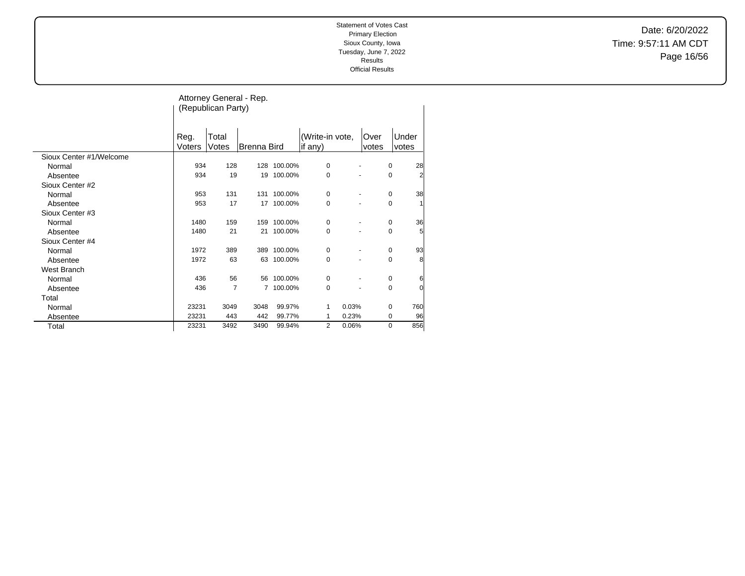Statement of Votes Cast
Primary Election
Sioux County, Iowa
Tuesday, June 7, 2022
Results
Official Results

Date: 6/20/2022
Time: 9:57:11 AM CDT

## Attorney General - Rep. (Republican Party)

| | Reg. Voters | Total Votes | Brenna Bird | | (Write-in vote, if any) | | Over votes | Under votes |
|---|---|---|---|---|---|---|---|---|
| Sioux Center #1/Welcome | | | | | | | | |
| Normal | 934 | 128 | 128 | 100.00% | 0 | - | 0 | 28 |
| Absentee | 934 | 19 | 19 | 100.00% | 0 | - | 0 | 2 |
| Sioux Center #2 | | | | | | | | |
| Normal | 953 | 131 | 131 | 100.00% | 0 | - | 0 | 38 |
| Absentee | 953 | 17 | 17 | 100.00% | 0 | - | 0 | 1 |
| Sioux Center #3 | | | | | | | | |
| Normal | 1480 | 159 | 159 | 100.00% | 0 | - | 0 | 36 |
| Absentee | 1480 | 21 | 21 | 100.00% | 0 | - | 0 | 5 |
| Sioux Center #4 | | | | | | | | |
| Normal | 1972 | 389 | 389 | 100.00% | 0 | - | 0 | 93 |
| Absentee | 1972 | 63 | 63 | 100.00% | 0 | - | 0 | 8 |
| West Branch | | | | | | | | |
| Normal | 436 | 56 | 56 | 100.00% | 0 | - | 0 | 6 |
| Absentee | 436 | 7 | 7 | 100.00% | 0 | - | 0 | 0 |
| Total | | | | | | | | |
| Normal | 23231 | 3049 | 3048 | 99.97% | 1 | 0.03% | 0 | 760 |
| Absentee | 23231 | 443 | 442 | 99.77% | 1 | 0.23% | 0 | 96 |
| Total | 23231 | 3492 | 3490 | 99.94% | 2 | 0.06% | 0 | 856 |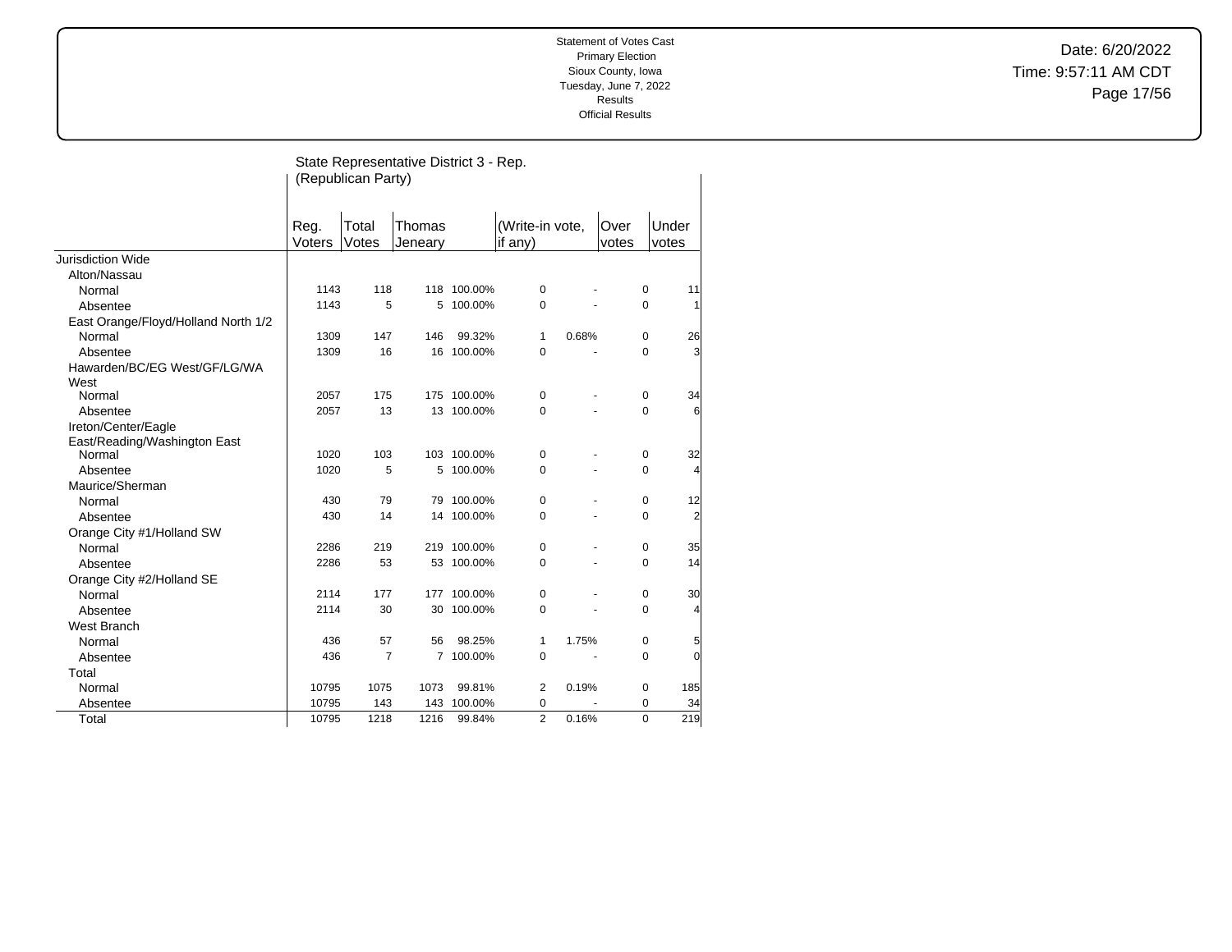Statement of Votes Cast
Primary Election
Sioux County, Iowa
Tuesday, June 7, 2022
Results
Official Results

Date: 6/20/2022
Time: 9:57:11 AM CDT

## State Representative District 3 - Rep. (Republican Party)

| | Reg. Voters | Total Votes | Thomas Jeneary | | (Write-in vote, if any) | | Over votes | Under votes |
|---|---|---|---|---|---|---|---|---|
| **Jurisdiction Wide** | | | | | | | | |
| Alton/Nassau | | | | | | | | |
| Normal | 1143 | 118 | 118 | 100.00% | 0 | - | 0 | 11 |
| Absentee | 1143 | 5 | 5 | 100.00% | 0 | - | 0 | 1 |
| East Orange/Floyd/Holland North 1/2 | | | | | | | | |
| Normal | 1309 | 147 | 146 | 99.32% | 1 | 0.68% | 0 | 26 |
| Absentee | 1309 | 16 | 16 | 100.00% | 0 | - | 0 | 3 |
| Hawarden/BC/EG West/GF/LG/WA West | | | | | | | | |
| Normal | 2057 | 175 | 175 | 100.00% | 0 | - | 0 | 34 |
| Absentee | 2057 | 13 | 13 | 100.00% | 0 | - | 0 | 6 |
| Ireton/Center/Eagle East/Reading/Washington East | | | | | | | | |
| Normal | 1020 | 103 | 103 | 100.00% | 0 | - | 0 | 32 |
| Absentee | 1020 | 5 | 5 | 100.00% | 0 | - | 0 | 4 |
| Maurice/Sherman | | | | | | | | |
| Normal | 430 | 79 | 79 | 100.00% | 0 | - | 0 | 12 |
| Absentee | 430 | 14 | 14 | 100.00% | 0 | - | 0 | 2 |
| Orange City #1/Holland SW | | | | | | | | |
| Normal | 2286 | 219 | 219 | 100.00% | 0 | - | 0 | 35 |
| Absentee | 2286 | 53 | 53 | 100.00% | 0 | - | 0 | 14 |
| Orange City #2/Holland SE | | | | | | | | |
| Normal | 2114 | 177 | 177 | 100.00% | 0 | - | 0 | 30 |
| Absentee | 2114 | 30 | 30 | 100.00% | 0 | - | 0 | 4 |
| West Branch | | | | | | | | |
| Normal | 436 | 57 | 56 | 98.25% | 1 | 1.75% | 0 | 5 |
| Absentee | 436 | 7 | 7 | 100.00% | 0 | - | 0 | 0 |
| Total | | | | | | | | |
| Normal | 10795 | 1075 | 1073 | 99.81% | 2 | 0.19% | 0 | 185 |
| Absentee | 10795 | 143 | 143 | 100.00% | 0 | - | 0 | 34 |
| Total | 10795 | 1218 | 1216 | 99.84% | 2 | 0.16% | 0 | 219 |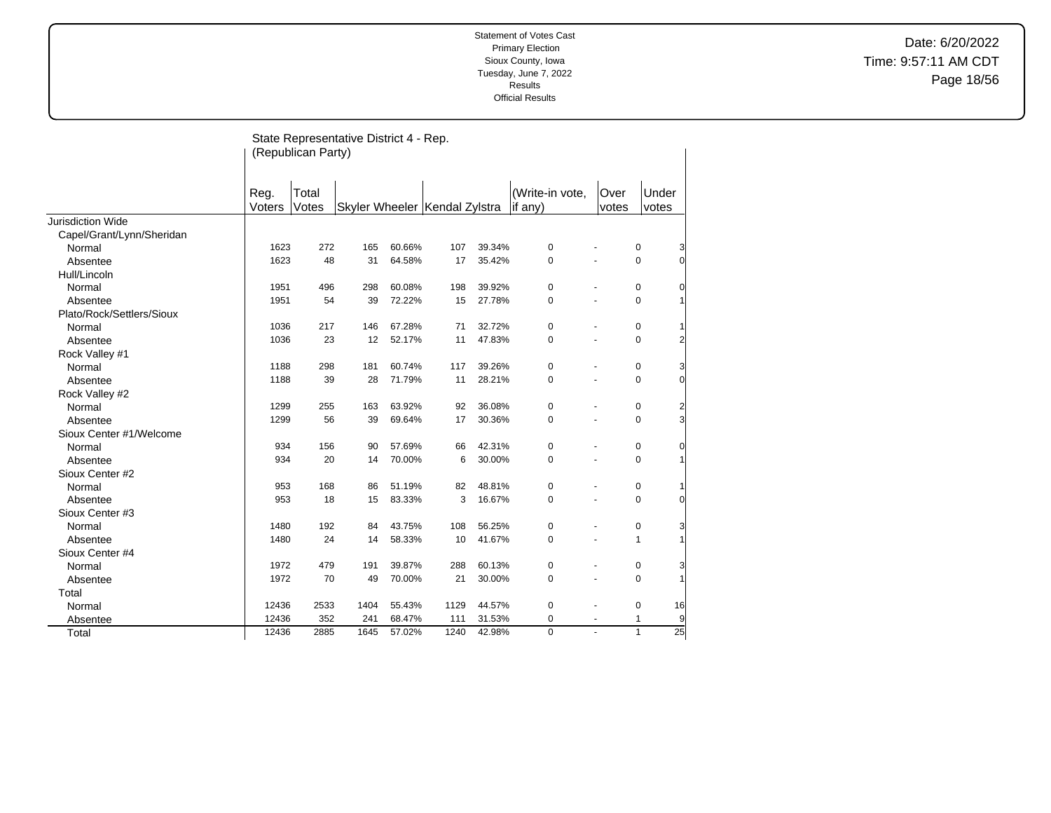Statement of Votes Cast
Primary Election
Sioux County, Iowa
Tuesday, June 7, 2022
Results
Official Results

Date: 6/20/2022
Time: 9:57:11 AM CDT

## State Representative District 4 - Rep. (Republican Party)

| | Reg. Voters | Total Votes | Skyler Wheeler | | Kendal Zylstra | | (Write-in vote, if any) | | Over votes | Under votes |
|---|---|---|---|---|---|---|---|---|---|---|
| Jurisdiction Wide | | | | | | | | | | |
| Capel/Grant/Lynn/Sheridan | | | | | | | | | | |
| Normal | 1623 | 272 | 165 | 60.66% | 107 | 39.34% | 0 | - | 0 | 3 |
| Absentee | 1623 | 48 | 31 | 64.58% | 17 | 35.42% | 0 | - | 0 | 0 |
| Hull/Lincoln | | | | | | | | | | |
| Normal | 1951 | 496 | 298 | 60.08% | 198 | 39.92% | 0 | - | 0 | 0 |
| Absentee | 1951 | 54 | 39 | 72.22% | 15 | 27.78% | 0 | - | 0 | 1 |
| Plato/Rock/Settlers/Sioux | | | | | | | | | | |
| Normal | 1036 | 217 | 146 | 67.28% | 71 | 32.72% | 0 | - | 0 | 1 |
| Absentee | 1036 | 23 | 12 | 52.17% | 11 | 47.83% | 0 | - | 0 | 2 |
| Rock Valley #1 | | | | | | | | | | |
| Normal | 1188 | 298 | 181 | 60.74% | 117 | 39.26% | 0 | - | 0 | 3 |
| Absentee | 1188 | 39 | 28 | 71.79% | 11 | 28.21% | 0 | - | 0 | 0 |
| Rock Valley #2 | | | | | | | | | | |
| Normal | 1299 | 255 | 163 | 63.92% | 92 | 36.08% | 0 | - | 0 | 2 |
| Absentee | 1299 | 56 | 39 | 69.64% | 17 | 30.36% | 0 | - | 0 | 3 |
| Sioux Center #1/Welcome | | | | | | | | | | |
| Normal | 934 | 156 | 90 | 57.69% | 66 | 42.31% | 0 | - | 0 | 0 |
| Absentee | 934 | 20 | 14 | 70.00% | 6 | 30.00% | 0 | - | 0 | 1 |
| Sioux Center #2 | | | | | | | | | | |
| Normal | 953 | 168 | 86 | 51.19% | 82 | 48.81% | 0 | - | 0 | 1 |
| Absentee | 953 | 18 | 15 | 83.33% | 3 | 16.67% | 0 | - | 0 | 0 |
| Sioux Center #3 | | | | | | | | | | |
| Normal | 1480 | 192 | 84 | 43.75% | 108 | 56.25% | 0 | - | 0 | 3 |
| Absentee | 1480 | 24 | 14 | 58.33% | 10 | 41.67% | 0 | - | 1 | 1 |
| Sioux Center #4 | | | | | | | | | | |
| Normal | 1972 | 479 | 191 | 39.87% | 288 | 60.13% | 0 | - | 0 | 3 |
| Absentee | 1972 | 70 | 49 | 70.00% | 21 | 30.00% | 0 | - | 0 | 1 |
| Total | | | | | | | | | | |
| Normal | 12436 | 2533 | 1404 | 55.43% | 1129 | 44.57% | 0 | - | 0 | 16 |
| Absentee | 12436 | 352 | 241 | 68.47% | 111 | 31.53% | 0 | - | 1 | 9 |
| Total | 12436 | 2885 | 1645 | 57.02% | 1240 | 42.98% | 0 | - | 1 | 25 |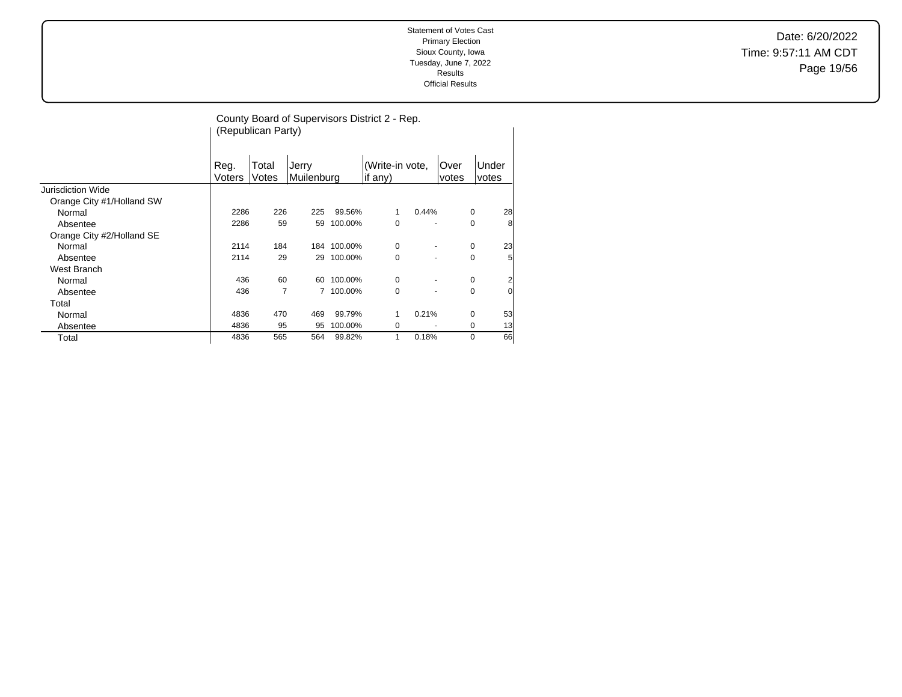Statement of Votes Cast
Primary Election
Sioux County, Iowa
Tuesday, June 7, 2022
Results
Official Results

Date: 6/20/2022
Time: 9:57:11 AM CDT

## County Board of Supervisors District 2 - Rep. (Republican Party)

| | Reg. Voters | Total Votes | Jerry Muilenburg | | (Write-in vote, if any) | | Over votes | Under votes |
|---|---|---|---|---|---|---|---|---|
| Jurisdiction Wide | | | | | | | | |
| Orange City #1/Holland SW | | | | | | | | |
| Normal | 2286 | 226 | 225 | 99.56% | 1 | 0.44% | 0 | 28 |
| Absentee | 2286 | 59 | 59 | 100.00% | 0 | - | 0 | 8 |
| Orange City #2/Holland SE | | | | | | | | |
| Normal | 2114 | 184 | 184 | 100.00% | 0 | - | 0 | 23 |
| Absentee | 2114 | 29 | 29 | 100.00% | 0 | - | 0 | 5 |
| West Branch | | | | | | | | |
| Normal | 436 | 60 | 60 | 100.00% | 0 | - | 0 | 2 |
| Absentee | 436 | 7 | 7 | 100.00% | 0 | - | 0 | 0 |
| Total | | | | | | | | |
| Normal | 4836 | 470 | 469 | 99.79% | 1 | 0.21% | 0 | 53 |
| Absentee | 4836 | 95 | 95 | 100.00% | 0 | - | 0 | 13 |
| Total | 4836 | 565 | 564 | 99.82% | 1 | 0.18% | 0 | 66 |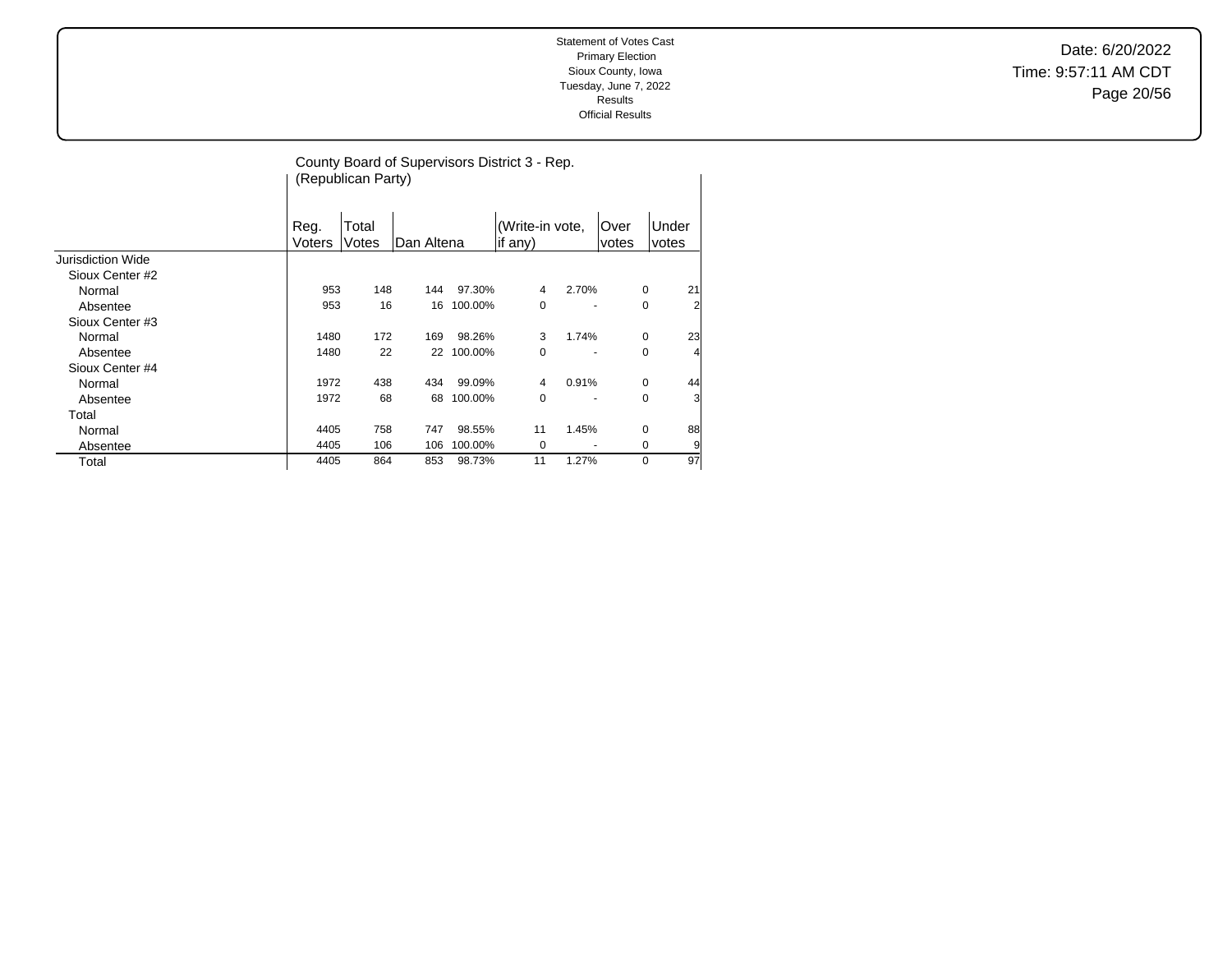Statement of Votes Cast
Primary Election
Sioux County, Iowa
Tuesday, June 7, 2022
Results
Official Results

Date: 6/20/2022
Time: 9:57:11 AM CDT

## County Board of Supervisors District 3 - Rep. (Republican Party)

| | Reg. Voters | Total Votes | Dan Altena | | (Write-in vote, if any) | | Over votes | Under votes |
|---|---|---|---|---|---|---|---|---|
| Jurisdiction Wide | | | | | | | | |
| Sioux Center #2 | | | | | | | | |
| Normal | 953 | 148 | 144 | 97.30% | 4 | 2.70% | 0 | 21 |
| Absentee | 953 | 16 | 16 | 100.00% | 0 | - | 0 | 2 |
| Sioux Center #3 | | | | | | | | |
| Normal | 1480 | 172 | 169 | 98.26% | 3 | 1.74% | 0 | 23 |
| Absentee | 1480 | 22 | 22 | 100.00% | 0 | - | 0 | 4 |
| Sioux Center #4 | | | | | | | | |
| Normal | 1972 | 438 | 434 | 99.09% | 4 | 0.91% | 0 | 44 |
| Absentee | 1972 | 68 | 68 | 100.00% | 0 | - | 0 | 3 |
| Total | | | | | | | | |
| Normal | 4405 | 758 | 747 | 98.55% | 11 | 1.45% | 0 | 88 |
| Absentee | 4405 | 106 | 106 | 100.00% | 0 | - | 0 | 9 |
| Total | 4405 | 864 | 853 | 98.73% | 11 | 1.27% | 0 | 97 |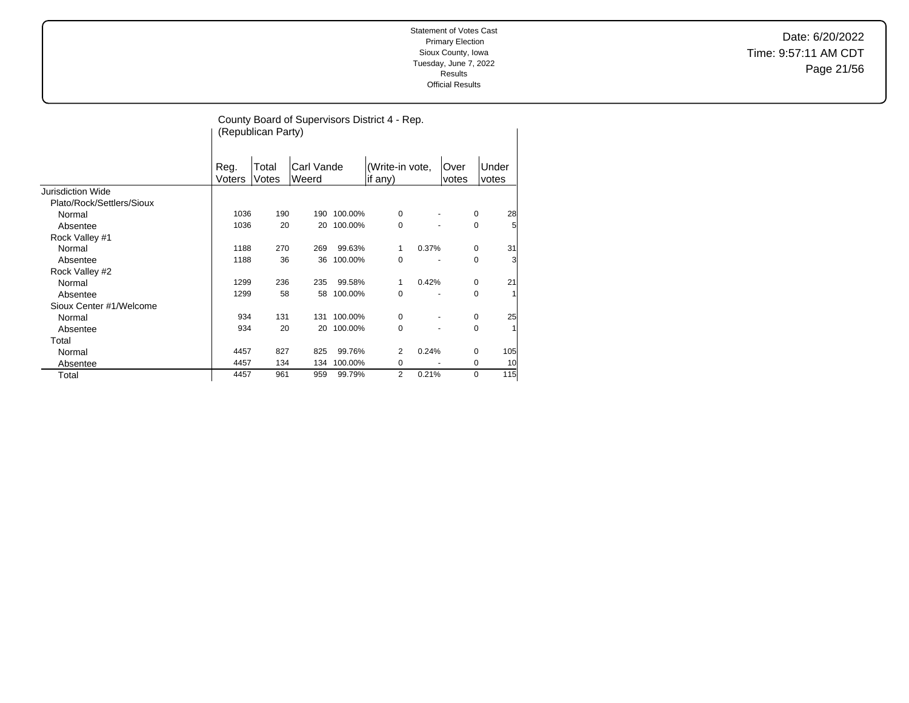Statement of Votes Cast
Primary Election
Sioux County, Iowa
Tuesday, June 7, 2022
Results
Official Results

Date: 6/20/2022
Time: 9:57:11 AM CDT

## County Board of Supervisors District 4 - Rep. (Republican Party)

| | Reg. Voters | Total Votes | Carl Vande Weerd | | (Write-in vote, if any) | | Over votes | Under votes |
|---|---|---|---|---|---|---|---|---|
| Jurisdiction Wide | | | | | | | | |
| Plato/Rock/Settlers/Sioux | | | | | | | | |
| Normal | 1036 | 190 | 190 | 100.00% | 0 | - | 0 | 28 |
| Absentee | 1036 | 20 | 20 | 100.00% | 0 | - | 0 | 5 |
| Rock Valley #1 | | | | | | | | |
| Normal | 1188 | 270 | 269 | 99.63% | 1 | 0.37% | 0 | 31 |
| Absentee | 1188 | 36 | 36 | 100.00% | 0 | - | 0 | 3 |
| Rock Valley #2 | | | | | | | | |
| Normal | 1299 | 236 | 235 | 99.58% | 1 | 0.42% | 0 | 21 |
| Absentee | 1299 | 58 | 58 | 100.00% | 0 | - | 0 | 1 |
| Sioux Center #1/Welcome | | | | | | | | |
| Normal | 934 | 131 | 131 | 100.00% | 0 | - | 0 | 25 |
| Absentee | 934 | 20 | 20 | 100.00% | 0 | - | 0 | 1 |
| Total | | | | | | | | |
| Normal | 4457 | 827 | 825 | 99.76% | 2 | 0.24% | 0 | 105 |
| Absentee | 4457 | 134 | 134 | 100.00% | 0 | - | 0 | 10 |
| Total | 4457 | 961 | 959 | 99.79% | 2 | 0.21% | 0 | 115 |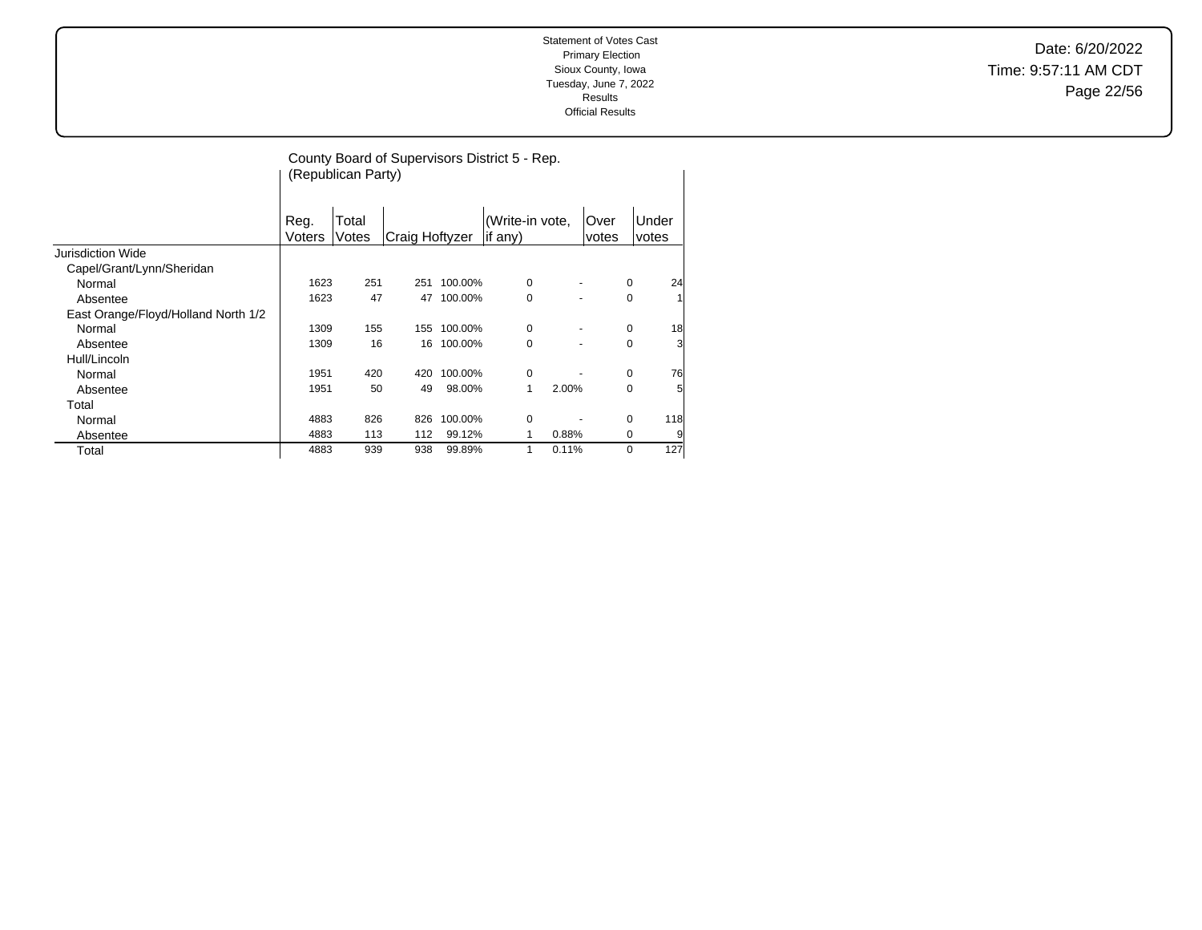Statement of Votes Cast
Primary Election
Sioux County, Iowa
Tuesday, June 7, 2022
Results
Official Results

Date: 6/20/2022
Time: 9:57:11 AM CDT

## County Board of Supervisors District 5 - Rep. (Republican Party)

| | Reg. Voters | Total Votes | Craig Hoftyzer | | (Write-in vote, if any) | | Over votes | Under votes |
|---|---|---|---|---|---|---|---|---|
| Jurisdiction Wide | | | | | | | | |
| Capel/Grant/Lynn/Sheridan | | | | | | | | |
| Normal | 1623 | 251 | 251 | 100.00% | 0 | - | 0 | 24 |
| Absentee | 1623 | 47 | 47 | 100.00% | 0 | - | 0 | 1 |
| East Orange/Floyd/Holland North 1/2 | | | | | | | | |
| Normal | 1309 | 155 | 155 | 100.00% | 0 | - | 0 | 18 |
| Absentee | 1309 | 16 | 16 | 100.00% | 0 | - | 0 | 3 |
| Hull/Lincoln | | | | | | | | |
| Normal | 1951 | 420 | 420 | 100.00% | 0 | - | 0 | 76 |
| Absentee | 1951 | 50 | 49 | 98.00% | 1 | 2.00% | 0 | 5 |
| Total | | | | | | | | |
| Normal | 4883 | 826 | 826 | 100.00% | 0 | - | 0 | 118 |
| Absentee | 4883 | 113 | 112 | 99.12% | 1 | 0.88% | 0 | 9 |
| Total | 4883 | 939 | 938 | 99.89% | 1 | 0.11% | 0 | 127 |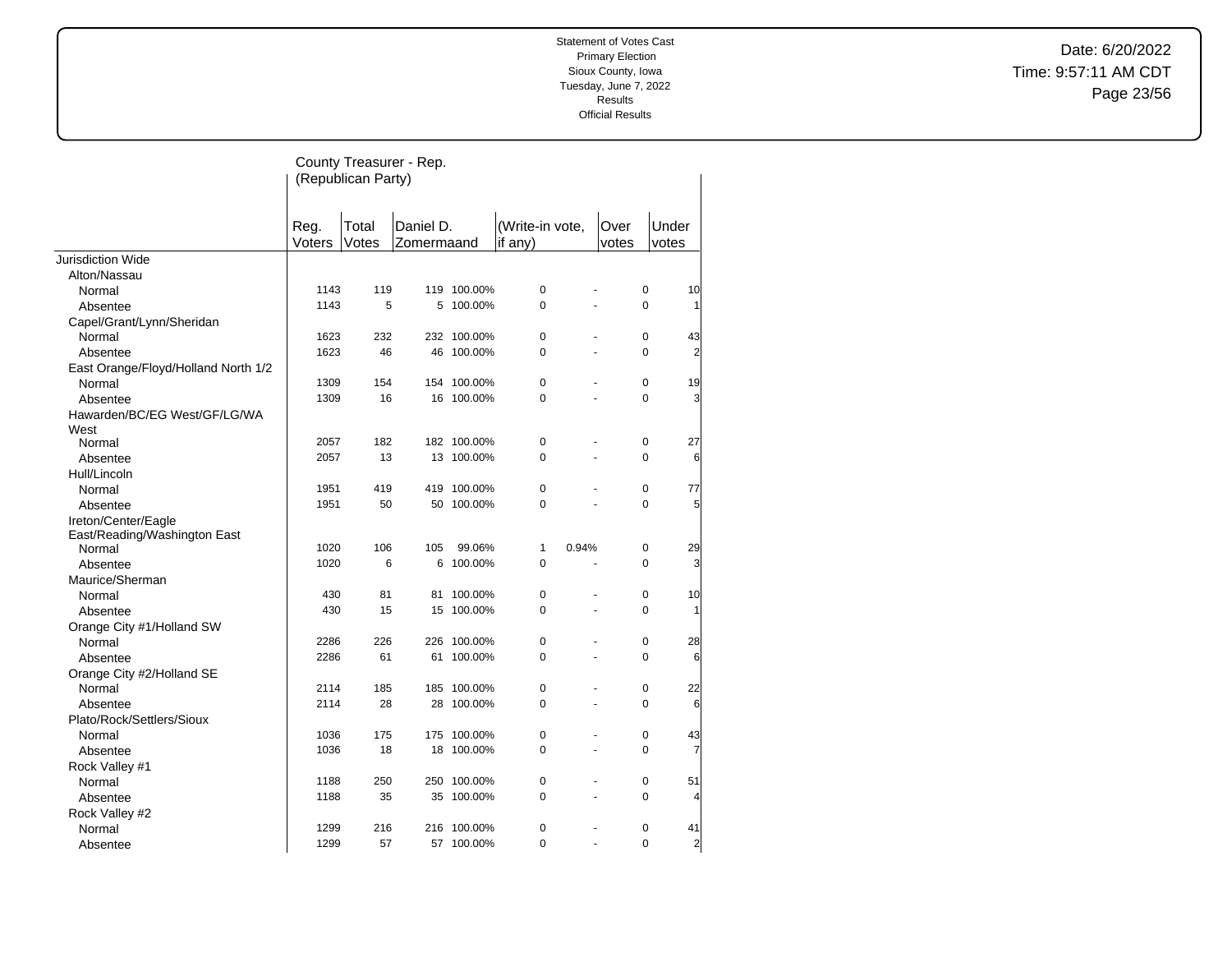Statement of Votes Cast
Primary Election
Sioux County, Iowa
Tuesday, June 7, 2022
Results
Official Results

Date: 6/20/2022
Time: 9:57:11 AM CDT

## County Treasurer - Rep. (Republican Party)

| | Reg. Voters | Total Votes | Daniel D. Zomermaand | | (Write-in vote, if any) | | Over votes | Under votes |
|---|---|---|---|---|---|---|---|---|
| **Jurisdiction Wide** | | | | | | | | |
| Alton/Nassau | | | | | | | | |
| Normal | 1143 | 119 | 119 | 100.00% | 0 | - | 0 | 10 |
| Absentee | 1143 | 5 | 5 | 100.00% | 0 | - | 0 | 1 |
| Capel/Grant/Lynn/Sheridan | | | | | | | | |
| Normal | 1623 | 232 | 232 | 100.00% | 0 | - | 0 | 43 |
| Absentee | 1623 | 46 | 46 | 100.00% | 0 | - | 0 | 2 |
| East Orange/Floyd/Holland North 1/2 | | | | | | | | |
| Normal | 1309 | 154 | 154 | 100.00% | 0 | - | 0 | 19 |
| Absentee | 1309 | 16 | 16 | 100.00% | 0 | - | 0 | 3 |
| Hawarden/BC/EG West/GF/LG/WA West | | | | | | | | |
| Normal | 2057 | 182 | 182 | 100.00% | 0 | - | 0 | 27 |
| Absentee | 2057 | 13 | 13 | 100.00% | 0 | - | 0 | 6 |
| Hull/Lincoln | | | | | | | | |
| Normal | 1951 | 419 | 419 | 100.00% | 0 | - | 0 | 77 |
| Absentee | 1951 | 50 | 50 | 100.00% | 0 | - | 0 | 5 |
| Ireton/Center/Eagle East/Reading/Washington East | | | | | | | | |
| Normal | 1020 | 106 | 105 | 99.06% | 1 | 0.94% | 0 | 29 |
| Absentee | 1020 | 6 | 6 | 100.00% | 0 | - | 0 | 3 |
| Maurice/Sherman | | | | | | | | |
| Normal | 430 | 81 | 81 | 100.00% | 0 | - | 0 | 10 |
| Absentee | 430 | 15 | 15 | 100.00% | 0 | - | 0 | 1 |
| Orange City #1/Holland SW | | | | | | | | |
| Normal | 2286 | 226 | 226 | 100.00% | 0 | - | 0 | 28 |
| Absentee | 2286 | 61 | 61 | 100.00% | 0 | - | 0 | 6 |
| Orange City #2/Holland SE | | | | | | | | |
| Normal | 2114 | 185 | 185 | 100.00% | 0 | - | 0 | 22 |
| Absentee | 2114 | 28 | 28 | 100.00% | 0 | - | 0 | 6 |
| Plato/Rock/Settlers/Sioux | | | | | | | | |
| Normal | 1036 | 175 | 175 | 100.00% | 0 | - | 0 | 43 |
| Absentee | 1036 | 18 | 18 | 100.00% | 0 | - | 0 | 7 |
| Rock Valley #1 | | | | | | | | |
| Normal | 1188 | 250 | 250 | 100.00% | 0 | - | 0 | 51 |
| Absentee | 1188 | 35 | 35 | 100.00% | 0 | - | 0 | 4 |
| Rock Valley #2 | | | | | | | | |
| Normal | 1299 | 216 | 216 | 100.00% | 0 | - | 0 | 41 |
| Absentee | 1299 | 57 | 57 | 100.00% | 0 | - | 0 | 2 |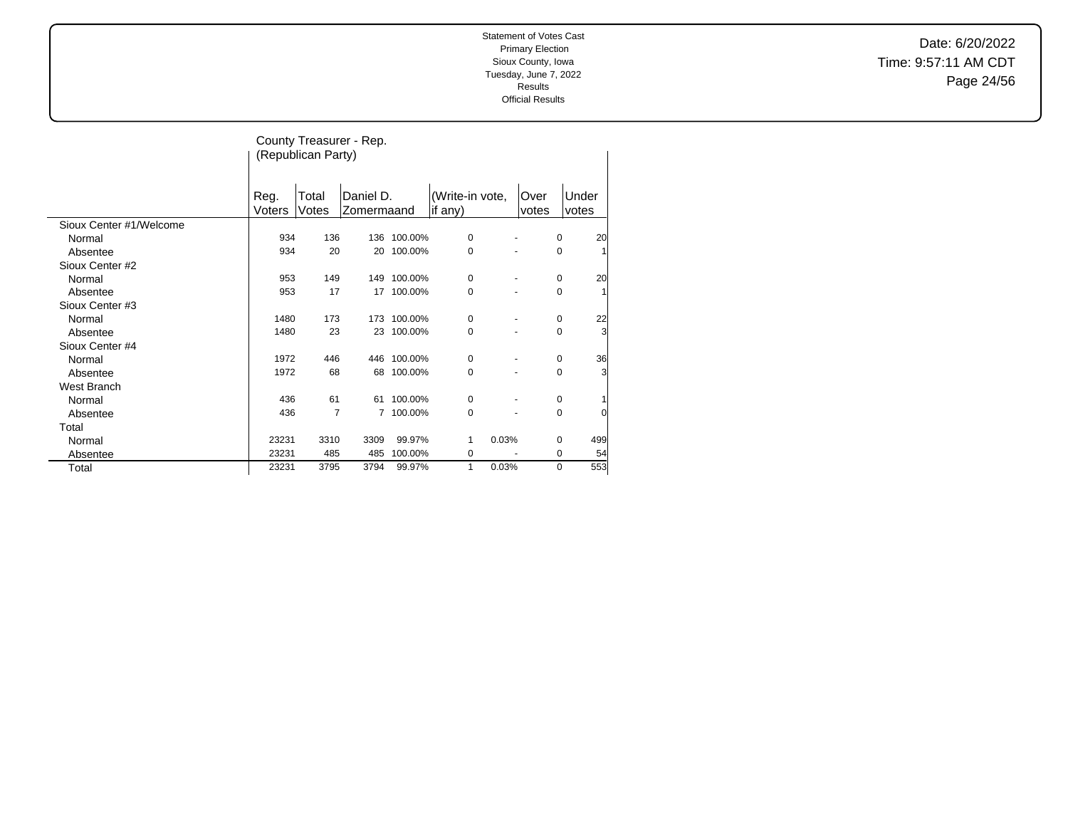Statement of Votes Cast
Primary Election
Sioux County, Iowa
Tuesday, June 7, 2022
Results
Official Results

Date: 6/20/2022
Time: 9:57:11 AM CDT

## County Treasurer - Rep. (Republican Party)

| | Reg. Voters | Total Votes | Daniel D. Zomermaand | | (Write-in vote, if any) | | Over votes | Under votes |
|---|---|---|---|---|---|---|---|---|
| **Sioux Center #1/Welcome** | | | | | | | | |
| Normal | 934 | 136 | 136 | 100.00% | 0 | - | 0 | 20 |
| Absentee | 934 | 20 | 20 | 100.00% | 0 | - | 0 | 1 |
| **Sioux Center #2** | | | | | | | | |
| Normal | 953 | 149 | 149 | 100.00% | 0 | - | 0 | 20 |
| Absentee | 953 | 17 | 17 | 100.00% | 0 | - | 0 | 1 |
| **Sioux Center #3** | | | | | | | | |
| Normal | 1480 | 173 | 173 | 100.00% | 0 | - | 0 | 22 |
| Absentee | 1480 | 23 | 23 | 100.00% | 0 | - | 0 | 3 |
| **Sioux Center #4** | | | | | | | | |
| Normal | 1972 | 446 | 446 | 100.00% | 0 | - | 0 | 36 |
| Absentee | 1972 | 68 | 68 | 100.00% | 0 | - | 0 | 3 |
| **West Branch** | | | | | | | | |
| Normal | 436 | 61 | 61 | 100.00% | 0 | - | 0 | 1 |
| Absentee | 436 | 7 | 7 | 100.00% | 0 | - | 0 | 0 |
| **Total** | | | | | | | | |
| Normal | 23231 | 3310 | 3309 | 99.97% | 1 | 0.03% | 0 | 499 |
| Absentee | 23231 | 485 | 485 | 100.00% | 0 | - | 0 | 54 |
| Total | 23231 | 3795 | 3794 | 99.97% | 1 | 0.03% | 0 | 553 |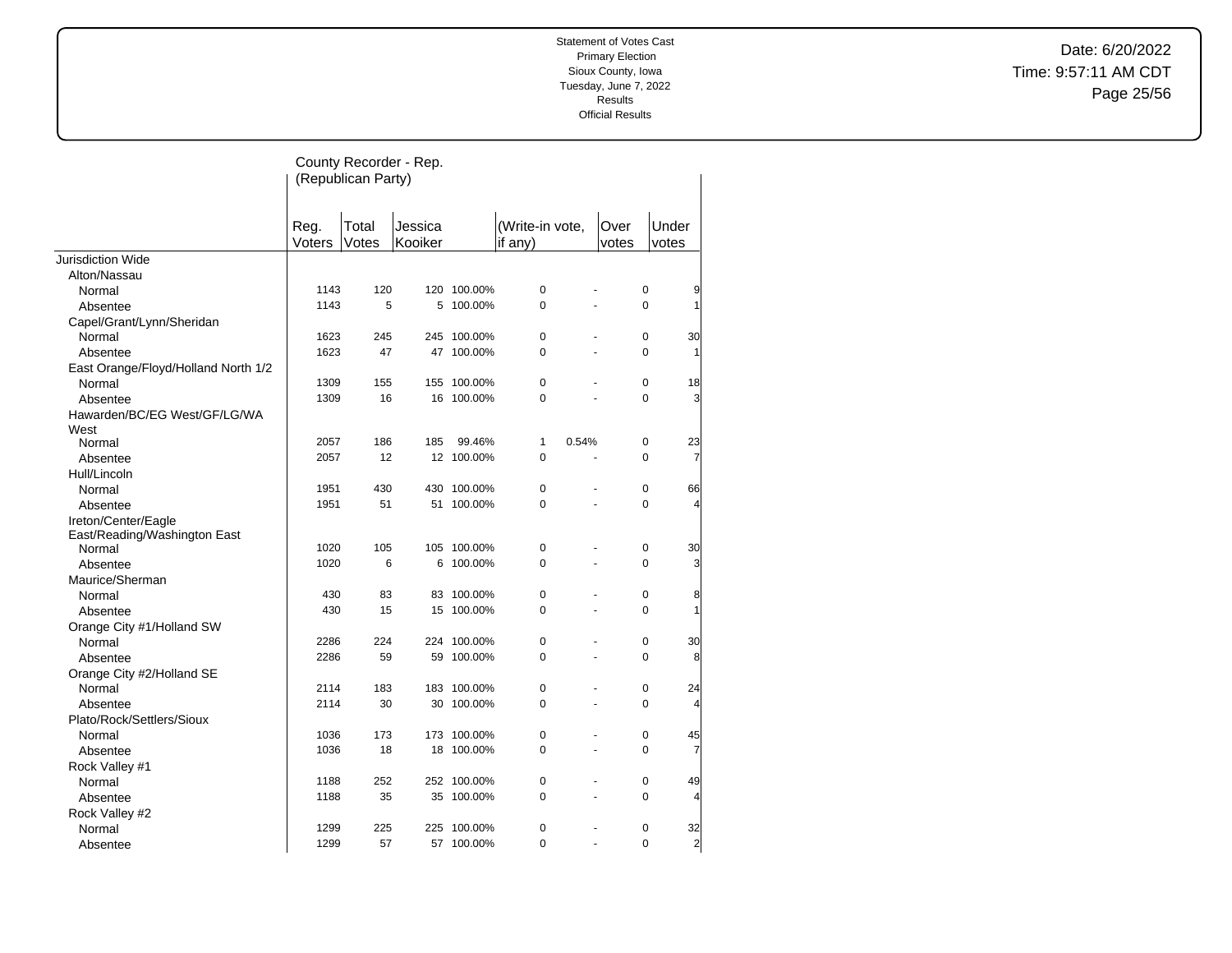Statement of Votes Cast
Primary Election
Sioux County, Iowa
Tuesday, June 7, 2022
Results
Official Results

Date: 6/20/2022
Time: 9:57:11 AM CDT

## County Recorder - Rep. (Republican Party)

| | Reg. Voters | Total Votes | Jessica Kooiker | | (Write-in vote, if any) | | Over votes | Under votes |
|---|---|---|---|---|---|---|---|---|
| **Jurisdiction Wide** | | | | | | | | |
| Alton/Nassau | | | | | | | | |
| Normal | 1143 | 120 | 120 | 100.00% | 0 | - | 0 | 9 |
| Absentee | 1143 | 5 | 5 | 100.00% | 0 | - | 0 | 1 |
| Capel/Grant/Lynn/Sheridan | | | | | | | | |
| Normal | 1623 | 245 | 245 | 100.00% | 0 | - | 0 | 30 |
| Absentee | 1623 | 47 | 47 | 100.00% | 0 | - | 0 | 1 |
| East Orange/Floyd/Holland North 1/2 | | | | | | | | |
| Normal | 1309 | 155 | 155 | 100.00% | 0 | - | 0 | 18 |
| Absentee | 1309 | 16 | 16 | 100.00% | 0 | - | 0 | 3 |
| Hawarden/BC/EG West/GF/LG/WA West | | | | | | | | |
| Normal | 2057 | 186 | 185 | 99.46% | 1 | 0.54% | 0 | 23 |
| Absentee | 2057 | 12 | 12 | 100.00% | 0 | - | 0 | 7 |
| Hull/Lincoln | | | | | | | | |
| Normal | 1951 | 430 | 430 | 100.00% | 0 | - | 0 | 66 |
| Absentee | 1951 | 51 | 51 | 100.00% | 0 | - | 0 | 4 |
| Ireton/Center/Eagle East/Reading/Washington East | | | | | | | | |
| Normal | 1020 | 105 | 105 | 100.00% | 0 | - | 0 | 30 |
| Absentee | 1020 | 6 | 6 | 100.00% | 0 | - | 0 | 3 |
| Maurice/Sherman | | | | | | | | |
| Normal | 430 | 83 | 83 | 100.00% | 0 | - | 0 | 8 |
| Absentee | 430 | 15 | 15 | 100.00% | 0 | - | 0 | 1 |
| Orange City #1/Holland SW | | | | | | | | |
| Normal | 2286 | 224 | 224 | 100.00% | 0 | - | 0 | 30 |
| Absentee | 2286 | 59 | 59 | 100.00% | 0 | - | 0 | 8 |
| Orange City #2/Holland SE | | | | | | | | |
| Normal | 2114 | 183 | 183 | 100.00% | 0 | - | 0 | 24 |
| Absentee | 2114 | 30 | 30 | 100.00% | 0 | - | 0 | 4 |
| Plato/Rock/Settlers/Sioux | | | | | | | | |
| Normal | 1036 | 173 | 173 | 100.00% | 0 | - | 0 | 45 |
| Absentee | 1036 | 18 | 18 | 100.00% | 0 | - | 0 | 7 |
| Rock Valley #1 | | | | | | | | |
| Normal | 1188 | 252 | 252 | 100.00% | 0 | - | 0 | 49 |
| Absentee | 1188 | 35 | 35 | 100.00% | 0 | - | 0 | 4 |
| Rock Valley #2 | | | | | | | | |
| Normal | 1299 | 225 | 225 | 100.00% | 0 | - | 0 | 32 |
| Absentee | 1299 | 57 | 57 | 100.00% | 0 | - | 0 | 2 |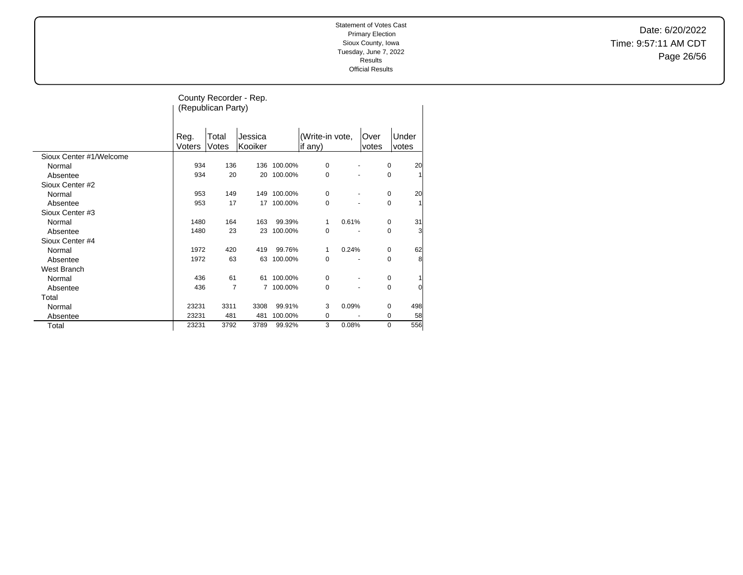Statement of Votes Cast
Primary Election
Sioux County, Iowa
Tuesday, June 7, 2022
Results
Official Results

Date: 6/20/2022
Time: 9:57:11 AM CDT

## County Recorder - Rep. (Republican Party)

| | Reg. Voters | Total Votes | Jessica Kooiker | | (Write-in vote, if any) | | Over votes | Under votes |
|---|---|---|---|---|---|---|---|---|
| Sioux Center #1/Welcome | | | | | | | | |
| Normal | 934 | 136 | 136 | 100.00% | 0 | - | 0 | 20 |
| Absentee | 934 | 20 | 20 | 100.00% | 0 | - | 0 | 1 |
| Sioux Center #2 | | | | | | | | |
| Normal | 953 | 149 | 149 | 100.00% | 0 | - | 0 | 20 |
| Absentee | 953 | 17 | 17 | 100.00% | 0 | - | 0 | 1 |
| Sioux Center #3 | | | | | | | | |
| Normal | 1480 | 164 | 163 | 99.39% | 1 | 0.61% | 0 | 31 |
| Absentee | 1480 | 23 | 23 | 100.00% | 0 | - | 0 | 3 |
| Sioux Center #4 | | | | | | | | |
| Normal | 1972 | 420 | 419 | 99.76% | 1 | 0.24% | 0 | 62 |
| Absentee | 1972 | 63 | 63 | 100.00% | 0 | - | 0 | 8 |
| West Branch | | | | | | | | |
| Normal | 436 | 61 | 61 | 100.00% | 0 | - | 0 | 1 |
| Absentee | 436 | 7 | 7 | 100.00% | 0 | - | 0 | 0 |
| Total | | | | | | | | |
| Normal | 23231 | 3311 | 3308 | 99.91% | 3 | 0.09% | 0 | 498 |
| Absentee | 23231 | 481 | 481 | 100.00% | 0 | - | 0 | 58 |
| Total | 23231 | 3792 | 3789 | 99.92% | 3 | 0.08% | 0 | 556 |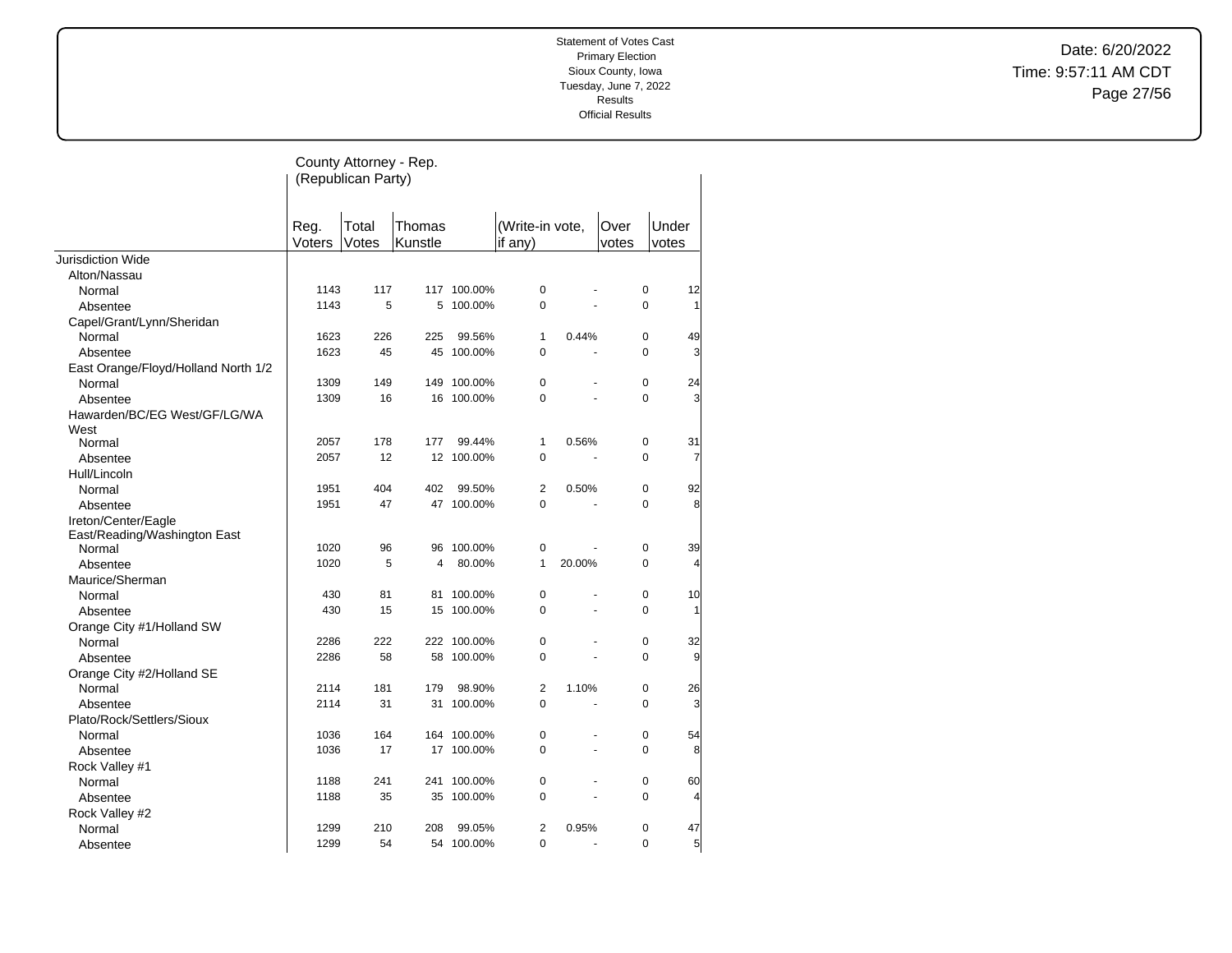Statement of Votes Cast
Primary Election
Sioux County, Iowa
Tuesday, June 7, 2022
Results
Official Results

Date: 6/20/2022
Time: 9:57:11 AM CDT

## County Attorney - Rep. (Republican Party)

| | Reg. Voters | Total Votes | Thomas Kunstle | | (Write-in vote, if any) | | Over votes | Under votes |
|---|---|---|---|---|---|---|---|---|
| Jurisdiction Wide | | | | | | | | |
| Alton/Nassau | | | | | | | | |
| Normal | 1143 | 117 | 117 | 100.00% | 0 | - | 0 | 12 |
| Absentee | 1143 | 5 | 5 | 100.00% | 0 | - | 0 | 1 |
| Capel/Grant/Lynn/Sheridan | | | | | | | | |
| Normal | 1623 | 226 | 225 | 99.56% | 1 | 0.44% | 0 | 49 |
| Absentee | 1623 | 45 | 45 | 100.00% | 0 | - | 0 | 3 |
| East Orange/Floyd/Holland North 1/2 | | | | | | | | |
| Normal | 1309 | 149 | 149 | 100.00% | 0 | - | 0 | 24 |
| Absentee | 1309 | 16 | 16 | 100.00% | 0 | - | 0 | 3 |
| Hawarden/BC/EG West/GF/LG/WA West | | | | | | | | |
| Normal | 2057 | 178 | 177 | 99.44% | 1 | 0.56% | 0 | 31 |
| Absentee | 2057 | 12 | 12 | 100.00% | 0 | - | 0 | 7 |
| Hull/Lincoln | | | | | | | | |
| Normal | 1951 | 404 | 402 | 99.50% | 2 | 0.50% | 0 | 92 |
| Absentee | 1951 | 47 | 47 | 100.00% | 0 | - | 0 | 8 |
| Ireton/Center/Eagle East/Reading/Washington East | | | | | | | | |
| Normal | 1020 | 96 | 96 | 100.00% | 0 | - | 0 | 39 |
| Absentee | 1020 | 5 | 4 | 80.00% | 1 | 20.00% | 0 | 4 |
| Maurice/Sherman | | | | | | | | |
| Normal | 430 | 81 | 81 | 100.00% | 0 | - | 0 | 10 |
| Absentee | 430 | 15 | 15 | 100.00% | 0 | - | 0 | 1 |
| Orange City #1/Holland SW | | | | | | | | |
| Normal | 2286 | 222 | 222 | 100.00% | 0 | - | 0 | 32 |
| Absentee | 2286 | 58 | 58 | 100.00% | 0 | - | 0 | 9 |
| Orange City #2/Holland SE | | | | | | | | |
| Normal | 2114 | 181 | 179 | 98.90% | 2 | 1.10% | 0 | 26 |
| Absentee | 2114 | 31 | 31 | 100.00% | 0 | - | 0 | 3 |
| Plato/Rock/Settlers/Sioux | | | | | | | | |
| Normal | 1036 | 164 | 164 | 100.00% | 0 | - | 0 | 54 |
| Absentee | 1036 | 17 | 17 | 100.00% | 0 | - | 0 | 8 |
| Rock Valley #1 | | | | | | | | |
| Normal | 1188 | 241 | 241 | 100.00% | 0 | - | 0 | 60 |
| Absentee | 1188 | 35 | 35 | 100.00% | 0 | - | 0 | 4 |
| Rock Valley #2 | | | | | | | | |
| Normal | 1299 | 210 | 208 | 99.05% | 2 | 0.95% | 0 | 47 |
| Absentee | 1299 | 54 | 54 | 100.00% | 0 | - | 0 | 5 |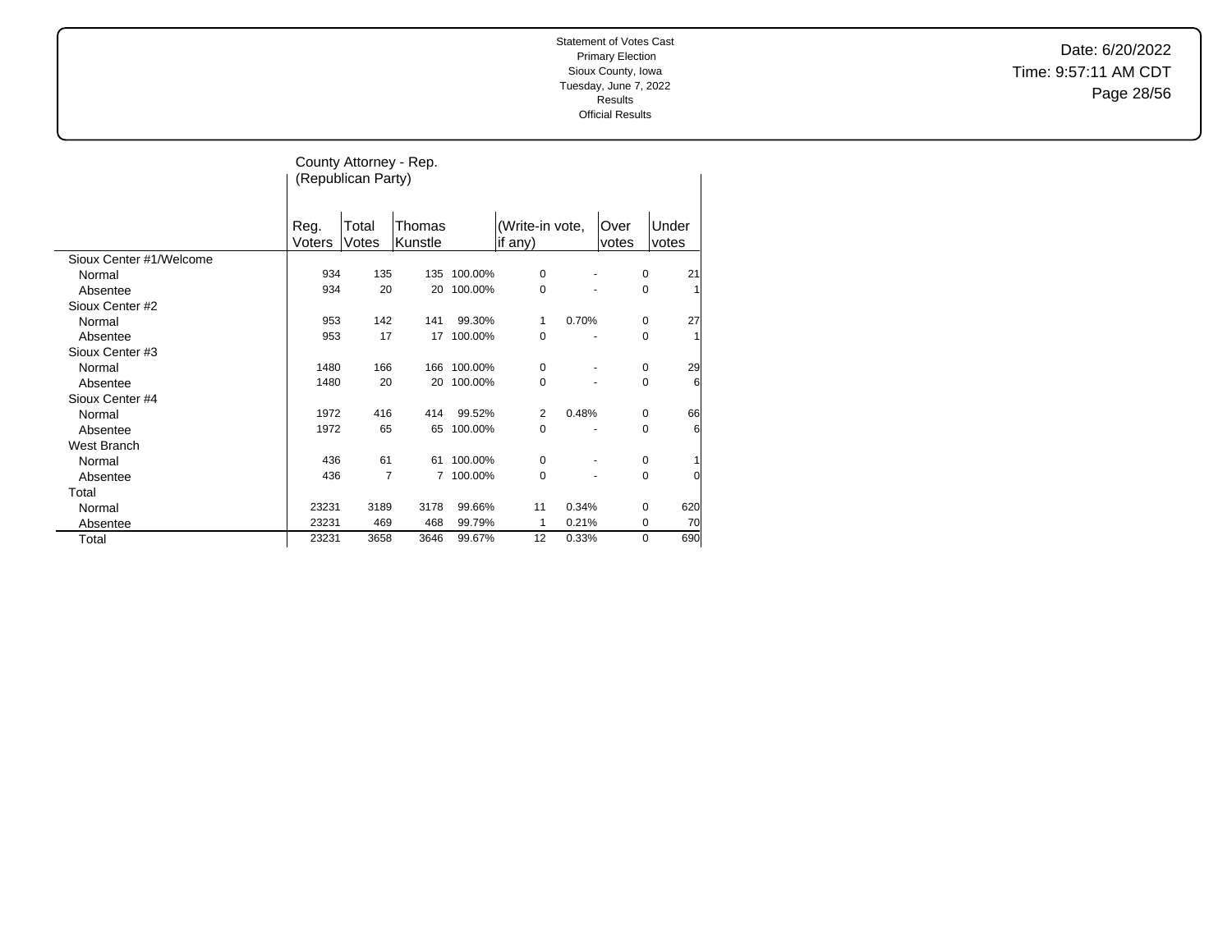Statement of Votes Cast
Primary Election
Sioux County, Iowa
Tuesday, June 7, 2022
Results
Official Results

Date: 6/20/2022
Time: 9:57:11 AM CDT

## County Attorney - Rep. (Republican Party)

| | Reg. Voters | Total Votes | Thomas Kunstle | | (Write-in vote, if any) | | Over votes | Under votes |
|---|---|---|---|---|---|---|---|---|
| Sioux Center #1/Welcome | | | | | | | | |
| Normal | 934 | 135 | 135 | 100.00% | 0 | - | 0 | 21 |
| Absentee | 934 | 20 | 20 | 100.00% | 0 | - | 0 | 1 |
| Sioux Center #2 | | | | | | | | |
| Normal | 953 | 142 | 141 | 99.30% | 1 | 0.70% | 0 | 27 |
| Absentee | 953 | 17 | 17 | 100.00% | 0 | - | 0 | 1 |
| Sioux Center #3 | | | | | | | | |
| Normal | 1480 | 166 | 166 | 100.00% | 0 | - | 0 | 29 |
| Absentee | 1480 | 20 | 20 | 100.00% | 0 | - | 0 | 6 |
| Sioux Center #4 | | | | | | | | |
| Normal | 1972 | 416 | 414 | 99.52% | 2 | 0.48% | 0 | 66 |
| Absentee | 1972 | 65 | 65 | 100.00% | 0 | - | 0 | 6 |
| West Branch | | | | | | | | |
| Normal | 436 | 61 | 61 | 100.00% | 0 | - | 0 | 1 |
| Absentee | 436 | 7 | 7 | 100.00% | 0 | - | 0 | 0 |
| Total | | | | | | | | |
| Normal | 23231 | 3189 | 3178 | 99.66% | 11 | 0.34% | 0 | 620 |
| Absentee | 23231 | 469 | 468 | 99.79% | 1 | 0.21% | 0 | 70 |
| Total | 23231 | 3658 | 3646 | 99.67% | 12 | 0.33% | 0 | 690 |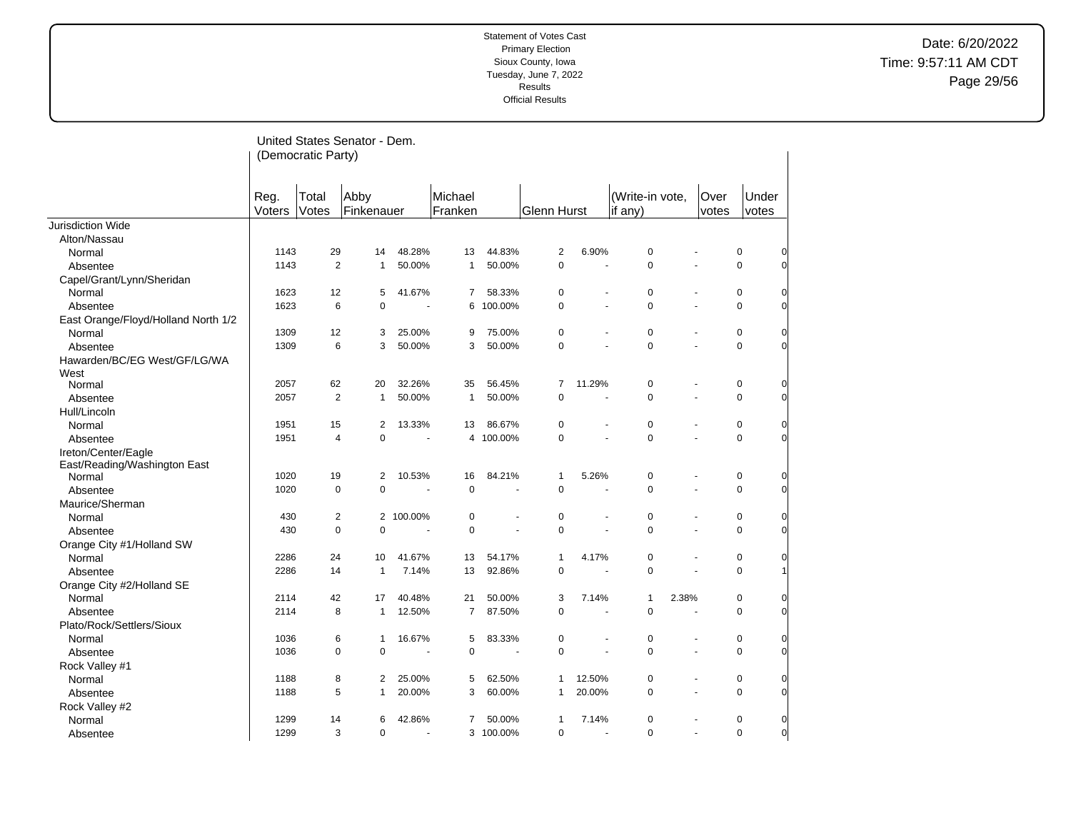Statement of Votes Cast
Primary Election
Sioux County, Iowa
Tuesday, June 7, 2022
Results
Official Results

Date: 6/20/2022
Time: 9:57:11 AM CDT

## United States Senator - Dem. (Democratic Party)

| | Reg. Voters | Total Votes | Abby Finkenauer | | Michael Franken | | Glenn Hurst | | (Write-in vote, if any) | | Over votes | Under votes |
|---|---|---|---|---|---|---|---|---|---|---|---|---|
| Jurisdiction Wide | | | | | | | | | | | | |
| Alton/Nassau | | | | | | | | | | | | |
| Normal | 1143 | 29 | 14 | 48.28% | 13 | 44.83% | 2 | 6.90% | 0 | - | 0 | 0 |
| Absentee | 1143 | 2 | 1 | 50.00% | 1 | 50.00% | 0 | - | 0 | - | 0 | 0 |
| Capel/Grant/Lynn/Sheridan | | | | | | | | | | | | |
| Normal | 1623 | 12 | 5 | 41.67% | 7 | 58.33% | 0 | - | 0 | - | 0 | 0 |
| Absentee | 1623 | 6 | 0 | - | 6 | 100.00% | 0 | - | 0 | - | 0 | 0 |
| East Orange/Floyd/Holland North 1/2 | | | | | | | | | | | | |
| Normal | 1309 | 12 | 3 | 25.00% | 9 | 75.00% | 0 | - | 0 | - | 0 | 0 |
| Absentee | 1309 | 6 | 3 | 50.00% | 3 | 50.00% | 0 | - | 0 | - | 0 | 0 |
| Hawarden/BC/EG West/GF/LG/WA West | | | | | | | | | | | | |
| Normal | 2057 | 62 | 20 | 32.26% | 35 | 56.45% | 7 | 11.29% | 0 | - | 0 | 0 |
| Absentee | 2057 | 2 | 1 | 50.00% | 1 | 50.00% | 0 | - | 0 | - | 0 | 0 |
| Hull/Lincoln | | | | | | | | | | | | |
| Normal | 1951 | 15 | 2 | 13.33% | 13 | 86.67% | 0 | - | 0 | - | 0 | 0 |
| Absentee | 1951 | 4 | 0 | - | 4 | 100.00% | 0 | - | 0 | - | 0 | 0 |
| Ireton/Center/Eagle East/Reading/Washington East | | | | | | | | | | | | |
| Normal | 1020 | 19 | 2 | 10.53% | 16 | 84.21% | 1 | 5.26% | 0 | - | 0 | 0 |
| Absentee | 1020 | 0 | 0 | - | 0 | - | 0 | - | 0 | - | 0 | 0 |
| Maurice/Sherman | | | | | | | | | | | | |
| Normal | 430 | 2 | 2 | 100.00% | 0 | - | 0 | - | 0 | - | 0 | 0 |
| Absentee | 430 | 0 | 0 | - | 0 | - | 0 | - | 0 | - | 0 | 0 |
| Orange City #1/Holland SW | | | | | | | | | | | | |
| Normal | 2286 | 24 | 10 | 41.67% | 13 | 54.17% | 1 | 4.17% | 0 | - | 0 | 0 |
| Absentee | 2286 | 14 | 1 | 7.14% | 13 | 92.86% | 0 | - | 0 | - | 0 | 1 |
| Orange City #2/Holland SE | | | | | | | | | | | | |
| Normal | 2114 | 42 | 17 | 40.48% | 21 | 50.00% | 3 | 7.14% | 1 | 2.38% | 0 | 0 |
| Absentee | 2114 | 8 | 1 | 12.50% | 7 | 87.50% | 0 | - | 0 | - | 0 | 0 |
| Plato/Rock/Settlers/Sioux | | | | | | | | | | | | |
| Normal | 1036 | 6 | 1 | 16.67% | 5 | 83.33% | 0 | - | 0 | - | 0 | 0 |
| Absentee | 1036 | 0 | 0 | - | 0 | - | 0 | - | 0 | - | 0 | 0 |
| Rock Valley #1 | | | | | | | | | | | | |
| Normal | 1188 | 8 | 2 | 25.00% | 5 | 62.50% | 1 | 12.50% | 0 | - | 0 | 0 |
| Absentee | 1188 | 5 | 1 | 20.00% | 3 | 60.00% | 1 | 20.00% | 0 | - | 0 | 0 |
| Rock Valley #2 | | | | | | | | | | | | |
| Normal | 1299 | 14 | 6 | 42.86% | 7 | 50.00% | 1 | 7.14% | 0 | - | 0 | 0 |
| Absentee | 1299 | 3 | 0 | - | 3 | 100.00% | 0 | - | 0 | - | 0 | 0 |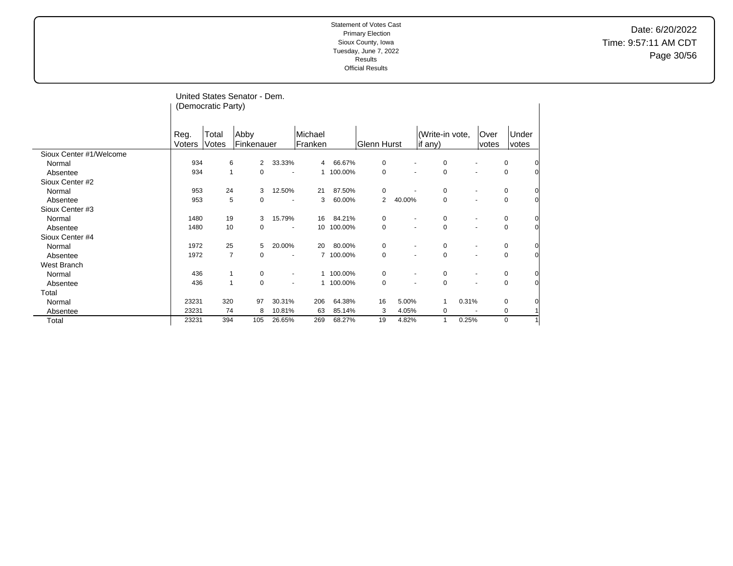Statement of Votes Cast
Primary Election
Sioux County, Iowa
Tuesday, June 7, 2022
Results
Official Results

Date: 6/20/2022
Time: 9:57:11 AM CDT

## United States Senator - Dem. (Democratic Party)

| | Reg. Voters | Total Votes | Abby Finkenauer | | Michael Franken | | Glenn Hurst | | (Write-in vote, if any) | | Over votes | Under votes |
|---|---|---|---|---|---|---|---|---|---|---|---|---|
| Sioux Center #1/Welcome | | | | | | | | | | | | |
| Normal | 934 | 6 | 2 | 33.33% | 4 | 66.67% | 0 | - | 0 | - | 0 | 0 |
| Absentee | 934 | 1 | 0 | - | 1 | 100.00% | 0 | - | 0 | - | 0 | 0 |
| Sioux Center #2 | | | | | | | | | | | | |
| Normal | 953 | 24 | 3 | 12.50% | 21 | 87.50% | 0 | - | 0 | - | 0 | 0 |
| Absentee | 953 | 5 | 0 | - | 3 | 60.00% | 2 | 40.00% | 0 | - | 0 | 0 |
| Sioux Center #3 | | | | | | | | | | | | |
| Normal | 1480 | 19 | 3 | 15.79% | 16 | 84.21% | 0 | - | 0 | - | 0 | 0 |
| Absentee | 1480 | 10 | 0 | - | 10 | 100.00% | 0 | - | 0 | - | 0 | 0 |
| Sioux Center #4 | | | | | | | | | | | | |
| Normal | 1972 | 25 | 5 | 20.00% | 20 | 80.00% | 0 | - | 0 | - | 0 | 0 |
| Absentee | 1972 | 7 | 0 | - | 7 | 100.00% | 0 | - | 0 | - | 0 | 0 |
| West Branch | | | | | | | | | | | | |
| Normal | 436 | 1 | 0 | - | 1 | 100.00% | 0 | - | 0 | - | 0 | 0 |
| Absentee | 436 | 1 | 0 | - | 1 | 100.00% | 0 | - | 0 | - | 0 | 0 |
| Total | | | | | | | | | | | | |
| Normal | 23231 | 320 | 97 | 30.31% | 206 | 64.38% | 16 | 5.00% | 1 | 0.31% | 0 | 0 |
| Absentee | 23231 | 74 | 8 | 10.81% | 63 | 85.14% | 3 | 4.05% | 0 | - | 0 | 1 |
| Total | 23231 | 394 | 105 | 26.65% | 269 | 68.27% | 19 | 4.82% | 1 | 0.25% | 0 | 1 |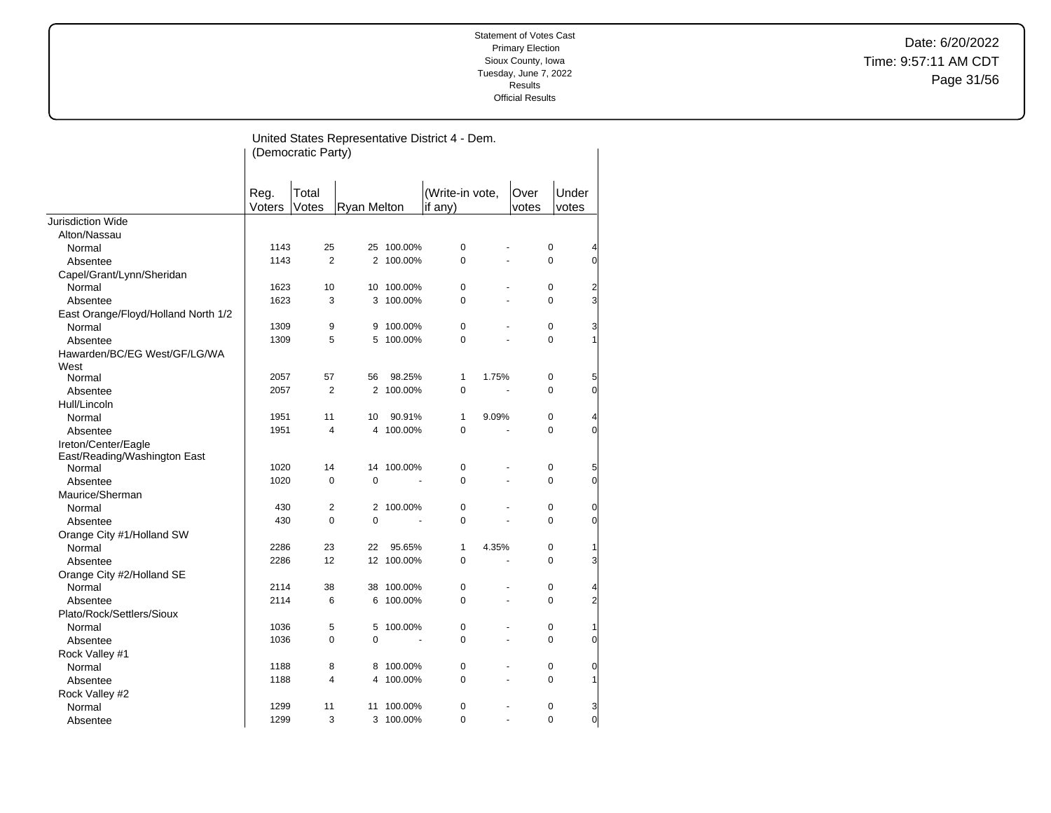Statement of Votes Cast
Primary Election
Sioux County, Iowa
Tuesday, June 7, 2022
Results
Official Results

Date: 6/20/2022
Time: 9:57:11 AM CDT

## United States Representative District 4 - Dem. (Democratic Party)

| | Reg. Voters | Total Votes | Ryan Melton | | (Write-in vote, if any) | | Over votes | Under votes |
|---|---|---|---|---|---|---|---|---|
| Jurisdiction Wide | | | | | | | | |
| Alton/Nassau | | | | | | | | |
| Normal | 1143 | 25 | 25 | 100.00% | 0 | - | 0 | 4 |
| Absentee | 1143 | 2 | 2 | 100.00% | 0 | - | 0 | 0 |
| Capel/Grant/Lynn/Sheridan | | | | | | | | |
| Normal | 1623 | 10 | 10 | 100.00% | 0 | - | 0 | 2 |
| Absentee | 1623 | 3 | 3 | 100.00% | 0 | - | 0 | 3 |
| East Orange/Floyd/Holland North 1/2 | | | | | | | | |
| Normal | 1309 | 9 | 9 | 100.00% | 0 | - | 0 | 3 |
| Absentee | 1309 | 5 | 5 | 100.00% | 0 | - | 0 | 1 |
| Hawarden/BC/EG West/GF/LG/WA West | | | | | | | | |
| Normal | 2057 | 57 | 56 | 98.25% | 1 | 1.75% | 0 | 5 |
| Absentee | 2057 | 2 | 2 | 100.00% | 0 | - | 0 | 0 |
| Hull/Lincoln | | | | | | | | |
| Normal | 1951 | 11 | 10 | 90.91% | 1 | 9.09% | 0 | 4 |
| Absentee | 1951 | 4 | 4 | 100.00% | 0 | - | 0 | 0 |
| Ireton/Center/Eagle East/Reading/Washington East | | | | | | | | |
| Normal | 1020 | 14 | 14 | 100.00% | 0 | - | 0 | 5 |
| Absentee | 1020 | 0 | 0 | - | 0 | - | 0 | 0 |
| Maurice/Sherman | | | | | | | | |
| Normal | 430 | 2 | 2 | 100.00% | 0 | - | 0 | 0 |
| Absentee | 430 | 0 | 0 | - | 0 | - | 0 | 0 |
| Orange City #1/Holland SW | | | | | | | | |
| Normal | 2286 | 23 | 22 | 95.65% | 1 | 4.35% | 0 | 1 |
| Absentee | 2286 | 12 | 12 | 100.00% | 0 | - | 0 | 3 |
| Orange City #2/Holland SE | | | | | | | | |
| Normal | 2114 | 38 | 38 | 100.00% | 0 | - | 0 | 4 |
| Absentee | 2114 | 6 | 6 | 100.00% | 0 | - | 0 | 2 |
| Plato/Rock/Settlers/Sioux | | | | | | | | |
| Normal | 1036 | 5 | 5 | 100.00% | 0 | - | 0 | 1 |
| Absentee | 1036 | 0 | 0 | - | 0 | - | 0 | 0 |
| Rock Valley #1 | | | | | | | | |
| Normal | 1188 | 8 | 8 | 100.00% | 0 | - | 0 | 0 |
| Absentee | 1188 | 4 | 4 | 100.00% | 0 | - | 0 | 1 |
| Rock Valley #2 | | | | | | | | |
| Normal | 1299 | 11 | 11 | 100.00% | 0 | - | 0 | 3 |
| Absentee | 1299 | 3 | 3 | 100.00% | 0 | - | 0 | 0 |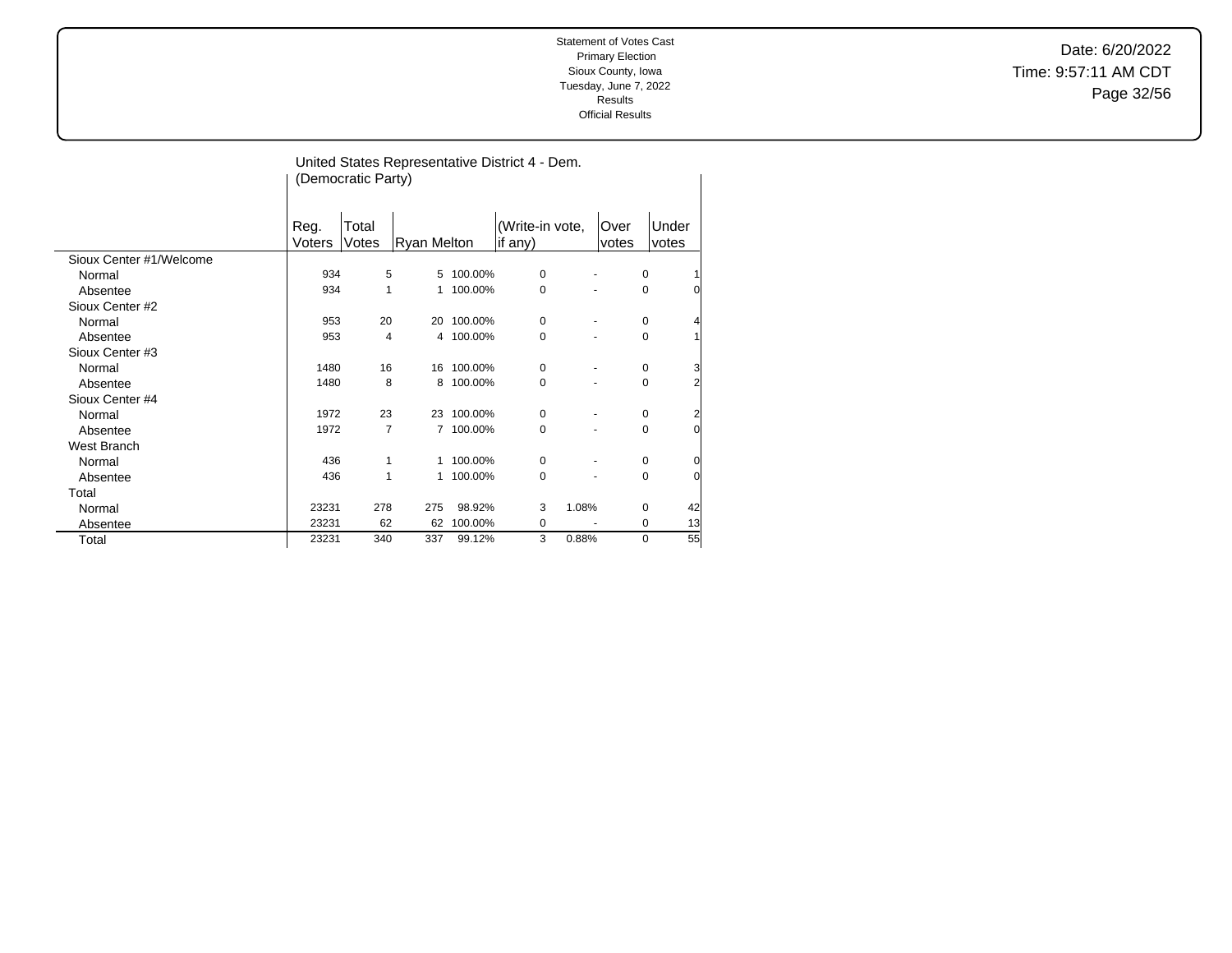Statement of Votes Cast
Primary Election
Sioux County, Iowa
Tuesday, June 7, 2022
Results
Official Results

Date: 6/20/2022
Time: 9:57:11 AM CDT

## United States Representative District 4 - Dem. (Democratic Party)

| | Reg. Voters | Total Votes | Ryan Melton | | (Write-in vote, if any) | | Over votes | Under votes |
|---|---|---|---|---|---|---|---|---|
| Sioux Center #1/Welcome | | | | | | | | |
| Normal | 934 | 5 | 5 | 100.00% | 0 | - | 0 | 1 |
| Absentee | 934 | 1 | 1 | 100.00% | 0 | - | 0 | 0 |
| Sioux Center #2 | | | | | | | | |
| Normal | 953 | 20 | 20 | 100.00% | 0 | - | 0 | 4 |
| Absentee | 953 | 4 | 4 | 100.00% | 0 | - | 0 | 1 |
| Sioux Center #3 | | | | | | | | |
| Normal | 1480 | 16 | 16 | 100.00% | 0 | - | 0 | 3 |
| Absentee | 1480 | 8 | 8 | 100.00% | 0 | - | 0 | 2 |
| Sioux Center #4 | | | | | | | | |
| Normal | 1972 | 23 | 23 | 100.00% | 0 | - | 0 | 2 |
| Absentee | 1972 | 7 | 7 | 100.00% | 0 | - | 0 | 0 |
| West Branch | | | | | | | | |
| Normal | 436 | 1 | 1 | 100.00% | 0 | - | 0 | 0 |
| Absentee | 436 | 1 | 1 | 100.00% | 0 | - | 0 | 0 |
| Total | | | | | | | | |
| Normal | 23231 | 278 | 275 | 98.92% | 3 | 1.08% | 0 | 42 |
| Absentee | 23231 | 62 | 62 | 100.00% | 0 | - | 0 | 13 |
| Total | 23231 | 340 | 337 | 99.12% | 3 | 0.88% | 0 | 55 |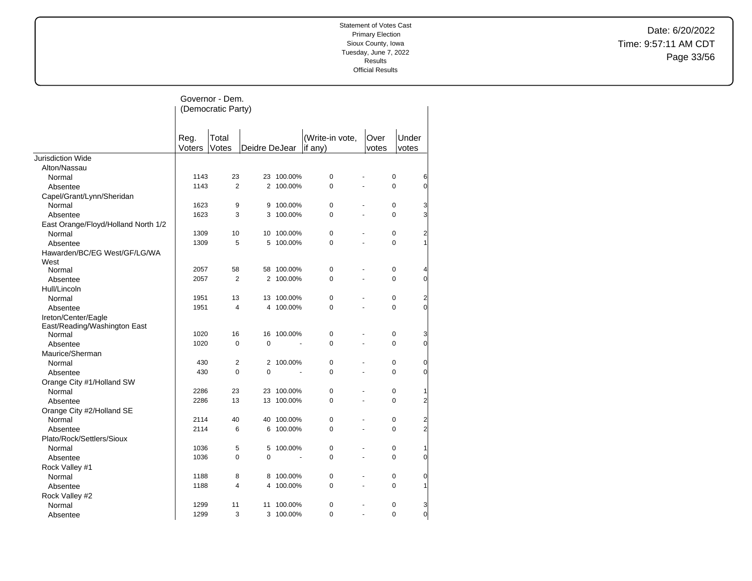Statement of Votes Cast
Primary Election
Sioux County, Iowa
Tuesday, June 7, 2022
Results
Official Results

Date: 6/20/2022
Time: 9:57:11 AM CDT

## Governor - Dem. (Democratic Party)

| | Reg. Voters | Total Votes | Deidre DeJear | | (Write-in vote, if any) | | Over votes | Under votes |
|---|---|---|---|---|---|---|---|---|
| **Jurisdiction Wide** | | | | | | | | |
| Alton/Nassau | | | | | | | | |
| Normal | 1143 | 23 | 23 | 100.00% | 0 | - | 0 | 6 |
| Absentee | 1143 | 2 | 2 | 100.00% | 0 | - | 0 | 0 |
| Capel/Grant/Lynn/Sheridan | | | | | | | | |
| Normal | 1623 | 9 | 9 | 100.00% | 0 | - | 0 | 3 |
| Absentee | 1623 | 3 | 3 | 100.00% | 0 | - | 0 | 3 |
| East Orange/Floyd/Holland North 1/2 | | | | | | | | |
| Normal | 1309 | 10 | 10 | 100.00% | 0 | - | 0 | 2 |
| Absentee | 1309 | 5 | 5 | 100.00% | 0 | - | 0 | 1 |
| Hawarden/BC/EG West/GF/LG/WA West | | | | | | | | |
| Normal | 2057 | 58 | 58 | 100.00% | 0 | - | 0 | 4 |
| Absentee | 2057 | 2 | 2 | 100.00% | 0 | - | 0 | 0 |
| Hull/Lincoln | | | | | | | | |
| Normal | 1951 | 13 | 13 | 100.00% | 0 | - | 0 | 2 |
| Absentee | 1951 | 4 | 4 | 100.00% | 0 | - | 0 | 0 |
| Ireton/Center/Eagle East/Reading/Washington East | | | | | | | | |
| Normal | 1020 | 16 | 16 | 100.00% | 0 | - | 0 | 3 |
| Absentee | 1020 | 0 | 0 | - | 0 | - | 0 | 0 |
| Maurice/Sherman | | | | | | | | |
| Normal | 430 | 2 | 2 | 100.00% | 0 | - | 0 | 0 |
| Absentee | 430 | 0 | 0 | - | 0 | - | 0 | 0 |
| Orange City #1/Holland SW | | | | | | | | |
| Normal | 2286 | 23 | 23 | 100.00% | 0 | - | 0 | 1 |
| Absentee | 2286 | 13 | 13 | 100.00% | 0 | - | 0 | 2 |
| Orange City #2/Holland SE | | | | | | | | |
| Normal | 2114 | 40 | 40 | 100.00% | 0 | - | 0 | 2 |
| Absentee | 2114 | 6 | 6 | 100.00% | 0 | - | 0 | 2 |
| Plato/Rock/Settlers/Sioux | | | | | | | | |
| Normal | 1036 | 5 | 5 | 100.00% | 0 | - | 0 | 1 |
| Absentee | 1036 | 0 | 0 | - | 0 | - | 0 | 0 |
| Rock Valley #1 | | | | | | | | |
| Normal | 1188 | 8 | 8 | 100.00% | 0 | - | 0 | 0 |
| Absentee | 1188 | 4 | 4 | 100.00% | 0 | - | 0 | 1 |
| Rock Valley #2 | | | | | | | | |
| Normal | 1299 | 11 | 11 | 100.00% | 0 | - | 0 | 3 |
| Absentee | 1299 | 3 | 3 | 100.00% | 0 | - | 0 | 0 |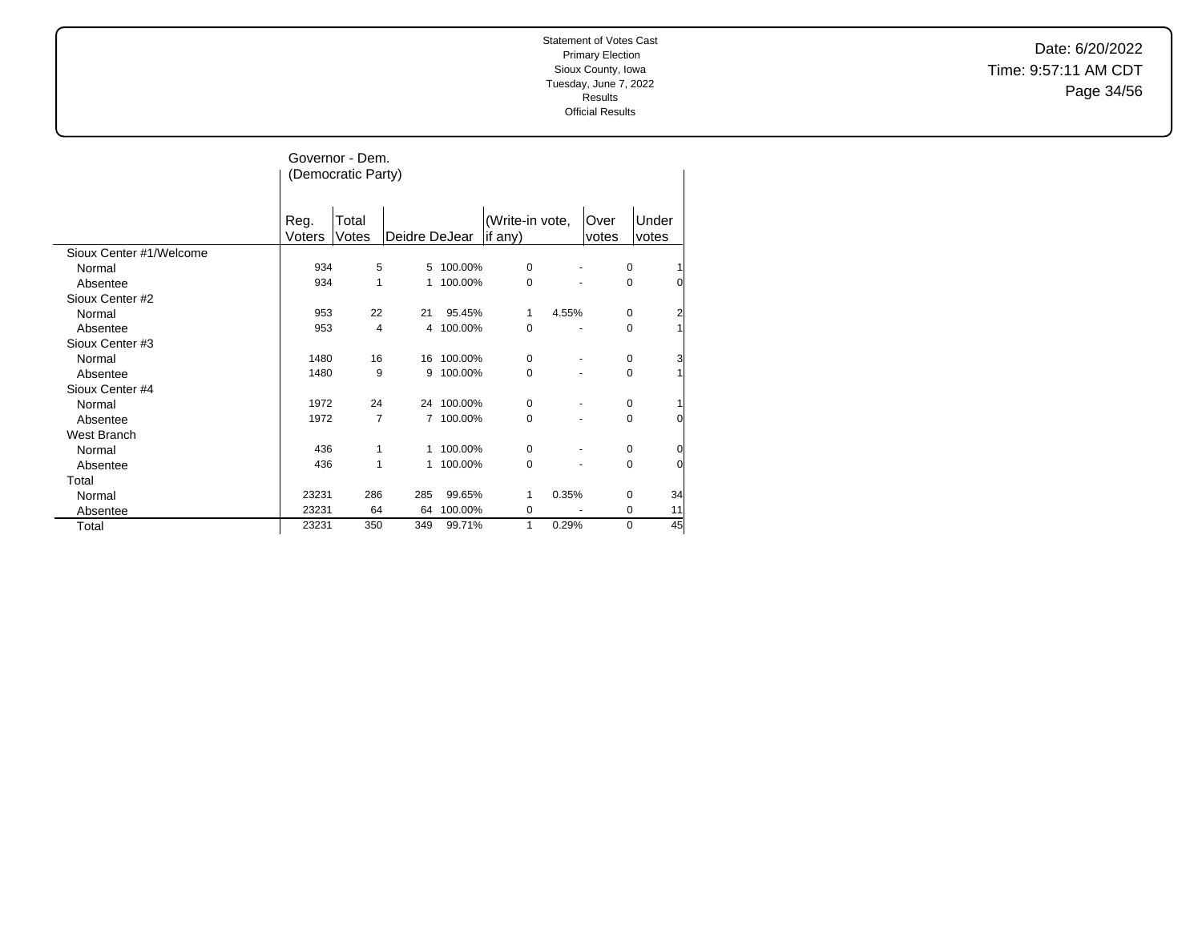Statement of Votes Cast
Primary Election
Sioux County, Iowa
Tuesday, June 7, 2022
Results
Official Results

Date: 6/20/2022
Time: 9:57:11 AM CDT

## Governor - Dem. (Democratic Party)

| | Reg. Voters | Total Votes | Deidre DeJear | | (Write-in vote, if any) | | Over votes | Under votes |
|---|---|---|---|---|---|---|---|---|
| Sioux Center #1/Welcome | | | | | | | | |
| Normal | 934 | 5 | 5 | 100.00% | 0 | - | 0 | 1 |
| Absentee | 934 | 1 | 1 | 100.00% | 0 | - | 0 | 0 |
| Sioux Center #2 | | | | | | | | |
| Normal | 953 | 22 | 21 | 95.45% | 1 | 4.55% | 0 | 2 |
| Absentee | 953 | 4 | 4 | 100.00% | 0 | - | 0 | 1 |
| Sioux Center #3 | | | | | | | | |
| Normal | 1480 | 16 | 16 | 100.00% | 0 | - | 0 | 3 |
| Absentee | 1480 | 9 | 9 | 100.00% | 0 | - | 0 | 1 |
| Sioux Center #4 | | | | | | | | |
| Normal | 1972 | 24 | 24 | 100.00% | 0 | - | 0 | 1 |
| Absentee | 1972 | 7 | 7 | 100.00% | 0 | - | 0 | 0 |
| West Branch | | | | | | | | |
| Normal | 436 | 1 | 1 | 100.00% | 0 | - | 0 | 0 |
| Absentee | 436 | 1 | 1 | 100.00% | 0 | - | 0 | 0 |
| Total | | | | | | | | |
| Normal | 23231 | 286 | 285 | 99.65% | 1 | 0.35% | 0 | 34 |
| Absentee | 23231 | 64 | 64 | 100.00% | 0 | - | 0 | 11 |
| Total | 23231 | 350 | 349 | 99.71% | 1 | 0.29% | 0 | 45 |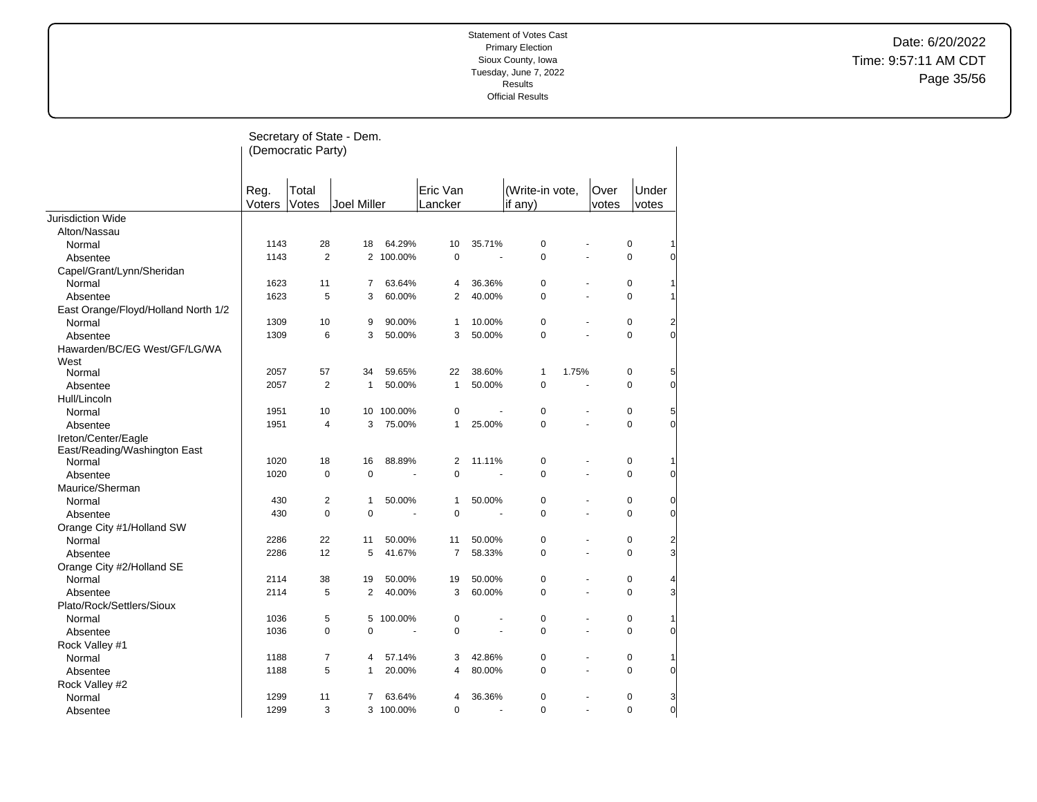Statement of Votes Cast
Primary Election
Sioux County, Iowa
Tuesday, June 7, 2022
Results
Official Results

Date: 6/20/2022
Time: 9:57:11 AM CDT

## Secretary of State - Dem. (Democratic Party)

| | Reg. Voters | Total Votes | Joel Miller | | Eric Van Lancker | | (Write-in vote, if any) | | Over votes | Under votes |
|---|---|---|---|---|---|---|---|---|---|---|
| Jurisdiction Wide | | | | | | | | | | |
| Alton/Nassau | | | | | | | | | | |
| Normal | 1143 | 28 | 18 | 64.29% | 10 | 35.71% | 0 | - | 0 | 1 |
| Absentee | 1143 | 2 | 2 | 100.00% | 0 | - | 0 | - | 0 | 0 |
| Capel/Grant/Lynn/Sheridan | | | | | | | | | | |
| Normal | 1623 | 11 | 7 | 63.64% | 4 | 36.36% | 0 | - | 0 | 1 |
| Absentee | 1623 | 5 | 3 | 60.00% | 2 | 40.00% | 0 | - | 0 | 1 |
| East Orange/Floyd/Holland North 1/2 | | | | | | | | | | |
| Normal | 1309 | 10 | 9 | 90.00% | 1 | 10.00% | 0 | - | 0 | 2 |
| Absentee | 1309 | 6 | 3 | 50.00% | 3 | 50.00% | 0 | - | 0 | 0 |
| Hawarden/BC/EG West/GF/LG/WA West | | | | | | | | | | |
| Normal | 2057 | 57 | 34 | 59.65% | 22 | 38.60% | 1 | 1.75% | 0 | 5 |
| Absentee | 2057 | 2 | 1 | 50.00% | 1 | 50.00% | 0 | - | 0 | 0 |
| Hull/Lincoln | | | | | | | | | | |
| Normal | 1951 | 10 | 10 | 100.00% | 0 | - | 0 | - | 0 | 5 |
| Absentee | 1951 | 4 | 3 | 75.00% | 1 | 25.00% | 0 | - | 0 | 0 |
| Ireton/Center/Eagle East/Reading/Washington East | | | | | | | | | | |
| Normal | 1020 | 18 | 16 | 88.89% | 2 | 11.11% | 0 | - | 0 | 1 |
| Absentee | 1020 | 0 | 0 | - | 0 | - | 0 | - | 0 | 0 |
| Maurice/Sherman | | | | | | | | | | |
| Normal | 430 | 2 | 1 | 50.00% | 1 | 50.00% | 0 | - | 0 | 0 |
| Absentee | 430 | 0 | 0 | - | 0 | - | 0 | - | 0 | 0 |
| Orange City #1/Holland SW | | | | | | | | | | |
| Normal | 2286 | 22 | 11 | 50.00% | 11 | 50.00% | 0 | - | 0 | 2 |
| Absentee | 2286 | 12 | 5 | 41.67% | 7 | 58.33% | 0 | - | 0 | 3 |
| Orange City #2/Holland SE | | | | | | | | | | |
| Normal | 2114 | 38 | 19 | 50.00% | 19 | 50.00% | 0 | - | 0 | 4 |
| Absentee | 2114 | 5 | 2 | 40.00% | 3 | 60.00% | 0 | - | 0 | 3 |
| Plato/Rock/Settlers/Sioux | | | | | | | | | | |
| Normal | 1036 | 5 | 5 | 100.00% | 0 | - | 0 | - | 0 | 1 |
| Absentee | 1036 | 0 | 0 | - | 0 | - | 0 | - | 0 | 0 |
| Rock Valley #1 | | | | | | | | | | |
| Normal | 1188 | 7 | 4 | 57.14% | 3 | 42.86% | 0 | - | 0 | 1 |
| Absentee | 1188 | 5 | 1 | 20.00% | 4 | 80.00% | 0 | - | 0 | 0 |
| Rock Valley #2 | | | | | | | | | | |
| Normal | 1299 | 11 | 7 | 63.64% | 4 | 36.36% | 0 | - | 0 | 3 |
| Absentee | 1299 | 3 | 3 | 100.00% | 0 | - | 0 | - | 0 | 0 |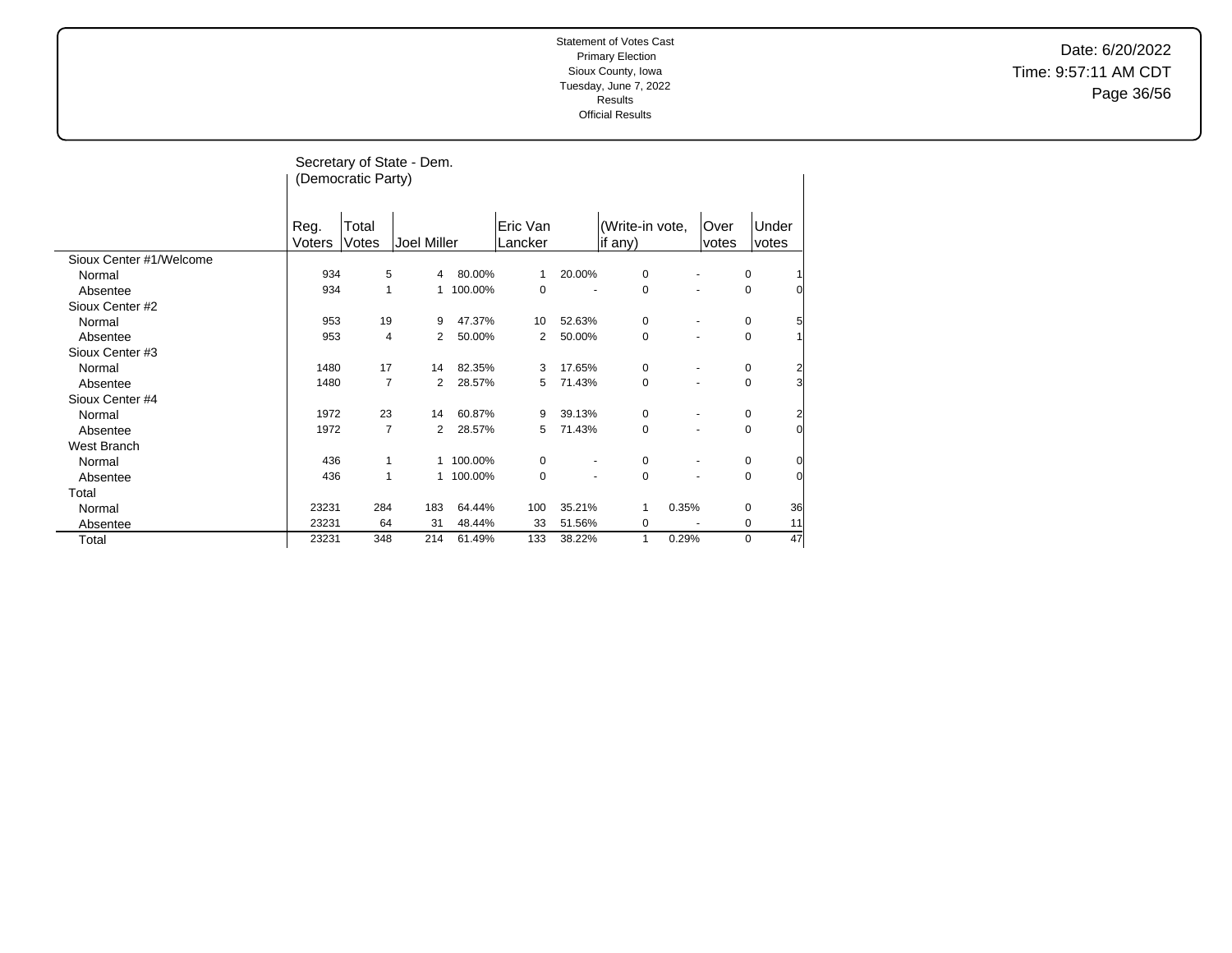Statement of Votes Cast
Primary Election
Sioux County, Iowa
Tuesday, June 7, 2022
Results
Official Results

Date: 6/20/2022
Time: 9:57:11 AM CDT

## Secretary of State - Dem. (Democratic Party)

| | Reg. Voters | Total Votes | Joel Miller | | Eric Van Lancker | | (Write-in vote, if any) | | Over votes | Under votes |
|---|---|---|---|---|---|---|---|---|---|---|
| Sioux Center #1/Welcome | | | | | | | | | | |
| Normal | 934 | 5 | 4 | 80.00% | 1 | 20.00% | 0 | - | 0 | 1 |
| Absentee | 934 | 1 | 1 | 100.00% | 0 | - | 0 | - | 0 | 0 |
| Sioux Center #2 | | | | | | | | | | |
| Normal | 953 | 19 | 9 | 47.37% | 10 | 52.63% | 0 | - | 0 | 5 |
| Absentee | 953 | 4 | 2 | 50.00% | 2 | 50.00% | 0 | - | 0 | 1 |
| Sioux Center #3 | | | | | | | | | | |
| Normal | 1480 | 17 | 14 | 82.35% | 3 | 17.65% | 0 | - | 0 | 2 |
| Absentee | 1480 | 7 | 2 | 28.57% | 5 | 71.43% | 0 | - | 0 | 3 |
| Sioux Center #4 | | | | | | | | | | |
| Normal | 1972 | 23 | 14 | 60.87% | 9 | 39.13% | 0 | - | 0 | 2 |
| Absentee | 1972 | 7 | 2 | 28.57% | 5 | 71.43% | 0 | - | 0 | 0 |
| West Branch | | | | | | | | | | |
| Normal | 436 | 1 | 1 | 100.00% | 0 | - | 0 | - | 0 | 0 |
| Absentee | 436 | 1 | 1 | 100.00% | 0 | - | 0 | - | 0 | 0 |
| Total | | | | | | | | | | |
| Normal | 23231 | 284 | 183 | 64.44% | 100 | 35.21% | 1 | 0.35% | 0 | 36 |
| Absentee | 23231 | 64 | 31 | 48.44% | 33 | 51.56% | 0 | - | 0 | 11 |
| Total | 23231 | 348 | 214 | 61.49% | 133 | 38.22% | 1 | 0.29% | 0 | 47 |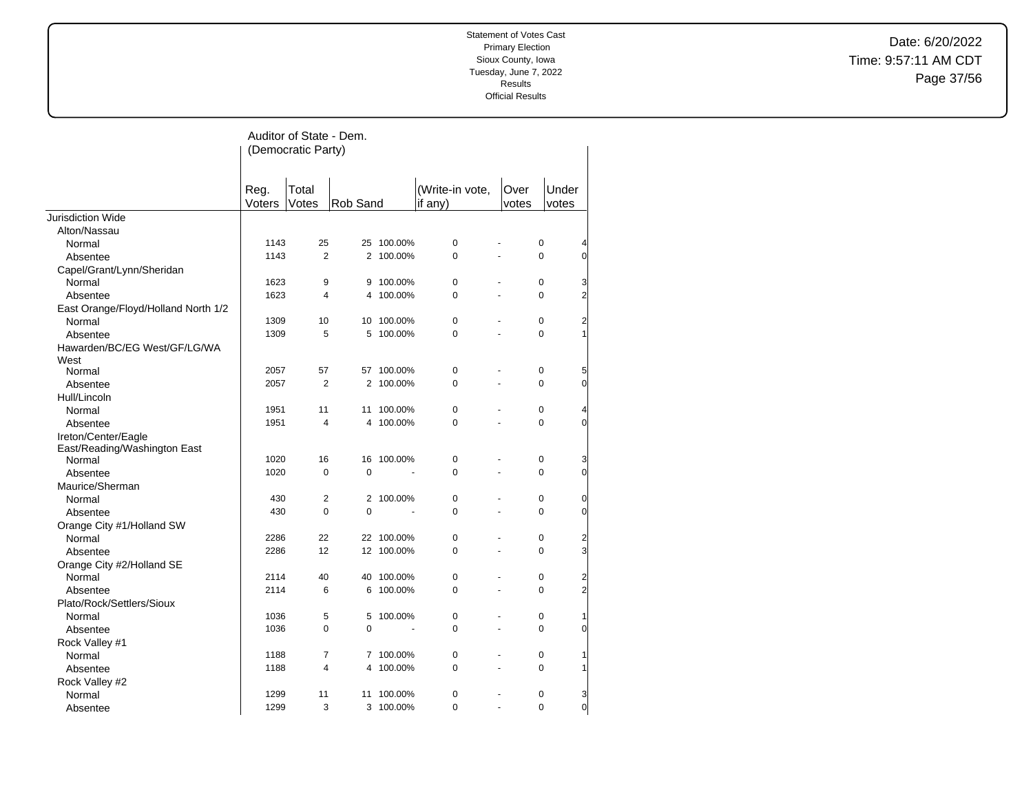Statement of Votes Cast
Primary Election
Sioux County, Iowa
Tuesday, June 7, 2022
Results
Official Results

Date: 6/20/2022
Time: 9:57:11 AM CDT

## Auditor of State - Dem. (Democratic Party)

| | Reg. Voters | Total Votes | Rob Sand | | (Write-in vote, if any) | | Over votes | Under votes |
|---|---|---|---|---|---|---|---|---|
| Jurisdiction Wide | | | | | | | | |
| Alton/Nassau | | | | | | | | |
| Normal | 1143 | 25 | 25 | 100.00% | 0 | - | 0 | 4 |
| Absentee | 1143 | 2 | 2 | 100.00% | 0 | - | 0 | 0 |
| Capel/Grant/Lynn/Sheridan | | | | | | | | |
| Normal | 1623 | 9 | 9 | 100.00% | 0 | - | 0 | 3 |
| Absentee | 1623 | 4 | 4 | 100.00% | 0 | - | 0 | 2 |
| East Orange/Floyd/Holland North 1/2 | | | | | | | | |
| Normal | 1309 | 10 | 10 | 100.00% | 0 | - | 0 | 2 |
| Absentee | 1309 | 5 | 5 | 100.00% | 0 | - | 0 | 1 |
| Hawarden/BC/EG West/GF/LG/WA West | | | | | | | | |
| Normal | 2057 | 57 | 57 | 100.00% | 0 | - | 0 | 5 |
| Absentee | 2057 | 2 | 2 | 100.00% | 0 | - | 0 | 0 |
| Hull/Lincoln | | | | | | | | |
| Normal | 1951 | 11 | 11 | 100.00% | 0 | - | 0 | 4 |
| Absentee | 1951 | 4 | 4 | 100.00% | 0 | - | 0 | 0 |
| Ireton/Center/Eagle East/Reading/Washington East | | | | | | | | |
| Normal | 1020 | 16 | 16 | 100.00% | 0 | - | 0 | 3 |
| Absentee | 1020 | 0 | 0 | - | 0 | - | 0 | 0 |
| Maurice/Sherman | | | | | | | | |
| Normal | 430 | 2 | 2 | 100.00% | 0 | - | 0 | 0 |
| Absentee | 430 | 0 | 0 | - | 0 | - | 0 | 0 |
| Orange City #1/Holland SW | | | | | | | | |
| Normal | 2286 | 22 | 22 | 100.00% | 0 | - | 0 | 2 |
| Absentee | 2286 | 12 | 12 | 100.00% | 0 | - | 0 | 3 |
| Orange City #2/Holland SE | | | | | | | | |
| Normal | 2114 | 40 | 40 | 100.00% | 0 | - | 0 | 2 |
| Absentee | 2114 | 6 | 6 | 100.00% | 0 | - | 0 | 2 |
| Plato/Rock/Settlers/Sioux | | | | | | | | |
| Normal | 1036 | 5 | 5 | 100.00% | 0 | - | 0 | 1 |
| Absentee | 1036 | 0 | 0 | - | 0 | - | 0 | 0 |
| Rock Valley #1 | | | | | | | | |
| Normal | 1188 | 7 | 7 | 100.00% | 0 | - | 0 | 1 |
| Absentee | 1188 | 4 | 4 | 100.00% | 0 | - | 0 | 1 |
| Rock Valley #2 | | | | | | | | |
| Normal | 1299 | 11 | 11 | 100.00% | 0 | - | 0 | 3 |
| Absentee | 1299 | 3 | 3 | 100.00% | 0 | - | 0 | 0 |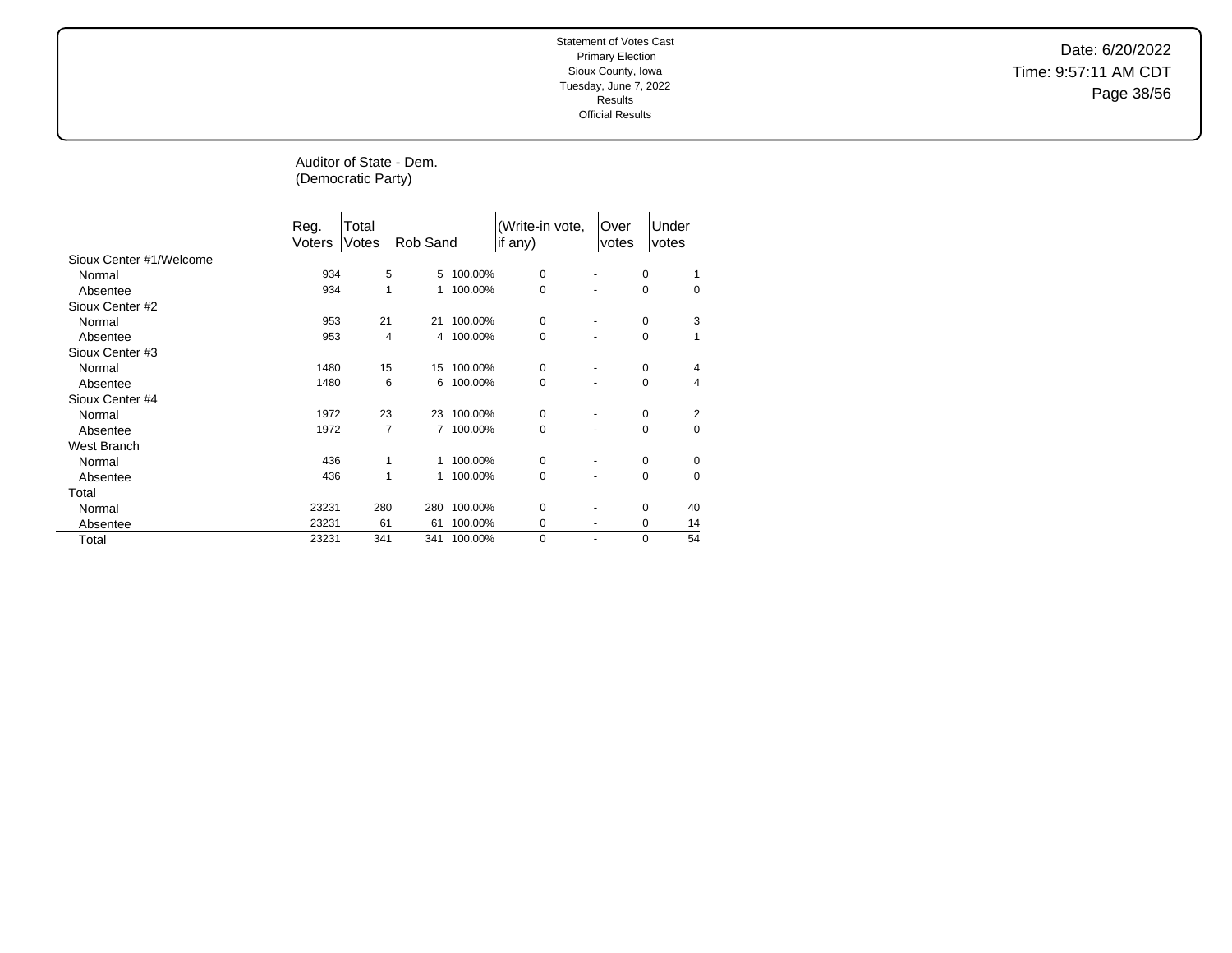Statement of Votes Cast
Primary Election
Sioux County, Iowa
Tuesday, June 7, 2022
Results
Official Results

Date: 6/20/2022
Time: 9:57:11 AM CDT

## Auditor of State - Dem. (Democratic Party)

| | Reg. Voters | Total Votes | Rob Sand | | (Write-in vote, if any) | | Over votes | Under votes |
|---|---|---|---|---|---|---|---|---|
| Sioux Center #1/Welcome | | | | | | | | |
| Normal | 934 | 5 | 5 | 100.00% | 0 | - | 0 | 1 |
| Absentee | 934 | 1 | 1 | 100.00% | 0 | - | 0 | 0 |
| Sioux Center #2 | | | | | | | | |
| Normal | 953 | 21 | 21 | 100.00% | 0 | - | 0 | 3 |
| Absentee | 953 | 4 | 4 | 100.00% | 0 | - | 0 | 1 |
| Sioux Center #3 | | | | | | | | |
| Normal | 1480 | 15 | 15 | 100.00% | 0 | - | 0 | 4 |
| Absentee | 1480 | 6 | 6 | 100.00% | 0 | - | 0 | 4 |
| Sioux Center #4 | | | | | | | | |
| Normal | 1972 | 23 | 23 | 100.00% | 0 | - | 0 | 2 |
| Absentee | 1972 | 7 | 7 | 100.00% | 0 | - | 0 | 0 |
| West Branch | | | | | | | | |
| Normal | 436 | 1 | 1 | 100.00% | 0 | - | 0 | 0 |
| Absentee | 436 | 1 | 1 | 100.00% | 0 | - | 0 | 0 |
| Total | | | | | | | | |
| Normal | 23231 | 280 | 280 | 100.00% | 0 | - | 0 | 40 |
| Absentee | 23231 | 61 | 61 | 100.00% | 0 | - | 0 | 14 |
| Total | 23231 | 341 | 341 | 100.00% | 0 | - | 0 | 54 |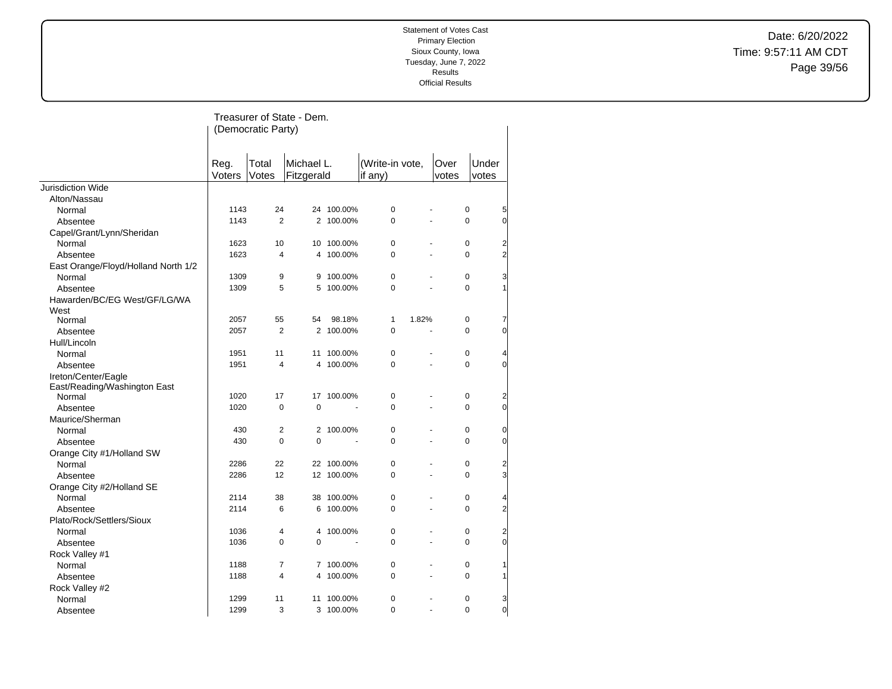Statement of Votes Cast
Primary Election
Sioux County, Iowa
Tuesday, June 7, 2022
Results
Official Results

Date: 6/20/2022
Time: 9:57:11 AM CDT

## Treasurer of State - Dem. (Democratic Party)

| | Reg. Voters | Total Votes | Michael L. Fitzgerald | | (Write-in vote, if any) | | Over votes | Under votes |
|---|---|---|---|---|---|---|---|---|
| Jurisdiction Wide | | | | | | | | |
| Alton/Nassau | | | | | | | | |
| Normal | 1143 | 24 | 24 | 100.00% | 0 | - | 0 | 5 |
| Absentee | 1143 | 2 | 2 | 100.00% | 0 | - | 0 | 0 |
| Capel/Grant/Lynn/Sheridan | | | | | | | | |
| Normal | 1623 | 10 | 10 | 100.00% | 0 | - | 0 | 2 |
| Absentee | 1623 | 4 | 4 | 100.00% | 0 | - | 0 | 2 |
| East Orange/Floyd/Holland North 1/2 | | | | | | | | |
| Normal | 1309 | 9 | 9 | 100.00% | 0 | - | 0 | 3 |
| Absentee | 1309 | 5 | 5 | 100.00% | 0 | - | 0 | 1 |
| Hawarden/BC/EG West/GF/LG/WA West | | | | | | | | |
| Normal | 2057 | 55 | 54 | 98.18% | 1 | 1.82% | 0 | 7 |
| Absentee | 2057 | 2 | 2 | 100.00% | 0 | - | 0 | 0 |
| Hull/Lincoln | | | | | | | | |
| Normal | 1951 | 11 | 11 | 100.00% | 0 | - | 0 | 4 |
| Absentee | 1951 | 4 | 4 | 100.00% | 0 | - | 0 | 0 |
| Ireton/Center/Eagle East/Reading/Washington East | | | | | | | | |
| Normal | 1020 | 17 | 17 | 100.00% | 0 | - | 0 | 2 |
| Absentee | 1020 | 0 | 0 | - | 0 | - | 0 | 0 |
| Maurice/Sherman | | | | | | | | |
| Normal | 430 | 2 | 2 | 100.00% | 0 | - | 0 | 0 |
| Absentee | 430 | 0 | 0 | - | 0 | - | 0 | 0 |
| Orange City #1/Holland SW | | | | | | | | |
| Normal | 2286 | 22 | 22 | 100.00% | 0 | - | 0 | 2 |
| Absentee | 2286 | 12 | 12 | 100.00% | 0 | - | 0 | 3 |
| Orange City #2/Holland SE | | | | | | | | |
| Normal | 2114 | 38 | 38 | 100.00% | 0 | - | 0 | 4 |
| Absentee | 2114 | 6 | 6 | 100.00% | 0 | - | 0 | 2 |
| Plato/Rock/Settlers/Sioux | | | | | | | | |
| Normal | 1036 | 4 | 4 | 100.00% | 0 | - | 0 | 2 |
| Absentee | 1036 | 0 | 0 | - | 0 | - | 0 | 0 |
| Rock Valley #1 | | | | | | | | |
| Normal | 1188 | 7 | 7 | 100.00% | 0 | - | 0 | 1 |
| Absentee | 1188 | 4 | 4 | 100.00% | 0 | - | 0 | 1 |
| Rock Valley #2 | | | | | | | | |
| Normal | 1299 | 11 | 11 | 100.00% | 0 | - | 0 | 3 |
| Absentee | 1299 | 3 | 3 | 100.00% | 0 | - | 0 | 0 |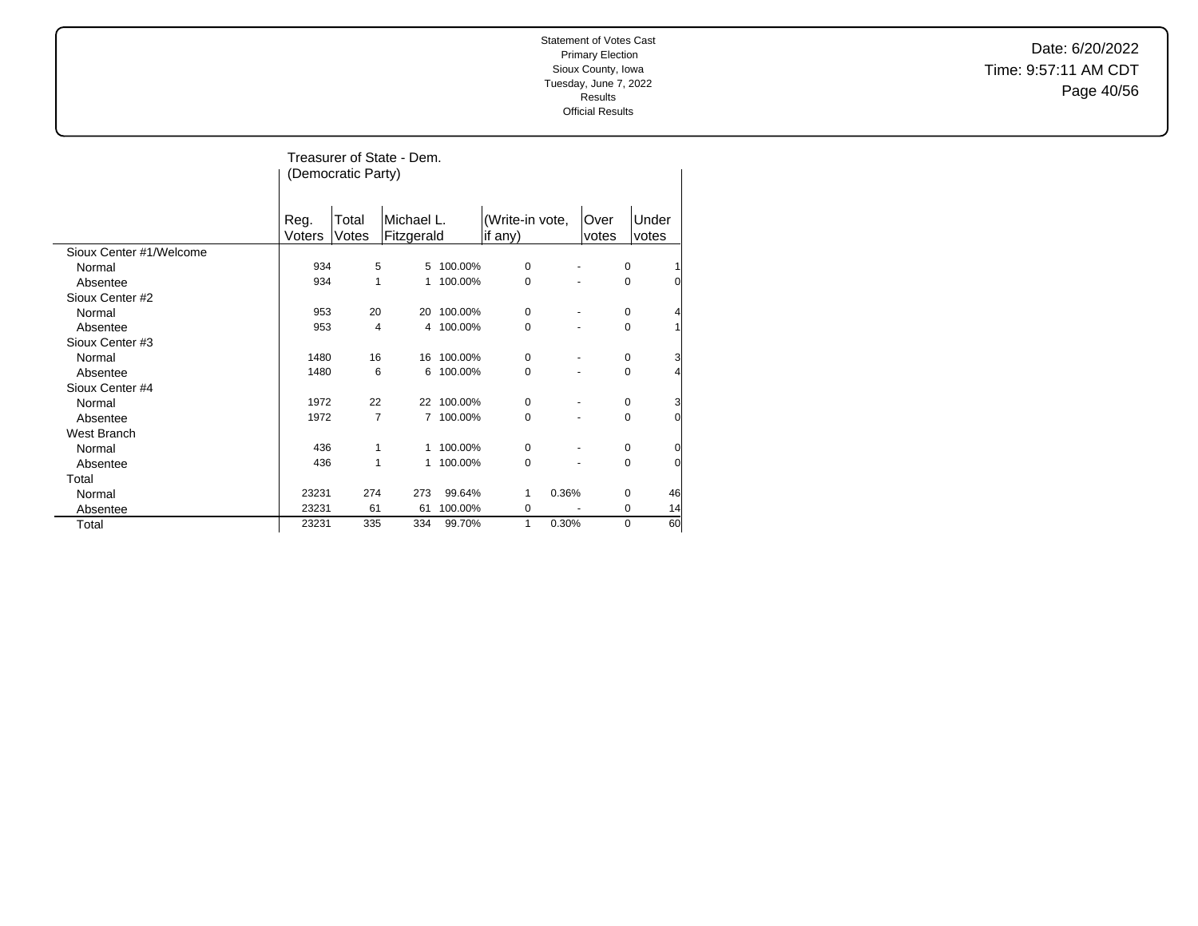Statement of Votes Cast
Primary Election
Sioux County, Iowa
Tuesday, June 7, 2022
Results
Official Results

Date: 6/20/2022
Time: 9:57:11 AM CDT

## Treasurer of State - Dem. (Democratic Party)

| | Reg. Voters | Total Votes | Michael L. Fitzgerald | | (Write-in vote, if any) | | Over votes | Under votes |
|---|---|---|---|---|---|---|---|---|
| Sioux Center #1/Welcome | | | | | | | | |
| Normal | 934 | 5 | 5 | 100.00% | 0 | - | 0 | 1 |
| Absentee | 934 | 1 | 1 | 100.00% | 0 | - | 0 | 0 |
| Sioux Center #2 | | | | | | | | |
| Normal | 953 | 20 | 20 | 100.00% | 0 | - | 0 | 4 |
| Absentee | 953 | 4 | 4 | 100.00% | 0 | - | 0 | 1 |
| Sioux Center #3 | | | | | | | | |
| Normal | 1480 | 16 | 16 | 100.00% | 0 | - | 0 | 3 |
| Absentee | 1480 | 6 | 6 | 100.00% | 0 | - | 0 | 4 |
| Sioux Center #4 | | | | | | | | |
| Normal | 1972 | 22 | 22 | 100.00% | 0 | - | 0 | 3 |
| Absentee | 1972 | 7 | 7 | 100.00% | 0 | - | 0 | 0 |
| West Branch | | | | | | | | |
| Normal | 436 | 1 | 1 | 100.00% | 0 | - | 0 | 0 |
| Absentee | 436 | 1 | 1 | 100.00% | 0 | - | 0 | 0 |
| Total | | | | | | | | |
| Normal | 23231 | 274 | 273 | 99.64% | 1 | 0.36% | 0 | 46 |
| Absentee | 23231 | 61 | 61 | 100.00% | 0 | - | 0 | 14 |
| Total | 23231 | 335 | 334 | 99.70% | 1 | 0.30% | 0 | 60 |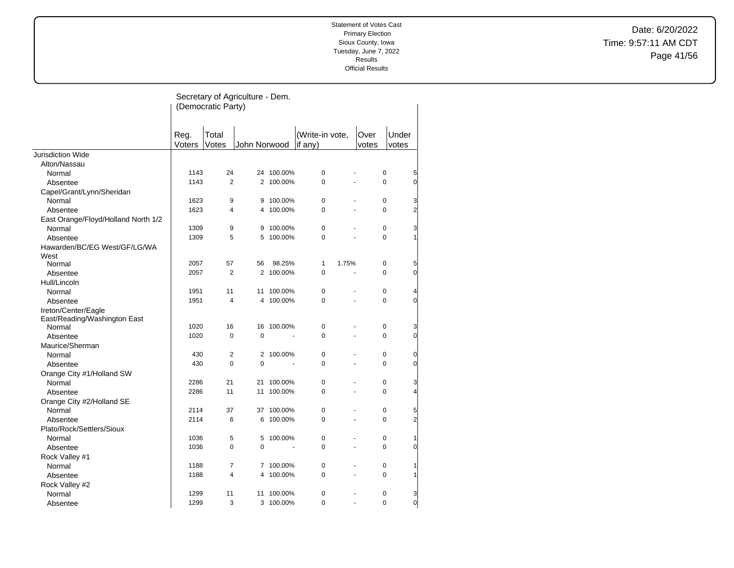Statement of Votes Cast
Primary Election
Sioux County, Iowa
Tuesday, June 7, 2022
Results
Official Results

Date: 6/20/2022
Time: 9:57:11 AM CDT

## Secretary of Agriculture - Dem. (Democratic Party)

| | Reg. Voters | Total Votes | John Norwood | | (Write-in vote, if any) | | Over votes | Under votes |
|---|---|---|---|---|---|---|---|---|
| Jurisdiction Wide | | | | | | | | |
| Alton/Nassau | | | | | | | | |
| Normal | 1143 | 24 | 24 | 100.00% | 0 | - | 0 | 5 |
| Absentee | 1143 | 2 | 2 | 100.00% | 0 | - | 0 | 0 |
| Capel/Grant/Lynn/Sheridan | | | | | | | | |
| Normal | 1623 | 9 | 9 | 100.00% | 0 | - | 0 | 3 |
| Absentee | 1623 | 4 | 4 | 100.00% | 0 | - | 0 | 2 |
| East Orange/Floyd/Holland North 1/2 | | | | | | | | |
| Normal | 1309 | 9 | 9 | 100.00% | 0 | - | 0 | 3 |
| Absentee | 1309 | 5 | 5 | 100.00% | 0 | - | 0 | 1 |
| Hawarden/BC/EG West/GF/LG/WA West | | | | | | | | |
| Normal | 2057 | 57 | 56 | 98.25% | 1 | 1.75% | 0 | 5 |
| Absentee | 2057 | 2 | 2 | 100.00% | 0 | - | 0 | 0 |
| Hull/Lincoln | | | | | | | | |
| Normal | 1951 | 11 | 11 | 100.00% | 0 | - | 0 | 4 |
| Absentee | 1951 | 4 | 4 | 100.00% | 0 | - | 0 | 0 |
| Ireton/Center/Eagle East/Reading/Washington East | | | | | | | | |
| Normal | 1020 | 16 | 16 | 100.00% | 0 | - | 0 | 3 |
| Absentee | 1020 | 0 | 0 | - | 0 | - | 0 | 0 |
| Maurice/Sherman | | | | | | | | |
| Normal | 430 | 2 | 2 | 100.00% | 0 | - | 0 | 0 |
| Absentee | 430 | 0 | 0 | - | 0 | - | 0 | 0 |
| Orange City #1/Holland SW | | | | | | | | |
| Normal | 2286 | 21 | 21 | 100.00% | 0 | - | 0 | 3 |
| Absentee | 2286 | 11 | 11 | 100.00% | 0 | - | 0 | 4 |
| Orange City #2/Holland SE | | | | | | | | |
| Normal | 2114 | 37 | 37 | 100.00% | 0 | - | 0 | 5 |
| Absentee | 2114 | 6 | 6 | 100.00% | 0 | - | 0 | 2 |
| Plato/Rock/Settlers/Sioux | | | | | | | | |
| Normal | 1036 | 5 | 5 | 100.00% | 0 | - | 0 | 1 |
| Absentee | 1036 | 0 | 0 | - | 0 | - | 0 | 0 |
| Rock Valley #1 | | | | | | | | |
| Normal | 1188 | 7 | 7 | 100.00% | 0 | - | 0 | 1 |
| Absentee | 1188 | 4 | 4 | 100.00% | 0 | - | 0 | 1 |
| Rock Valley #2 | | | | | | | | |
| Normal | 1299 | 11 | 11 | 100.00% | 0 | - | 0 | 3 |
| Absentee | 1299 | 3 | 3 | 100.00% | 0 | - | 0 | 0 |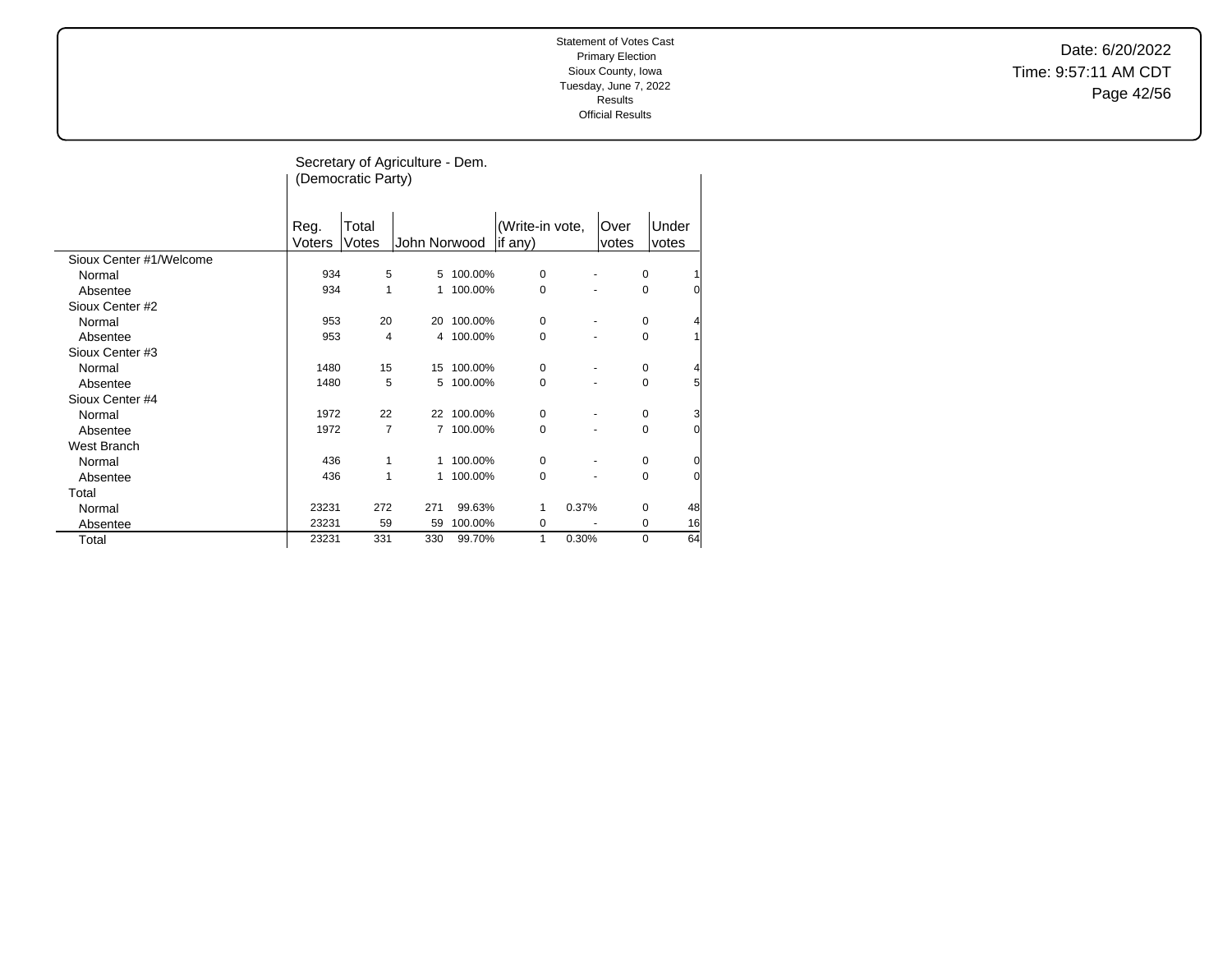Statement of Votes Cast
Primary Election
Sioux County, Iowa
Tuesday, June 7, 2022
Results
Official Results

Date: 6/20/2022
Time: 9:57:11 AM CDT

## Secretary of Agriculture - Dem. (Democratic Party)

| | Reg. Voters | Total Votes | John Norwood | | (Write-in vote, if any) | | Over votes | Under votes |
|---|---|---|---|---|---|---|---|---|
| Sioux Center #1/Welcome | | | | | | | | |
| Normal | 934 | 5 | 5 | 100.00% | 0 | - | 0 | 1 |
| Absentee | 934 | 1 | 1 | 100.00% | 0 | - | 0 | 0 |
| Sioux Center #2 | | | | | | | | |
| Normal | 953 | 20 | 20 | 100.00% | 0 | - | 0 | 4 |
| Absentee | 953 | 4 | 4 | 100.00% | 0 | - | 0 | 1 |
| Sioux Center #3 | | | | | | | | |
| Normal | 1480 | 15 | 15 | 100.00% | 0 | - | 0 | 4 |
| Absentee | 1480 | 5 | 5 | 100.00% | 0 | - | 0 | 5 |
| Sioux Center #4 | | | | | | | | |
| Normal | 1972 | 22 | 22 | 100.00% | 0 | - | 0 | 3 |
| Absentee | 1972 | 7 | 7 | 100.00% | 0 | - | 0 | 0 |
| West Branch | | | | | | | | |
| Normal | 436 | 1 | 1 | 100.00% | 0 | - | 0 | 0 |
| Absentee | 436 | 1 | 1 | 100.00% | 0 | - | 0 | 0 |
| Total | | | | | | | | |
| Normal | 23231 | 272 | 271 | 99.63% | 1 | 0.37% | 0 | 48 |
| Absentee | 23231 | 59 | 59 | 100.00% | 0 | - | 0 | 16 |
| Total | 23231 | 331 | 330 | 99.70% | 1 | 0.30% | 0 | 64 |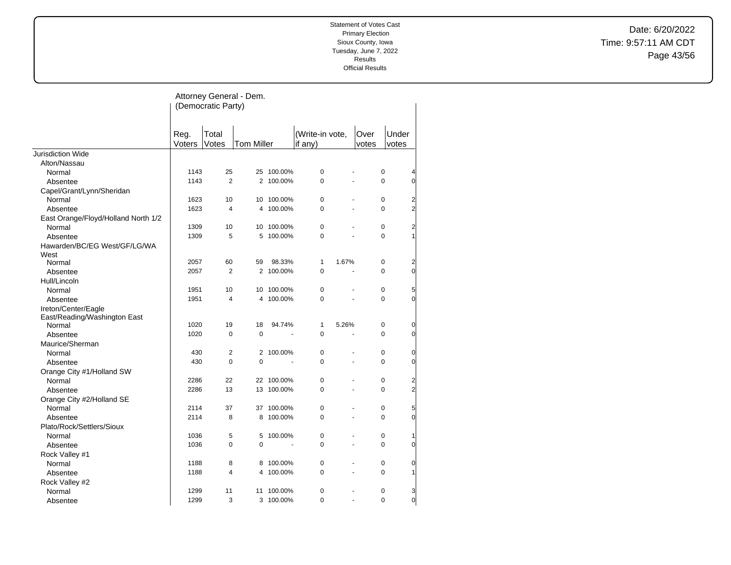Statement of Votes Cast
Primary Election
Sioux County, Iowa
Tuesday, June 7, 2022
Results
Official Results

Date: 6/20/2022
Time: 9:57:11 AM CDT

## Attorney General - Dem. (Democratic Party)

| | Reg. Voters | Total Votes | Tom Miller | | (Write-in vote, if any) | | Over votes | Under votes |
|---|---|---|---|---|---|---|---|---|
| Jurisdiction Wide | | | | | | | | |
| Alton/Nassau | | | | | | | | |
| Normal | 1143 | 25 | 25 | 100.00% | 0 | - | 0 | 4 |
| Absentee | 1143 | 2 | 2 | 100.00% | 0 | - | 0 | 0 |
| Capel/Grant/Lynn/Sheridan | | | | | | | | |
| Normal | 1623 | 10 | 10 | 100.00% | 0 | - | 0 | 2 |
| Absentee | 1623 | 4 | 4 | 100.00% | 0 | - | 0 | 2 |
| East Orange/Floyd/Holland North 1/2 | | | | | | | | |
| Normal | 1309 | 10 | 10 | 100.00% | 0 | - | 0 | 2 |
| Absentee | 1309 | 5 | 5 | 100.00% | 0 | - | 0 | 1 |
| Hawarden/BC/EG West/GF/LG/WA West | | | | | | | | |
| Normal | 2057 | 60 | 59 | 98.33% | 1 | 1.67% | 0 | 2 |
| Absentee | 2057 | 2 | 2 | 100.00% | 0 | - | 0 | 0 |
| Hull/Lincoln | | | | | | | | |
| Normal | 1951 | 10 | 10 | 100.00% | 0 | - | 0 | 5 |
| Absentee | 1951 | 4 | 4 | 100.00% | 0 | - | 0 | 0 |
| Ireton/Center/Eagle East/Reading/Washington East | | | | | | | | |
| Normal | 1020 | 19 | 18 | 94.74% | 1 | 5.26% | 0 | 0 |
| Absentee | 1020 | 0 | 0 | - | 0 | - | 0 | 0 |
| Maurice/Sherman | | | | | | | | |
| Normal | 430 | 2 | 2 | 100.00% | 0 | - | 0 | 0 |
| Absentee | 430 | 0 | 0 | - | 0 | - | 0 | 0 |
| Orange City #1/Holland SW | | | | | | | | |
| Normal | 2286 | 22 | 22 | 100.00% | 0 | - | 0 | 2 |
| Absentee | 2286 | 13 | 13 | 100.00% | 0 | - | 0 | 2 |
| Orange City #2/Holland SE | | | | | | | | |
| Normal | 2114 | 37 | 37 | 100.00% | 0 | - | 0 | 5 |
| Absentee | 2114 | 8 | 8 | 100.00% | 0 | - | 0 | 0 |
| Plato/Rock/Settlers/Sioux | | | | | | | | |
| Normal | 1036 | 5 | 5 | 100.00% | 0 | - | 0 | 1 |
| Absentee | 1036 | 0 | 0 | - | 0 | - | 0 | 0 |
| Rock Valley #1 | | | | | | | | |
| Normal | 1188 | 8 | 8 | 100.00% | 0 | - | 0 | 0 |
| Absentee | 1188 | 4 | 4 | 100.00% | 0 | - | 0 | 1 |
| Rock Valley #2 | | | | | | | | |
| Normal | 1299 | 11 | 11 | 100.00% | 0 | - | 0 | 3 |
| Absentee | 1299 | 3 | 3 | 100.00% | 0 | - | 0 | 0 |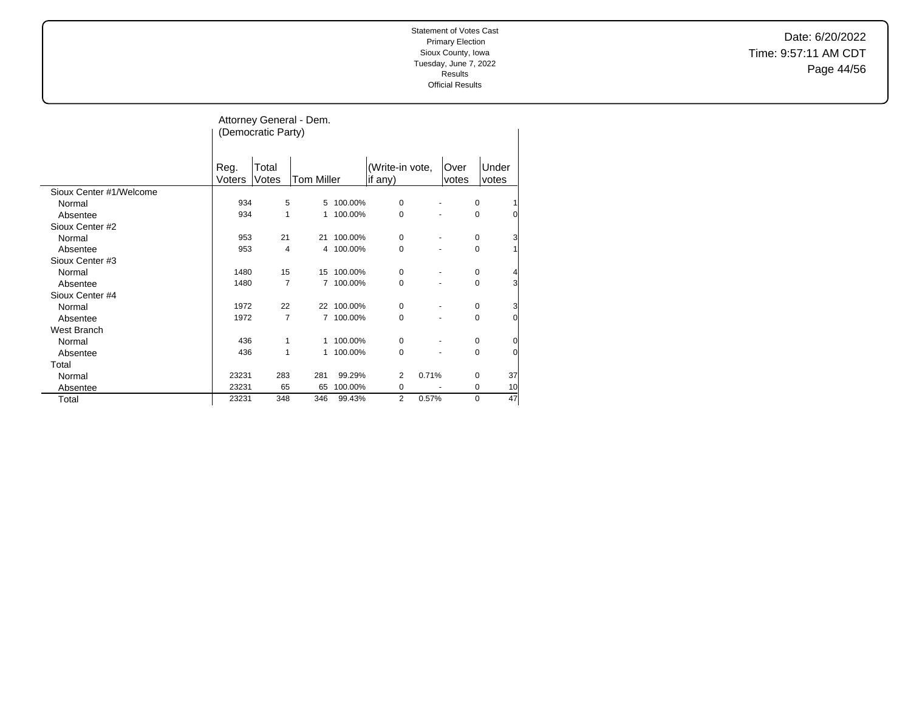Statement of Votes Cast
Primary Election
Sioux County, Iowa
Tuesday, June 7, 2022
Results
Official Results

Date: 6/20/2022
Time: 9:57:11 AM CDT

## Attorney General - Dem. (Democratic Party)

| | Reg. Voters | Total Votes | Tom Miller | | (Write-in vote, if any) | | Over votes | Under votes |
|---|---|---|---|---|---|---|---|---|
| Sioux Center #1/Welcome | | | | | | | | |
| Normal | 934 | 5 | 5 | 100.00% | 0 | - | 0 | 1 |
| Absentee | 934 | 1 | 1 | 100.00% | 0 | - | 0 | 0 |
| Sioux Center #2 | | | | | | | | |
| Normal | 953 | 21 | 21 | 100.00% | 0 | - | 0 | 3 |
| Absentee | 953 | 4 | 4 | 100.00% | 0 | - | 0 | 1 |
| Sioux Center #3 | | | | | | | | |
| Normal | 1480 | 15 | 15 | 100.00% | 0 | - | 0 | 4 |
| Absentee | 1480 | 7 | 7 | 100.00% | 0 | - | 0 | 3 |
| Sioux Center #4 | | | | | | | | |
| Normal | 1972 | 22 | 22 | 100.00% | 0 | - | 0 | 3 |
| Absentee | 1972 | 7 | 7 | 100.00% | 0 | - | 0 | 0 |
| West Branch | | | | | | | | |
| Normal | 436 | 1 | 1 | 100.00% | 0 | - | 0 | 0 |
| Absentee | 436 | 1 | 1 | 100.00% | 0 | - | 0 | 0 |
| Total | | | | | | | | |
| Normal | 23231 | 283 | 281 | 99.29% | 2 | 0.71% | 0 | 37 |
| Absentee | 23231 | 65 | 65 | 100.00% | 0 | - | 0 | 10 |
| Total | 23231 | 348 | 346 | 99.43% | 2 | 0.57% | 0 | 47 |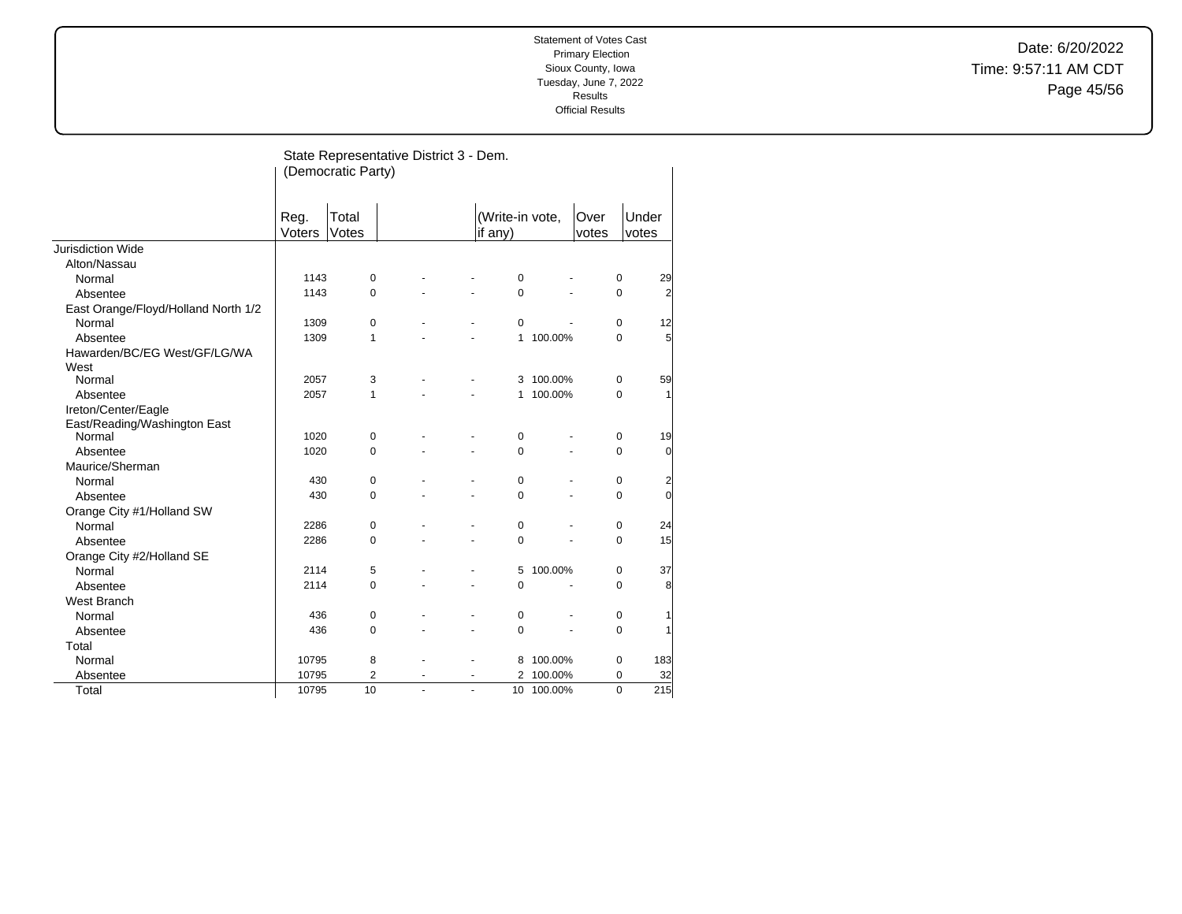Statement of Votes Cast
Primary Election
Sioux County, Iowa
Tuesday, June 7, 2022
Results
Official Results

Date: 6/20/2022
Time: 9:57:11 AM CDT

## State Representative District 3 - Dem. (Democratic Party)

| | Reg. Voters | Total Votes | | | (Write-in vote, if any) | | Over votes | Under votes |
|---|---|---|---|---|---|---|---|---|
| **Jurisdiction Wide** | | | | | | | | |
| Alton/Nassau | | | | | | | | |
| Normal | 1143 | 0 | - | - | 0 | - | 0 | 29 |
| Absentee | 1143 | 0 | - | - | 0 | - | 0 | 2 |
| East Orange/Floyd/Holland North 1/2 | | | | | | | | |
| Normal | 1309 | 0 | - | - | 0 | - | 0 | 12 |
| Absentee | 1309 | 1 | - | - | 1 | 100.00% | 0 | 5 |
| Hawarden/BC/EG West/GF/LG/WA West | | | | | | | | |
| Normal | 2057 | 3 | - | - | 3 | 100.00% | 0 | 59 |
| Absentee | 2057 | 1 | - | - | 1 | 100.00% | 0 | 1 |
| Ireton/Center/Eagle East/Reading/Washington East | | | | | | | | |
| Normal | 1020 | 0 | - | - | 0 | - | 0 | 19 |
| Absentee | 1020 | 0 | - | - | 0 | - | 0 | 0 |
| Maurice/Sherman | | | | | | | | |
| Normal | 430 | 0 | - | - | 0 | - | 0 | 2 |
| Absentee | 430 | 0 | - | - | 0 | - | 0 | 0 |
| Orange City #1/Holland SW | | | | | | | | |
| Normal | 2286 | 0 | - | - | 0 | - | 0 | 24 |
| Absentee | 2286 | 0 | - | - | 0 | - | 0 | 15 |
| Orange City #2/Holland SE | | | | | | | | |
| Normal | 2114 | 5 | - | - | 5 | 100.00% | 0 | 37 |
| Absentee | 2114 | 0 | - | - | 0 | - | 0 | 8 |
| West Branch | | | | | | | | |
| Normal | 436 | 0 | - | - | 0 | - | 0 | 1 |
| Absentee | 436 | 0 | - | - | 0 | - | 0 | 1 |
| Total | | | | | | | | |
| Normal | 10795 | 8 | - | - | 8 | 100.00% | 0 | 183 |
| Absentee | 10795 | 2 | - | - | 2 | 100.00% | 0 | 32 |
| Total | 10795 | 10 | - | - | 10 | 100.00% | 0 | 215 |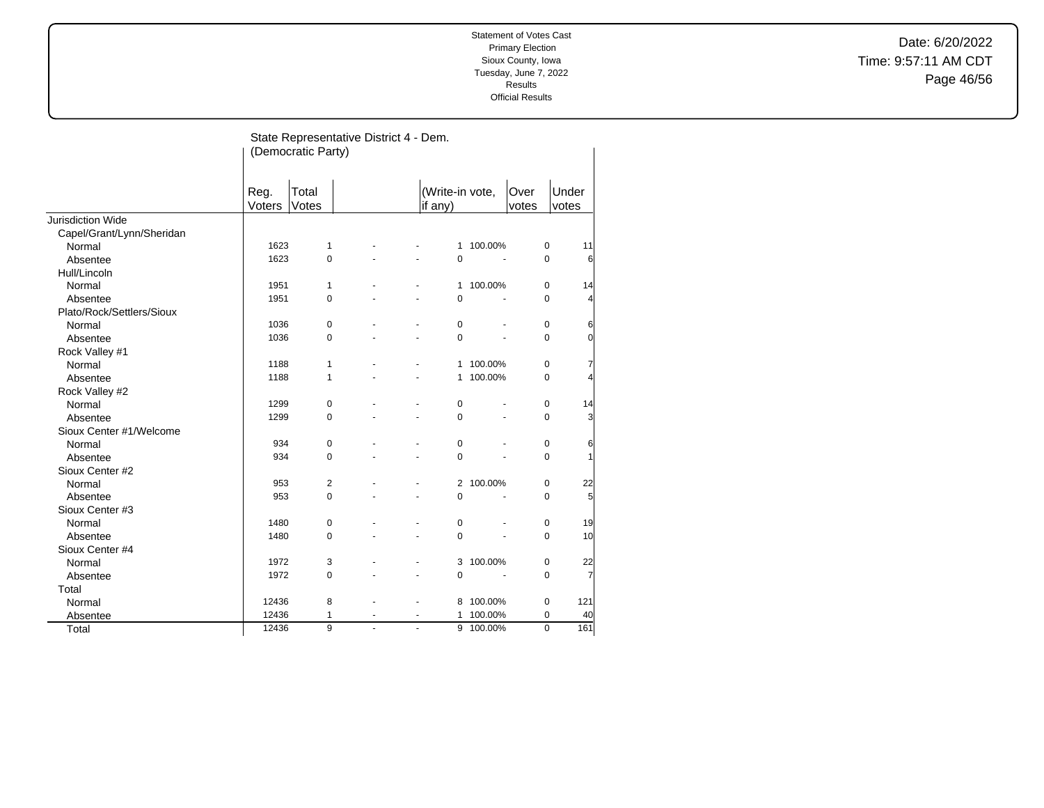Statement of Votes Cast
Primary Election
Sioux County, Iowa
Tuesday, June 7, 2022
Results
Official Results

Date: 6/20/2022
Time: 9:57:11 AM CDT

## State Representative District 4 - Dem. (Democratic Party)

| | Reg. Voters | Total Votes | | | (Write-in vote, if any) | | Over votes | Under votes |
|---|---|---|---|---|---|---|---|---|
| **Jurisdiction Wide** | | | | | | | | |
| Capel/Grant/Lynn/Sheridan | | | | | | | | |
| Normal | 1623 | 1 | - | - | 1 | 100.00% | 0 | 11 |
| Absentee | 1623 | 0 | - | - | 0 | - | 0 | 6 |
| Hull/Lincoln | | | | | | | | |
| Normal | 1951 | 1 | - | - | 1 | 100.00% | 0 | 14 |
| Absentee | 1951 | 0 | - | - | 0 | - | 0 | 4 |
| Plato/Rock/Settlers/Sioux | | | | | | | | |
| Normal | 1036 | 0 | - | - | 0 | - | 0 | 6 |
| Absentee | 1036 | 0 | - | - | 0 | - | 0 | 0 |
| Rock Valley #1 | | | | | | | | |
| Normal | 1188 | 1 | - | - | 1 | 100.00% | 0 | 7 |
| Absentee | 1188 | 1 | - | - | 1 | 100.00% | 0 | 4 |
| Rock Valley #2 | | | | | | | | |
| Normal | 1299 | 0 | - | - | 0 | - | 0 | 14 |
| Absentee | 1299 | 0 | - | - | 0 | - | 0 | 3 |
| Sioux Center #1/Welcome | | | | | | | | |
| Normal | 934 | 0 | - | - | 0 | - | 0 | 6 |
| Absentee | 934 | 0 | - | - | 0 | - | 0 | 1 |
| Sioux Center #2 | | | | | | | | |
| Normal | 953 | 2 | - | - | 2 | 100.00% | 0 | 22 |
| Absentee | 953 | 0 | - | - | 0 | - | 0 | 5 |
| Sioux Center #3 | | | | | | | | |
| Normal | 1480 | 0 | - | - | 0 | - | 0 | 19 |
| Absentee | 1480 | 0 | - | - | 0 | - | 0 | 10 |
| Sioux Center #4 | | | | | | | | |
| Normal | 1972 | 3 | - | - | 3 | 100.00% | 0 | 22 |
| Absentee | 1972 | 0 | - | - | 0 | - | 0 | 7 |
| Total | | | | | | | | |
| Normal | 12436 | 8 | - | - | 8 | 100.00% | 0 | 121 |
| Absentee | 12436 | 1 | - | - | 1 | 100.00% | 0 | 40 |
| Total | 12436 | 9 | - | - | 9 | 100.00% | 0 | 161 |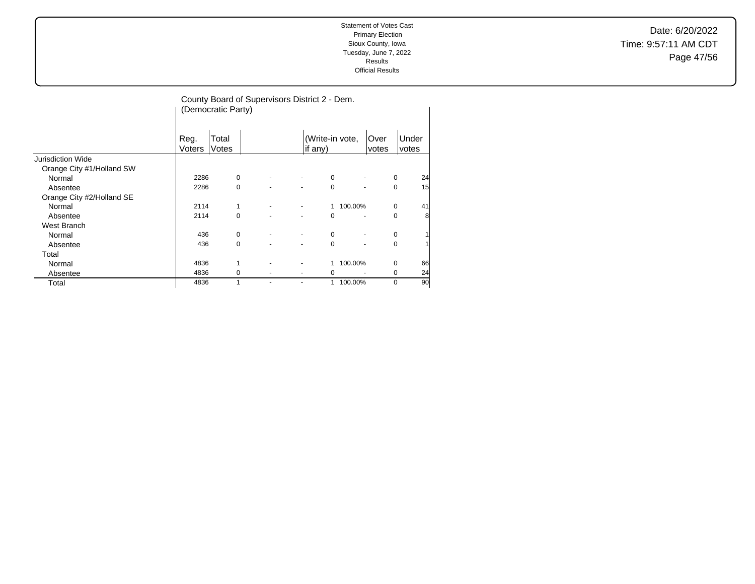Statement of Votes Cast
Primary Election
Sioux County, Iowa
Tuesday, June 7, 2022
Results
Official Results

Date: 6/20/2022
Time: 9:57:11 AM CDT

## County Board of Supervisors District 2 - Dem. (Democratic Party)

| | Reg. Voters | Total Votes | | | (Write-in vote, if any) | | Over votes | Under votes |
|---|---|---|---|---|---|---|---|---|
| Jurisdiction Wide | | | | | | | | |
| Orange City #1/Holland SW | | | | | | | | |
| Normal | 2286 | 0 | - | - | 0 | - | 0 | 24 |
| Absentee | 2286 | 0 | - | - | 0 | - | 0 | 15 |
| Orange City #2/Holland SE | | | | | | | | |
| Normal | 2114 | 1 | - | - | 1 | 100.00% | 0 | 41 |
| Absentee | 2114 | 0 | - | - | 0 | - | 0 | 8 |
| West Branch | | | | | | | | |
| Normal | 436 | 0 | - | - | 0 | - | 0 | 1 |
| Absentee | 436 | 0 | - | - | 0 | - | 0 | 1 |
| Total | | | | | | | | |
| Normal | 4836 | 1 | - | - | 1 | 100.00% | 0 | 66 |
| Absentee | 4836 | 0 | - | - | 0 | - | 0 | 24 |
| Total | 4836 | 1 | - | - | 1 | 100.00% | 0 | 90 |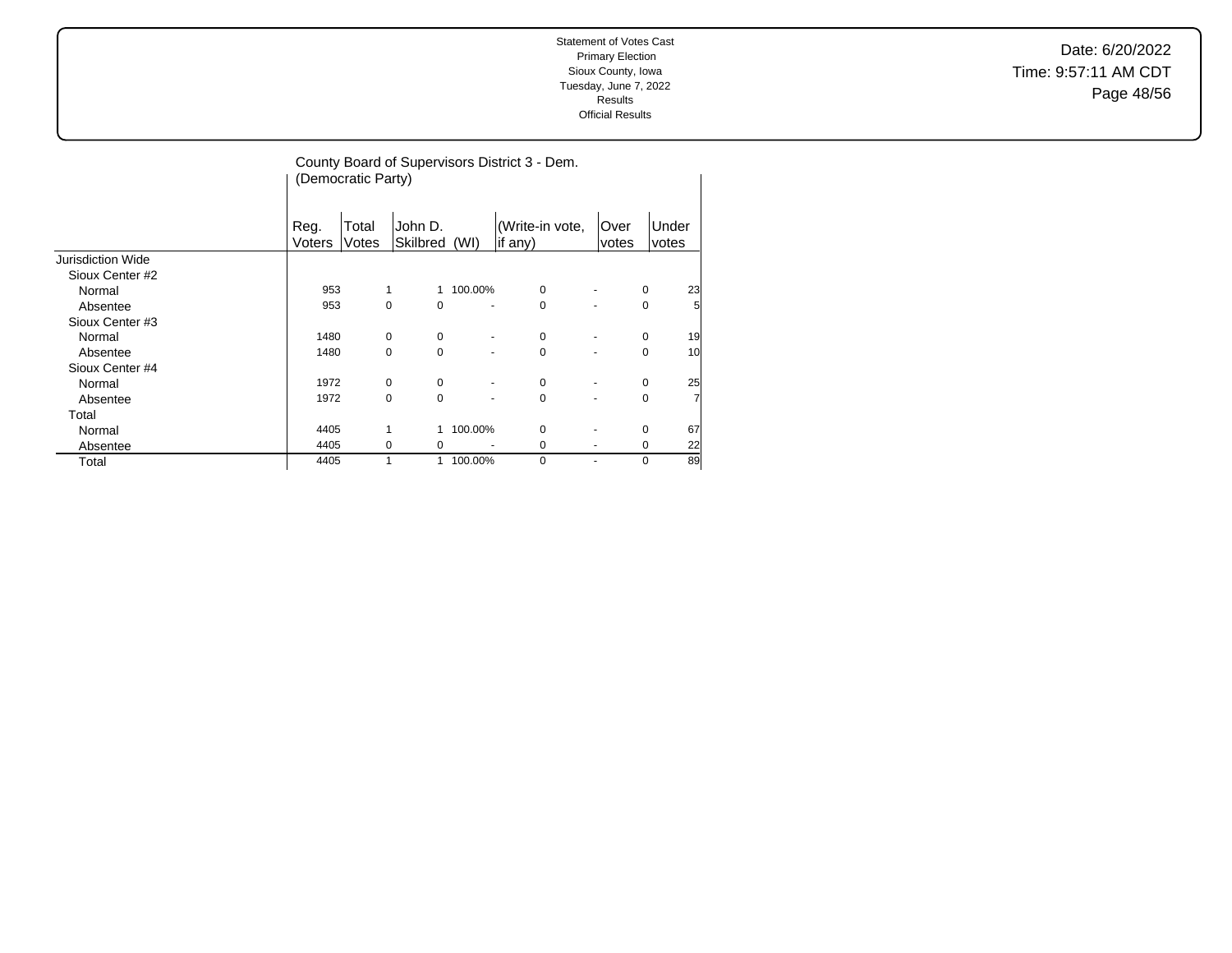Statement of Votes Cast
Primary Election
Sioux County, Iowa
Tuesday, June 7, 2022
Results
Official Results

Date: 6/20/2022
Time: 9:57:11 AM CDT

## County Board of Supervisors District 3 - Dem. (Democratic Party)

| | Reg. Voters | Total Votes | John D. Skilbred (WI) | | (Write-in vote, if any) | | Over votes | Under votes |
|---|---|---|---|---|---|---|---|---|
| **Jurisdiction Wide** | | | | | | | | |
| Sioux Center #2 | | | | | | | | |
| Normal | 953 | 1 | 1 | 100.00% | 0 | - | 0 | 23 |
| Absentee | 953 | 0 | 0 | - | 0 | - | 0 | 5 |
| Sioux Center #3 | | | | | | | | |
| Normal | 1480 | 0 | 0 | - | 0 | - | 0 | 19 |
| Absentee | 1480 | 0 | 0 | - | 0 | - | 0 | 10 |
| Sioux Center #4 | | | | | | | | |
| Normal | 1972 | 0 | 0 | - | 0 | - | 0 | 25 |
| Absentee | 1972 | 0 | 0 | - | 0 | - | 0 | 7 |
| Total | | | | | | | | |
| Normal | 4405 | 1 | 1 | 100.00% | 0 | - | 0 | 67 |
| Absentee | 4405 | 0 | 0 | - | 0 | - | 0 | 22 |
| Total | 4405 | 1 | 1 | 100.00% | 0 | - | 0 | 89 |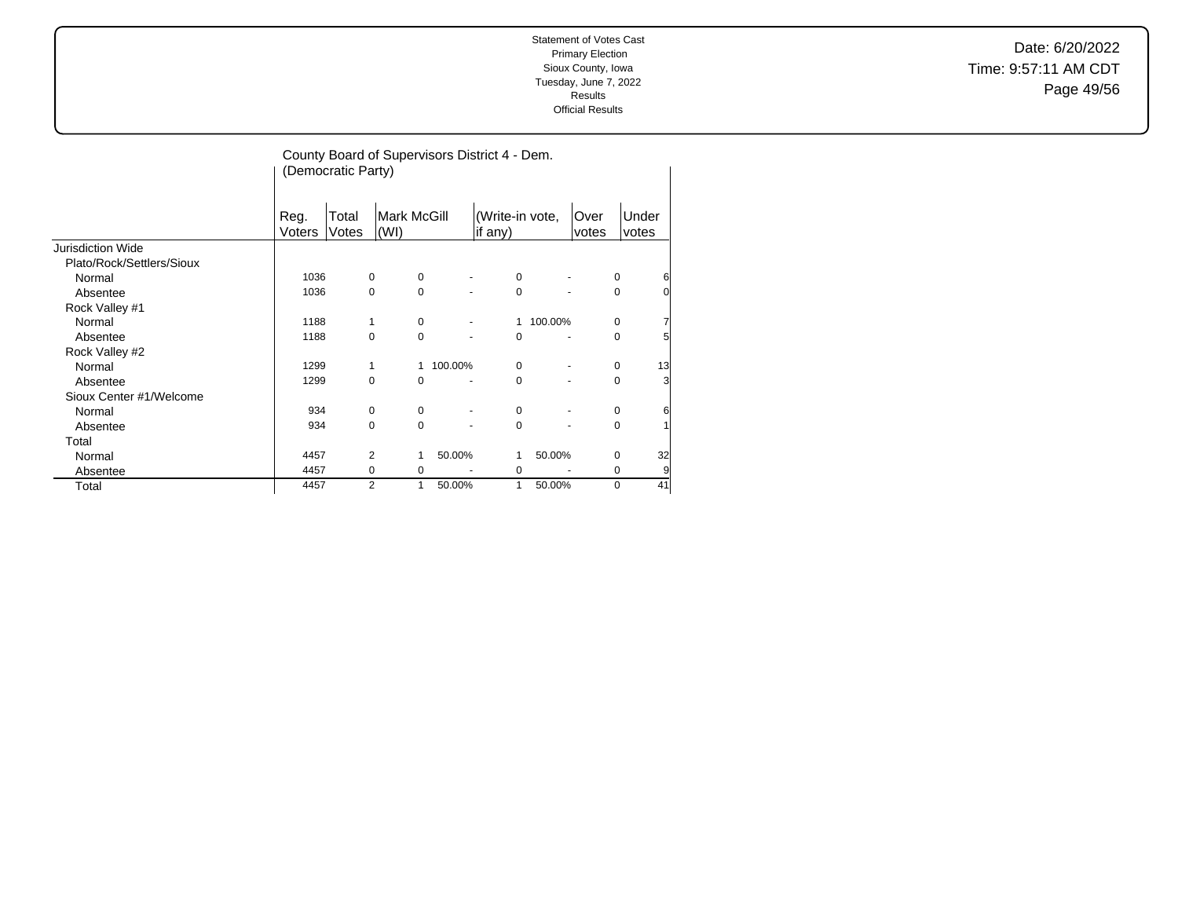Statement of Votes Cast
Primary Election
Sioux County, Iowa
Tuesday, June 7, 2022
Results
Official Results

Date: 6/20/2022
Time: 9:57:11 AM CDT

## County Board of Supervisors District 4 - Dem. (Democratic Party)

| | Reg. Voters | Total Votes | Mark McGill (WI) | | (Write-in vote, if any) | | Over votes | Under votes |
|---|---|---|---|---|---|---|---|---|
| Jurisdiction Wide | | | | | | | | |
| Plato/Rock/Settlers/Sioux | | | | | | | | |
| Normal | 1036 | 0 | 0 | - | 0 | - | 0 | 6 |
| Absentee | 1036 | 0 | 0 | - | 0 | - | 0 | 0 |
| Rock Valley #1 | | | | | | | | |
| Normal | 1188 | 1 | 0 | - | 1 | 100.00% | 0 | 7 |
| Absentee | 1188 | 0 | 0 | - | 0 | - | 0 | 5 |
| Rock Valley #2 | | | | | | | | |
| Normal | 1299 | 1 | 1 | 100.00% | 0 | - | 0 | 13 |
| Absentee | 1299 | 0 | 0 | - | 0 | - | 0 | 3 |
| Sioux Center #1/Welcome | | | | | | | | |
| Normal | 934 | 0 | 0 | - | 0 | - | 0 | 6 |
| Absentee | 934 | 0 | 0 | - | 0 | - | 0 | 1 |
| Total | | | | | | | | |
| Normal | 4457 | 2 | 1 | 50.00% | 1 | 50.00% | 0 | 32 |
| Absentee | 4457 | 0 | 0 | - | 0 | - | 0 | 9 |
| Total | 4457 | 2 | 1 | 50.00% | 1 | 50.00% | 0 | 41 |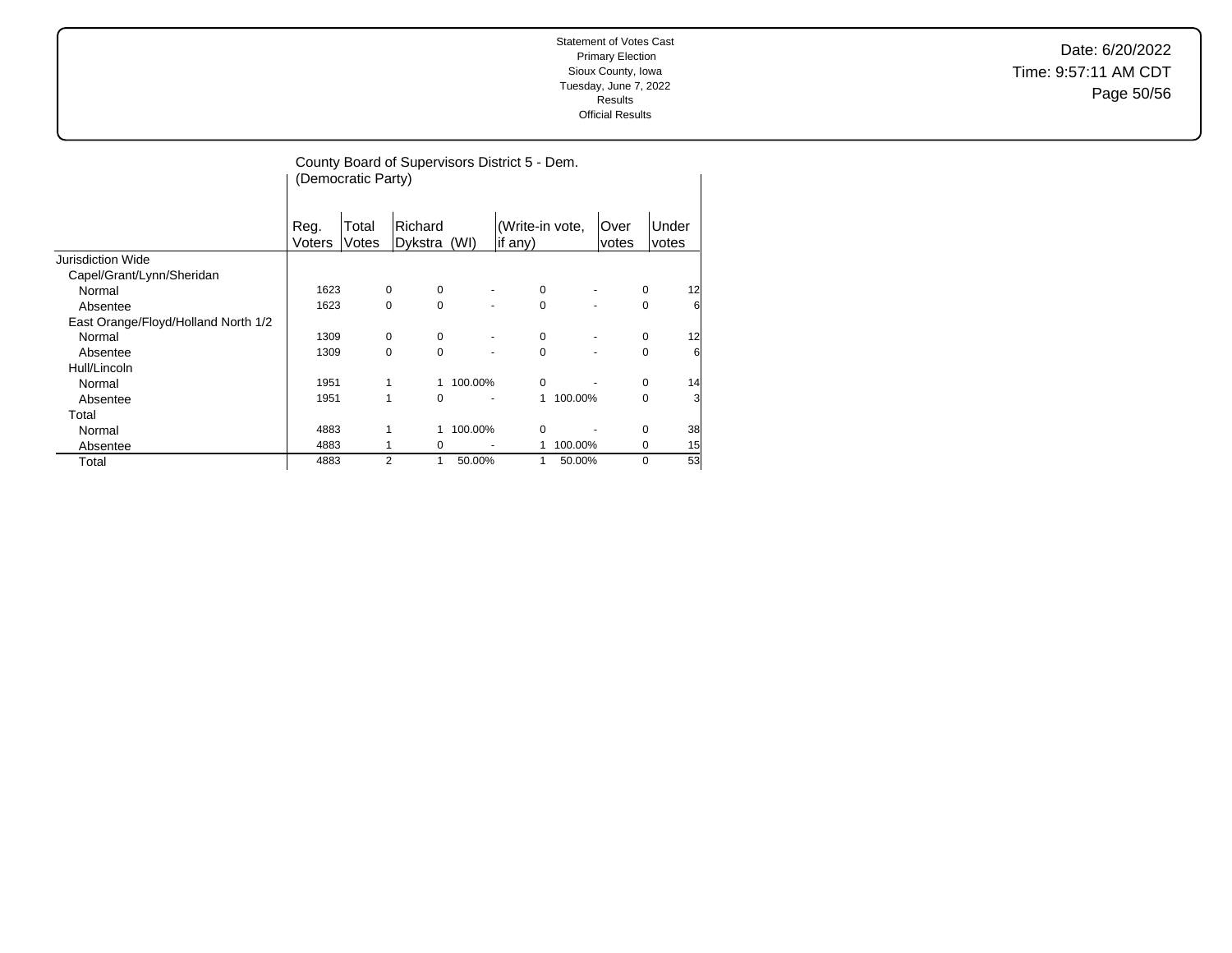Statement of Votes Cast
Primary Election
Sioux County, Iowa
Tuesday, June 7, 2022
Results
Official Results

Date: 6/20/2022
Time: 9:57:11 AM CDT

## County Board of Supervisors District 5 - Dem. (Democratic Party)

| | Reg. Voters | Total Votes | Richard Dykstra (WI) | | (Write-in vote, if any) | | Over votes | Under votes |
|---|---|---|---|---|---|---|---|---|
| Jurisdiction Wide | | | | | | | | |
| Capel/Grant/Lynn/Sheridan | | | | | | | | |
| Normal | 1623 | 0 | 0 | - | 0 | - | 0 | 12 |
| Absentee | 1623 | 0 | 0 | - | 0 | - | 0 | 6 |
| East Orange/Floyd/Holland North 1/2 | | | | | | | | |
| Normal | 1309 | 0 | 0 | - | 0 | - | 0 | 12 |
| Absentee | 1309 | 0 | 0 | - | 0 | - | 0 | 6 |
| Hull/Lincoln | | | | | | | | |
| Normal | 1951 | 1 | 1 | 100.00% | 0 | - | 0 | 14 |
| Absentee | 1951 | 1 | 0 | - | 1 | 100.00% | 0 | 3 |
| Total | | | | | | | | |
| Normal | 4883 | 1 | 1 | 100.00% | 0 | - | 0 | 38 |
| Absentee | 4883 | 1 | 0 | - | 1 | 100.00% | 0 | 15 |
| Total | 4883 | 2 | 1 | 50.00% | 1 | 50.00% | 0 | 53 |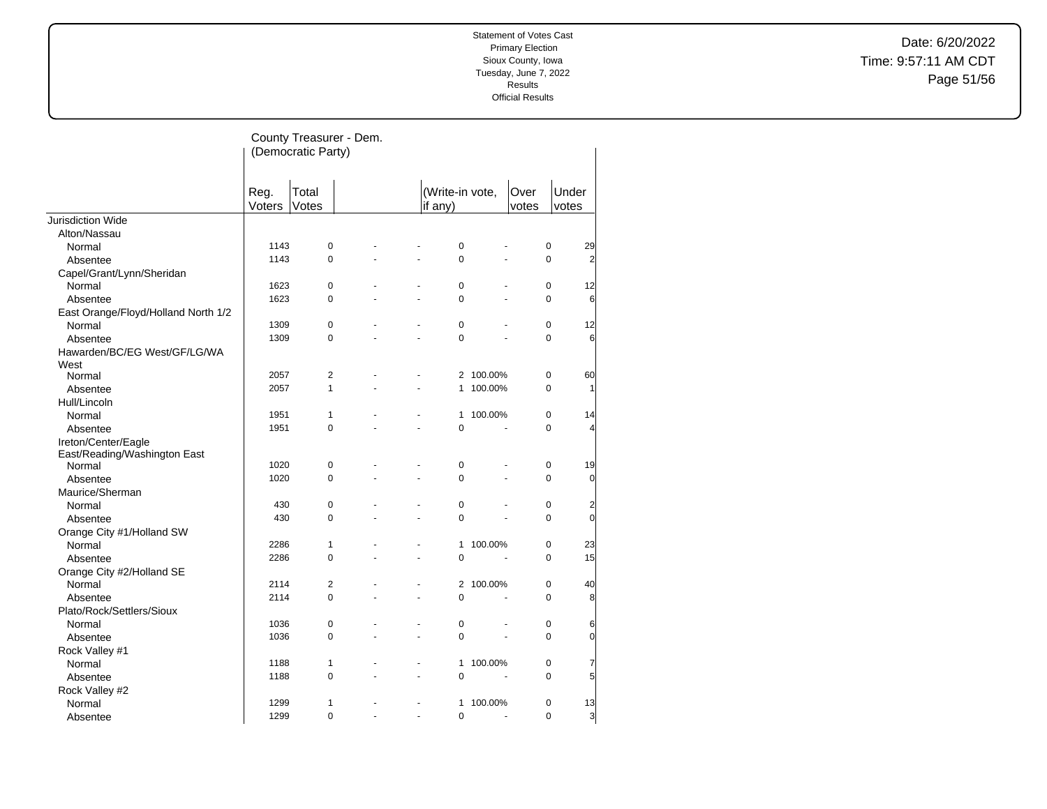Statement of Votes Cast
Primary Election
Sioux County, Iowa
Tuesday, June 7, 2022
Results
Official Results

Date: 6/20/2022
Time: 9:57:11 AM CDT

## County Treasurer - Dem. (Democratic Party)

| | Reg. Voters | Total Votes | | | (Write-in vote, if any) | | Over votes | Under votes |
|---|---|---|---|---|---|---|---|---|
| Jurisdiction Wide | | | | | | | | |
| Alton/Nassau | | | | | | | | |
| Normal | 1143 | 0 | - | - | 0 | - | 0 | 29 |
| Absentee | 1143 | 0 | - | - | 0 | - | 0 | 2 |
| Capel/Grant/Lynn/Sheridan | | | | | | | | |
| Normal | 1623 | 0 | - | - | 0 | - | 0 | 12 |
| Absentee | 1623 | 0 | - | - | 0 | - | 0 | 6 |
| East Orange/Floyd/Holland North 1/2 | | | | | | | | |
| Normal | 1309 | 0 | - | - | 0 | - | 0 | 12 |
| Absentee | 1309 | 0 | - | - | 0 | - | 0 | 6 |
| Hawarden/BC/EG West/GF/LG/WA West | | | | | | | | |
| Normal | 2057 | 2 | - | - | 2 | 100.00% | 0 | 60 |
| Absentee | 2057 | 1 | - | - | 1 | 100.00% | 0 | 1 |
| Hull/Lincoln | | | | | | | | |
| Normal | 1951 | 1 | - | - | 1 | 100.00% | 0 | 14 |
| Absentee | 1951 | 0 | - | - | 0 | - | 0 | 4 |
| Ireton/Center/Eagle East/Reading/Washington East | | | | | | | | |
| Normal | 1020 | 0 | - | - | 0 | - | 0 | 19 |
| Absentee | 1020 | 0 | - | - | 0 | - | 0 | 0 |
| Maurice/Sherman | | | | | | | | |
| Normal | 430 | 0 | - | - | 0 | - | 0 | 2 |
| Absentee | 430 | 0 | - | - | 0 | - | 0 | 0 |
| Orange City #1/Holland SW | | | | | | | | |
| Normal | 2286 | 1 | - | - | 1 | 100.00% | 0 | 23 |
| Absentee | 2286 | 0 | - | - | 0 | - | 0 | 15 |
| Orange City #2/Holland SE | | | | | | | | |
| Normal | 2114 | 2 | - | - | 2 | 100.00% | 0 | 40 |
| Absentee | 2114 | 0 | - | - | 0 | - | 0 | 8 |
| Plato/Rock/Settlers/Sioux | | | | | | | | |
| Normal | 1036 | 0 | - | - | 0 | - | 0 | 6 |
| Absentee | 1036 | 0 | - | - | 0 | - | 0 | 0 |
| Rock Valley #1 | | | | | | | | |
| Normal | 1188 | 1 | - | - | 1 | 100.00% | 0 | 7 |
| Absentee | 1188 | 0 | - | - | 0 | - | 0 | 5 |
| Rock Valley #2 | | | | | | | | |
| Normal | 1299 | 1 | - | - | 1 | 100.00% | 0 | 13 |
| Absentee | 1299 | 0 | - | - | 0 | - | 0 | 3 |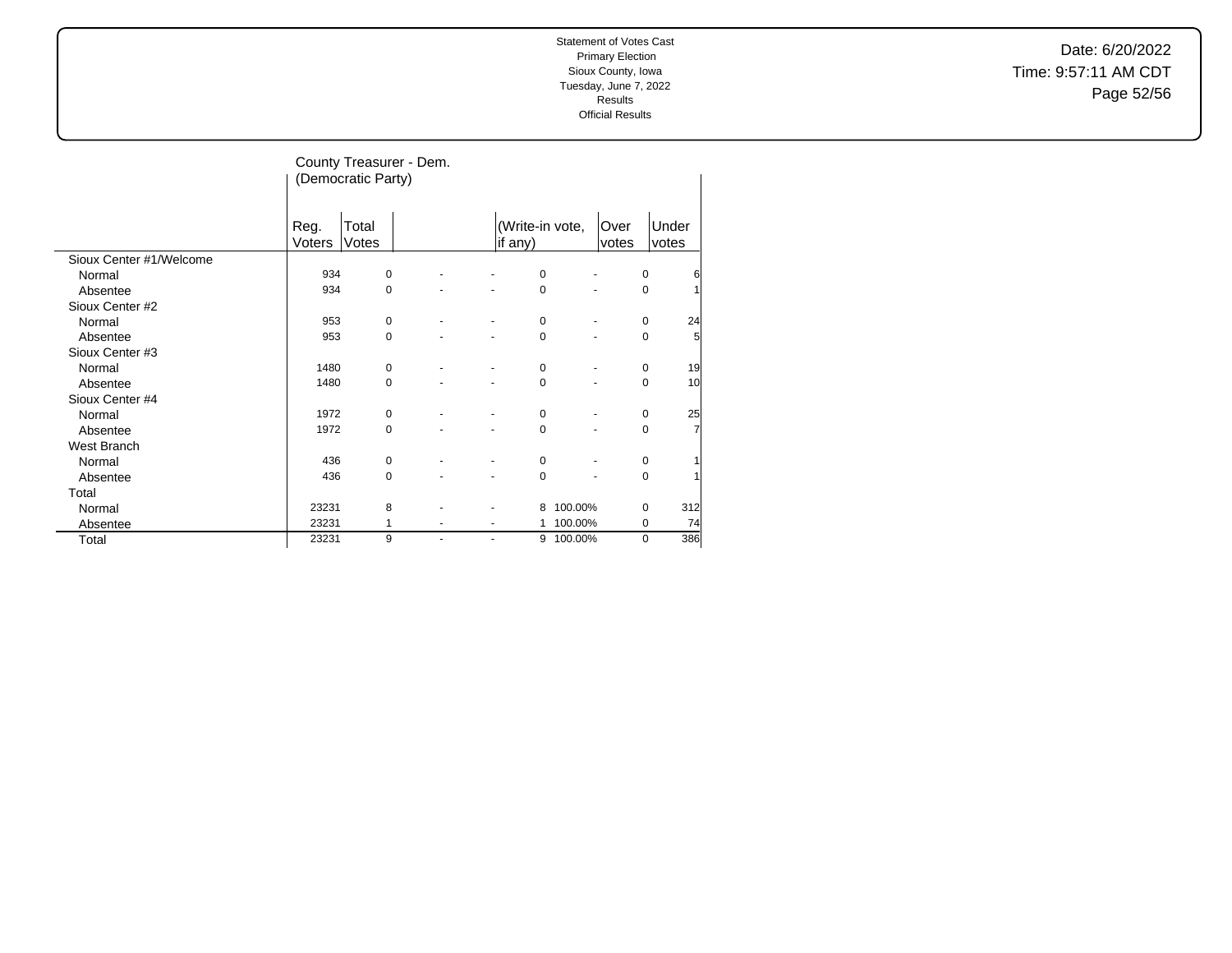Statement of Votes Cast
Primary Election
Sioux County, Iowa
Tuesday, June 7, 2022
Results
Official Results

Date: 6/20/2022
Time: 9:57:11 AM CDT

## County Treasurer - Dem. (Democratic Party)

| | Reg. Voters | Total Votes | | | (Write-in vote, if any) | | Over votes | Under votes |
|---|---|---|---|---|---|---|---|---|
| Sioux Center #1/Welcome | | | | | | | | |
| Normal | 934 | 0 | - | - | 0 | - | 0 | 6 |
| Absentee | 934 | 0 | - | - | 0 | - | 0 | 1 |
| Sioux Center #2 | | | | | | | | |
| Normal | 953 | 0 | - | - | 0 | - | 0 | 24 |
| Absentee | 953 | 0 | - | - | 0 | - | 0 | 5 |
| Sioux Center #3 | | | | | | | | |
| Normal | 1480 | 0 | - | - | 0 | - | 0 | 19 |
| Absentee | 1480 | 0 | - | - | 0 | - | 0 | 10 |
| Sioux Center #4 | | | | | | | | |
| Normal | 1972 | 0 | - | - | 0 | - | 0 | 25 |
| Absentee | 1972 | 0 | - | - | 0 | - | 0 | 7 |
| West Branch | | | | | | | | |
| Normal | 436 | 0 | - | - | 0 | - | 0 | 1 |
| Absentee | 436 | 0 | - | - | 0 | - | 0 | 1 |
| Total | | | | | | | | |
| Normal | 23231 | 8 | - | - | 8 | 100.00% | 0 | 312 |
| Absentee | 23231 | 1 | - | - | 1 | 100.00% | 0 | 74 |
| Total | 23231 | 9 | - | - | 9 | 100.00% | 0 | 386 |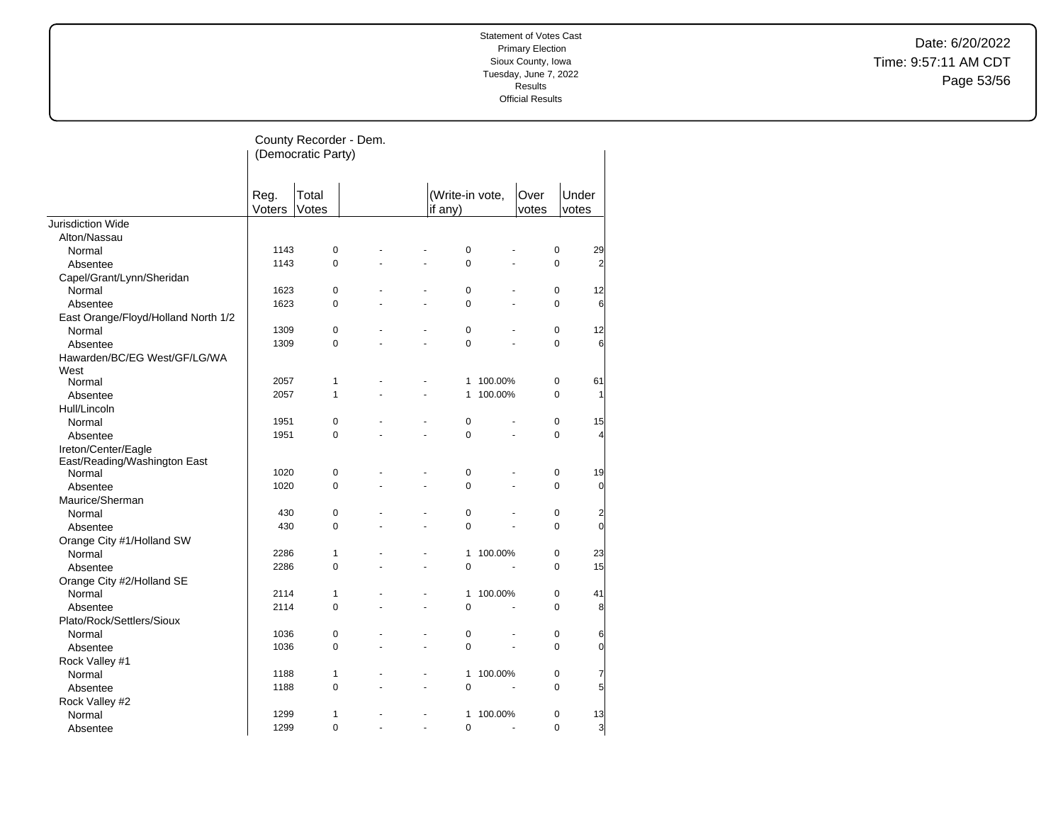Statement of Votes Cast
Primary Election
Sioux County, Iowa
Tuesday, June 7, 2022
Results
Official Results

Date: 6/20/2022
Time: 9:57:11 AM CDT

## County Recorder - Dem. (Democratic Party)

| | Reg. Voters | Total Votes | | | (Write-in vote, if any) | | Over votes | Under votes |
|---|---|---|---|---|---|---|---|---|
| **Jurisdiction Wide** | | | | | | | | |
| Alton/Nassau | | | | | | | | |
| Normal | 1143 | 0 | - | - | 0 | - | 0 | 29 |
| Absentee | 1143 | 0 | - | - | 0 | - | 0 | 2 |
| Capel/Grant/Lynn/Sheridan | | | | | | | | |
| Normal | 1623 | 0 | - | - | 0 | - | 0 | 12 |
| Absentee | 1623 | 0 | - | - | 0 | - | 0 | 6 |
| East Orange/Floyd/Holland North 1/2 | | | | | | | | |
| Normal | 1309 | 0 | - | - | 0 | - | 0 | 12 |
| Absentee | 1309 | 0 | - | - | 0 | - | 0 | 6 |
| Hawarden/BC/EG West/GF/LG/WA West | | | | | | | | |
| Normal | 2057 | 1 | - | - | 1 | 100.00% | 0 | 61 |
| Absentee | 2057 | 1 | - | - | 1 | 100.00% | 0 | 1 |
| Hull/Lincoln | | | | | | | | |
| Normal | 1951 | 0 | - | - | 0 | - | 0 | 15 |
| Absentee | 1951 | 0 | - | - | 0 | - | 0 | 4 |
| Ireton/Center/Eagle East/Reading/Washington East | | | | | | | | |
| Normal | 1020 | 0 | - | - | 0 | - | 0 | 19 |
| Absentee | 1020 | 0 | - | - | 0 | - | 0 | 0 |
| Maurice/Sherman | | | | | | | | |
| Normal | 430 | 0 | - | - | 0 | - | 0 | 2 |
| Absentee | 430 | 0 | - | - | 0 | - | 0 | 0 |
| Orange City #1/Holland SW | | | | | | | | |
| Normal | 2286 | 1 | - | - | 1 | 100.00% | 0 | 23 |
| Absentee | 2286 | 0 | - | - | 0 | - | 0 | 15 |
| Orange City #2/Holland SE | | | | | | | | |
| Normal | 2114 | 1 | - | - | 1 | 100.00% | 0 | 41 |
| Absentee | 2114 | 0 | - | - | 0 | - | 0 | 8 |
| Plato/Rock/Settlers/Sioux | | | | | | | | |
| Normal | 1036 | 0 | - | - | 0 | - | 0 | 6 |
| Absentee | 1036 | 0 | - | - | 0 | - | 0 | 0 |
| Rock Valley #1 | | | | | | | | |
| Normal | 1188 | 1 | - | - | 1 | 100.00% | 0 | 7 |
| Absentee | 1188 | 0 | - | - | 0 | - | 0 | 5 |
| Rock Valley #2 | | | | | | | | |
| Normal | 1299 | 1 | - | - | 1 | 100.00% | 0 | 13 |
| Absentee | 1299 | 0 | - | - | 0 | - | 0 | 3 |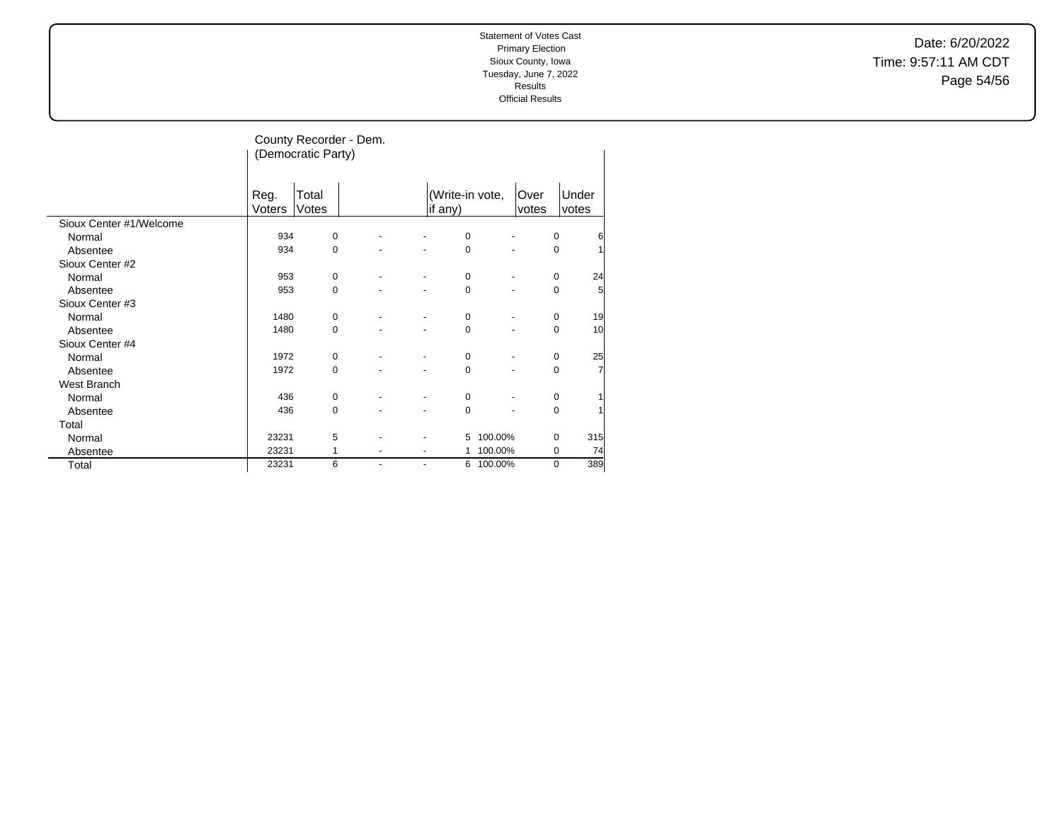Statement of Votes Cast
Primary Election
Sioux County, Iowa
Tuesday, June 7, 2022
Results
Official Results

Date: 6/20/2022
Time: 9:57:11 AM CDT

## County Recorder - Dem. (Democratic Party)

| | Reg. Voters | Total Votes | | | (Write-in vote, if any) | | Over votes | Under votes |
|---|---|---|---|---|---|---|---|---|
| **Sioux Center #1/Welcome** | | | | | | | | |
| Normal | 934 | 0 | - | - | 0 | - | 0 | 6 |
| Absentee | 934 | 0 | - | - | 0 | - | 0 | 1 |
| **Sioux Center #2** | | | | | | | | |
| Normal | 953 | 0 | - | - | 0 | - | 0 | 24 |
| Absentee | 953 | 0 | - | - | 0 | - | 0 | 5 |
| **Sioux Center #3** | | | | | | | | |
| Normal | 1480 | 0 | - | - | 0 | - | 0 | 19 |
| Absentee | 1480 | 0 | - | - | 0 | - | 0 | 10 |
| **Sioux Center #4** | | | | | | | | |
| Normal | 1972 | 0 | - | - | 0 | - | 0 | 25 |
| Absentee | 1972 | 0 | - | - | 0 | - | 0 | 7 |
| **West Branch** | | | | | | | | |
| Normal | 436 | 0 | - | - | 0 | - | 0 | 1 |
| Absentee | 436 | 0 | - | - | 0 | - | 0 | 1 |
| **Total** | | | | | | | | |
| Normal | 23231 | 5 | - | - | 5 | 100.00% | 0 | 315 |
| Absentee | 23231 | 1 | - | - | 1 | 100.00% | 0 | 74 |
| Total | 23231 | 6 | - | - | 6 | 100.00% | 0 | 389 |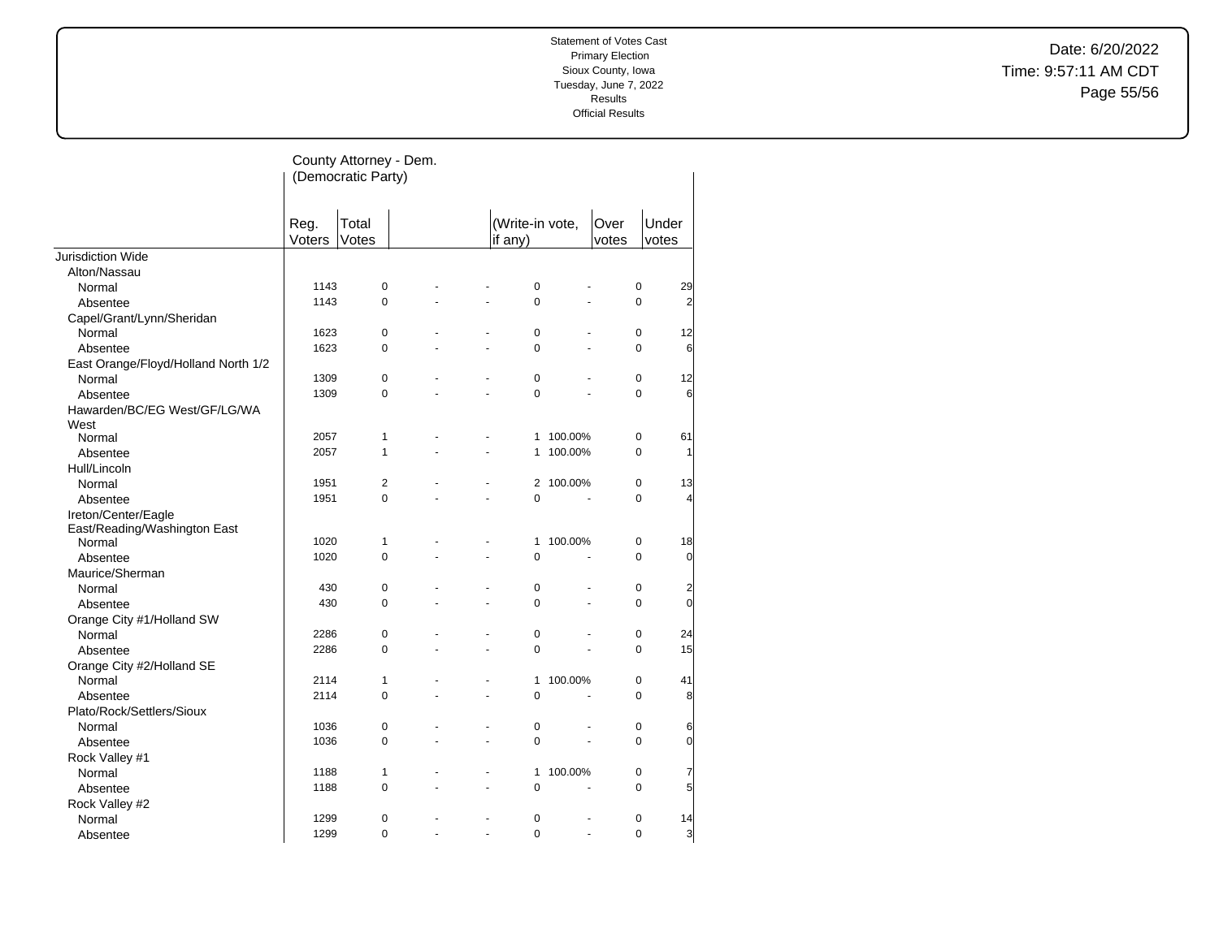Statement of Votes Cast
Primary Election
Sioux County, Iowa
Tuesday, June 7, 2022
Results
Official Results

Date: 6/20/2022
Time: 9:57:11 AM CDT

## County Attorney - Dem. (Democratic Party)

| | Reg. Voters | Total Votes | | | (Write-in vote, if any) | | Over votes | Under votes |
|---|---|---|---|---|---|---|---|---|
| Jurisdiction Wide | | | | | | | | |
| Alton/Nassau | | | | | | | | |
| Normal | 1143 | 0 | - | - | 0 | - | 0 | 29 |
| Absentee | 1143 | 0 | - | - | 0 | - | 0 | 2 |
| Capel/Grant/Lynn/Sheridan | | | | | | | | |
| Normal | 1623 | 0 | - | - | 0 | - | 0 | 12 |
| Absentee | 1623 | 0 | - | - | 0 | - | 0 | 6 |
| East Orange/Floyd/Holland North 1/2 | | | | | | | | |
| Normal | 1309 | 0 | - | - | 0 | - | 0 | 12 |
| Absentee | 1309 | 0 | - | - | 0 | - | 0 | 6 |
| Hawarden/BC/EG West/GF/LG/WA West | | | | | | | | |
| Normal | 2057 | 1 | - | - | 1 | 100.00% | 0 | 61 |
| Absentee | 2057 | 1 | - | - | 1 | 100.00% | 0 | 1 |
| Hull/Lincoln | | | | | | | | |
| Normal | 1951 | 2 | - | - | 2 | 100.00% | 0 | 13 |
| Absentee | 1951 | 0 | - | - | 0 | - | 0 | 4 |
| Ireton/Center/Eagle East/Reading/Washington East | | | | | | | | |
| Normal | 1020 | 1 | - | - | 1 | 100.00% | 0 | 18 |
| Absentee | 1020 | 0 | - | - | 0 | - | 0 | 0 |
| Maurice/Sherman | | | | | | | | |
| Normal | 430 | 0 | - | - | 0 | - | 0 | 2 |
| Absentee | 430 | 0 | - | - | 0 | - | 0 | 0 |
| Orange City #1/Holland SW | | | | | | | | |
| Normal | 2286 | 0 | - | - | 0 | - | 0 | 24 |
| Absentee | 2286 | 0 | - | - | 0 | - | 0 | 15 |
| Orange City #2/Holland SE | | | | | | | | |
| Normal | 2114 | 1 | - | - | 1 | 100.00% | 0 | 41 |
| Absentee | 2114 | 0 | - | - | 0 | - | 0 | 8 |
| Plato/Rock/Settlers/Sioux | | | | | | | | |
| Normal | 1036 | 0 | - | - | 0 | - | 0 | 6 |
| Absentee | 1036 | 0 | - | - | 0 | - | 0 | 0 |
| Rock Valley #1 | | | | | | | | |
| Normal | 1188 | 1 | - | - | 1 | 100.00% | 0 | 7 |
| Absentee | 1188 | 0 | - | - | 0 | - | 0 | 5 |
| Rock Valley #2 | | | | | | | | |
| Normal | 1299 | 0 | - | - | 0 | - | 0 | 14 |
| Absentee | 1299 | 0 | - | - | 0 | - | 0 | 3 |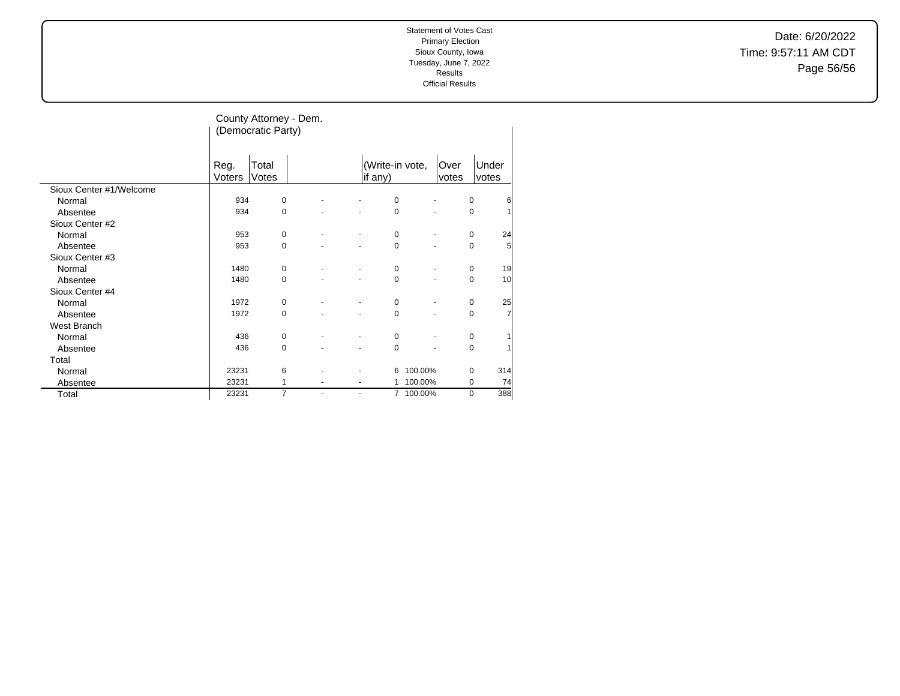Statement of Votes Cast
Primary Election
Sioux County, Iowa
Tuesday, June 7, 2022
Results
Official Results

Date: 6/20/2022
Time: 9:57:11 AM CDT

## County Attorney - Dem. (Democratic Party)

| | Reg. Voters | Total Votes | | | (Write-in vote, if any) | | Over votes | Under votes |
|---|---|---|---|---|---|---|---|---|
| Sioux Center #1/Welcome | | | | | | | | |
| Normal | 934 | 0 | - | - | 0 | - | 0 | 6 |
| Absentee | 934 | 0 | - | - | 0 | - | 0 | 1 |
| Sioux Center #2 | | | | | | | | |
| Normal | 953 | 0 | - | - | 0 | - | 0 | 24 |
| Absentee | 953 | 0 | - | - | 0 | - | 0 | 5 |
| Sioux Center #3 | | | | | | | | |
| Normal | 1480 | 0 | - | - | 0 | - | 0 | 19 |
| Absentee | 1480 | 0 | - | - | 0 | - | 0 | 10 |
| Sioux Center #4 | | | | | | | | |
| Normal | 1972 | 0 | - | - | 0 | - | 0 | 25 |
| Absentee | 1972 | 0 | - | - | 0 | - | 0 | 7 |
| West Branch | | | | | | | | |
| Normal | 436 | 0 | - | - | 0 | - | 0 | 1 |
| Absentee | 436 | 0 | - | - | 0 | - | 0 | 1 |
| Total | | | | | | | | |
| Normal | 23231 | 6 | - | - | 6 | 100.00% | 0 | 314 |
| Absentee | 23231 | 1 | - | - | 1 | 100.00% | 0 | 74 |
| Total | 23231 | 7 | - | - | 7 | 100.00% | 0 | 388 |